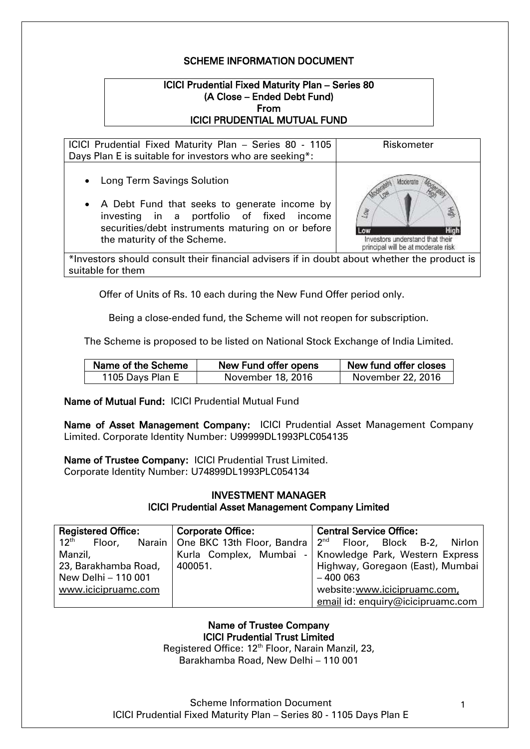# SCHEME INFORMATION DOCUMENT

**ICICI Prudential Fixed Maturity Plan – Series 80**
**(A Close – Ended Debt Fund)**
**From**
**ICICI PRUDENTIAL MUTUAL FUND**

| ICICI Prudential Fixed Maturity Plan – Series 80 - 1105 Days Plan E is suitable for investors who are seeking*: | Riskometer |
|---|---|
| • Long Term Savings Solution<br>• A Debt Fund that seeks to generate income by investing in a portfolio of fixed income securities/debt instruments maturing on or before the maturity of the Scheme. | Investors understand that their principal will be at moderate risk |
| *Investors should consult their financial advisers if in doubt about whether the product is suitable for them | |

Offer of Units of Rs. 10 each during the New Fund Offer period only.

Being a close-ended fund, the Scheme will not reopen for subscription.

The Scheme is proposed to be listed on National Stock Exchange of India Limited.

| Name of the Scheme | New Fund offer opens | New fund offer closes |
|---|---|---|
| 1105 Days Plan E | November 18, 2016 | November 22, 2016 |

**Name of Mutual Fund:** ICICI Prudential Mutual Fund

**Name of Asset Management Company:** ICICI Prudential Asset Management Company Limited. Corporate Identity Number: U99999DL1993PLC054135

**Name of Trustee Company:** ICICI Prudential Trust Limited.
Corporate Identity Number: U74899DL1993PLC054134

## INVESTMENT MANAGER
**ICICI Prudential Asset Management Company Limited**

| Registered Office: | Corporate Office: | Central Service Office: |
|---|---|---|
| 12th Floor, Narain Manzil,<br>23, Barakhamba Road,<br>New Delhi – 110 001<br>www.icicipruamc.com | One BKC 13th Floor, Bandra Kurla Complex, Mumbai - 400051. | 2nd Floor, Block B-2, Nirlon Knowledge Park, Western Express Highway, Goregaon (East), Mumbai – 400 063<br>website:www.icicipruamc.com,<br>email id: enquiry@icicipruamc.com |

**Name of Trustee Company**
**ICICI Prudential Trust Limited**
Registered Office: 12th Floor, Narain Manzil, 23, Barakhamba Road, New Delhi – 110 001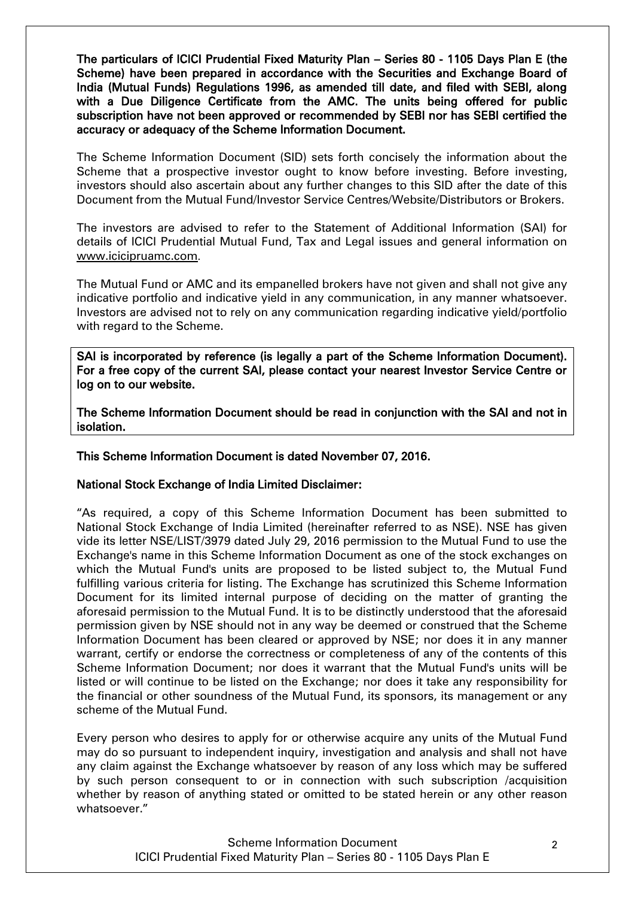**The particulars of ICICI Prudential Fixed Maturity Plan – Series 80 - 1105 Days Plan E (the Scheme) have been prepared in accordance with the Securities and Exchange Board of India (Mutual Funds) Regulations 1996, as amended till date, and filed with SEBI, along with a Due Diligence Certificate from the AMC. The units being offered for public subscription have not been approved or recommended by SEBI nor has SEBI certified the accuracy or adequacy of the Scheme Information Document.**

The Scheme Information Document (SID) sets forth concisely the information about the Scheme that a prospective investor ought to know before investing. Before investing, investors should also ascertain about any further changes to this SID after the date of this Document from the Mutual Fund/Investor Service Centres/Website/Distributors or Brokers.

The investors are advised to refer to the Statement of Additional Information (SAI) for details of ICICI Prudential Mutual Fund, Tax and Legal issues and general information on www.icicipruamc.com.

The Mutual Fund or AMC and its empanelled brokers have not given and shall not give any indicative portfolio and indicative yield in any communication, in any manner whatsoever. Investors are advised not to rely on any communication regarding indicative yield/portfolio with regard to the Scheme.

**SAI is incorporated by reference (is legally a part of the Scheme Information Document). For a free copy of the current SAI, please contact your nearest Investor Service Centre or log on to our website.**

**The Scheme Information Document should be read in conjunction with the SAI and not in isolation.**

**This Scheme Information Document is dated November 07, 2016.**

**National Stock Exchange of India Limited Disclaimer:**

"As required, a copy of this Scheme Information Document has been submitted to National Stock Exchange of India Limited (hereinafter referred to as NSE). NSE has given vide its letter NSE/LIST/3979 dated July 29, 2016 permission to the Mutual Fund to use the Exchange's name in this Scheme Information Document as one of the stock exchanges on which the Mutual Fund's units are proposed to be listed subject to, the Mutual Fund fulfilling various criteria for listing. The Exchange has scrutinized this Scheme Information Document for its limited internal purpose of deciding on the matter of granting the aforesaid permission to the Mutual Fund. It is to be distinctly understood that the aforesaid permission given by NSE should not in any way be deemed or construed that the Scheme Information Document has been cleared or approved by NSE; nor does it in any manner warrant, certify or endorse the correctness or completeness of any of the contents of this Scheme Information Document; nor does it warrant that the Mutual Fund's units will be listed or will continue to be listed on the Exchange; nor does it take any responsibility for the financial or other soundness of the Mutual Fund, its sponsors, its management or any scheme of the Mutual Fund.

Every person who desires to apply for or otherwise acquire any units of the Mutual Fund may do so pursuant to independent inquiry, investigation and analysis and shall not have any claim against the Exchange whatsoever by reason of any loss which may be suffered by such person consequent to or in connection with such subscription /acquisition whether by reason of anything stated or omitted to be stated herein or any other reason whatsoever."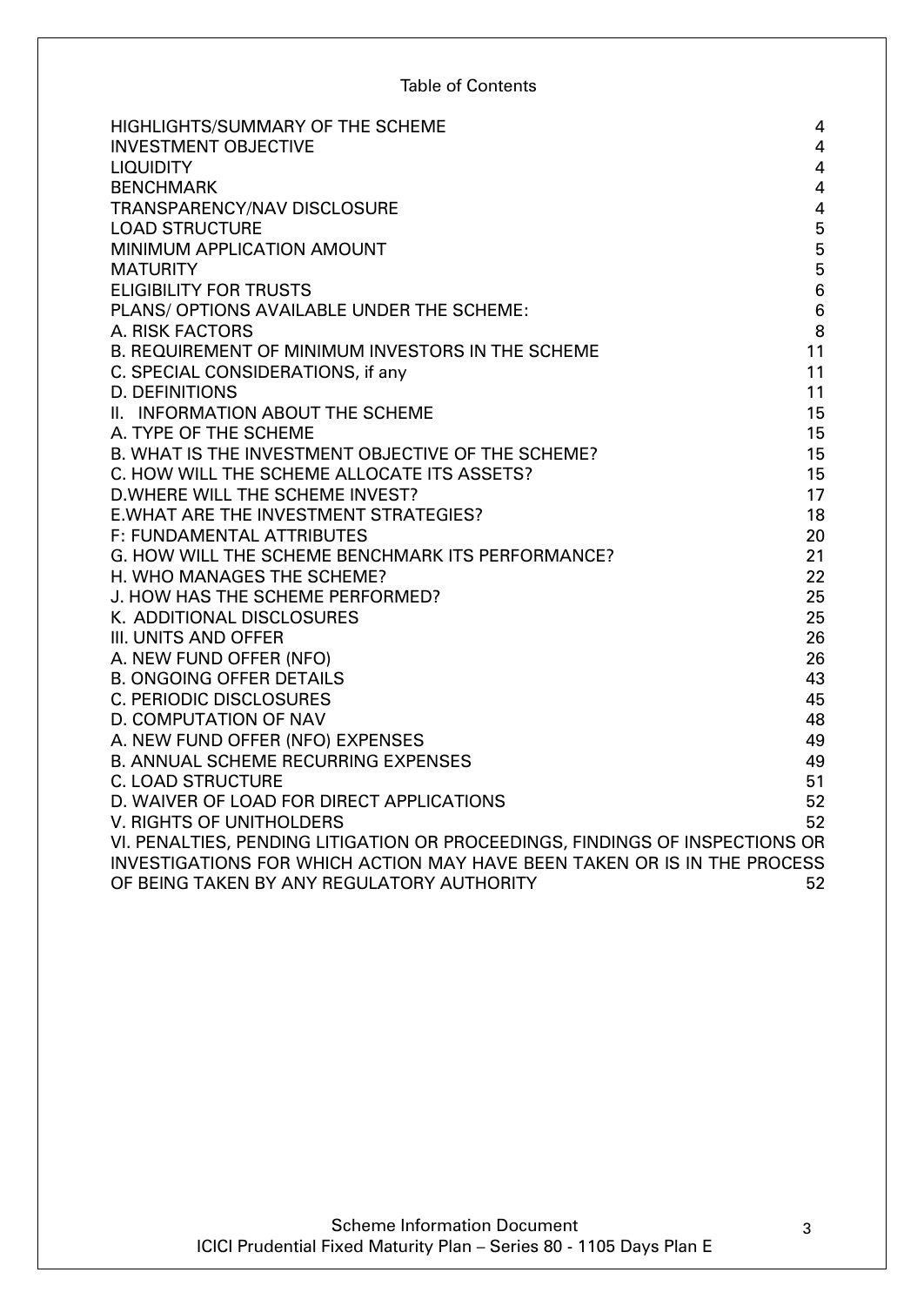Table of Contents

| | |
|---|---|
| HIGHLIGHTS/SUMMARY OF THE SCHEME | 4 |
| INVESTMENT OBJECTIVE | 4 |
| LIQUIDITY | 4 |
| BENCHMARK | 4 |
| TRANSPARENCY/NAV DISCLOSURE | 4 |
| LOAD STRUCTURE | 5 |
| MINIMUM APPLICATION AMOUNT | 5 |
| MATURITY | 5 |
| ELIGIBILITY FOR TRUSTS | 6 |
| PLANS/ OPTIONS AVAILABLE UNDER THE SCHEME: | 6 |
| A. RISK FACTORS | 8 |
| B. REQUIREMENT OF MINIMUM INVESTORS IN THE SCHEME | 11 |
| C. SPECIAL CONSIDERATIONS, if any | 11 |
| D. DEFINITIONS | 11 |
| II. INFORMATION ABOUT THE SCHEME | 15 |
| A. TYPE OF THE SCHEME | 15 |
| B. WHAT IS THE INVESTMENT OBJECTIVE OF THE SCHEME? | 15 |
| C. HOW WILL THE SCHEME ALLOCATE ITS ASSETS? | 15 |
| D.WHERE WILL THE SCHEME INVEST? | 17 |
| E.WHAT ARE THE INVESTMENT STRATEGIES? | 18 |
| F: FUNDAMENTAL ATTRIBUTES | 20 |
| G. HOW WILL THE SCHEME BENCHMARK ITS PERFORMANCE? | 21 |
| H. WHO MANAGES THE SCHEME? | 22 |
| J. HOW HAS THE SCHEME PERFORMED? | 25 |
| K. ADDITIONAL DISCLOSURES | 25 |
| III. UNITS AND OFFER | 26 |
| A. NEW FUND OFFER (NFO) | 26 |
| B. ONGOING OFFER DETAILS | 43 |
| C. PERIODIC DISCLOSURES | 45 |
| D. COMPUTATION OF NAV | 48 |
| A. NEW FUND OFFER (NFO) EXPENSES | 49 |
| B. ANNUAL SCHEME RECURRING EXPENSES | 49 |
| C. LOAD STRUCTURE | 51 |
| D. WAIVER OF LOAD FOR DIRECT APPLICATIONS | 52 |
| V. RIGHTS OF UNITHOLDERS | 52 |
| VI. PENALTIES, PENDING LITIGATION OR PROCEEDINGS, FINDINGS OF INSPECTIONS OR INVESTIGATIONS FOR WHICH ACTION MAY HAVE BEEN TAKEN OR IS IN THE PROCESS OF BEING TAKEN BY ANY REGULATORY AUTHORITY | 52 |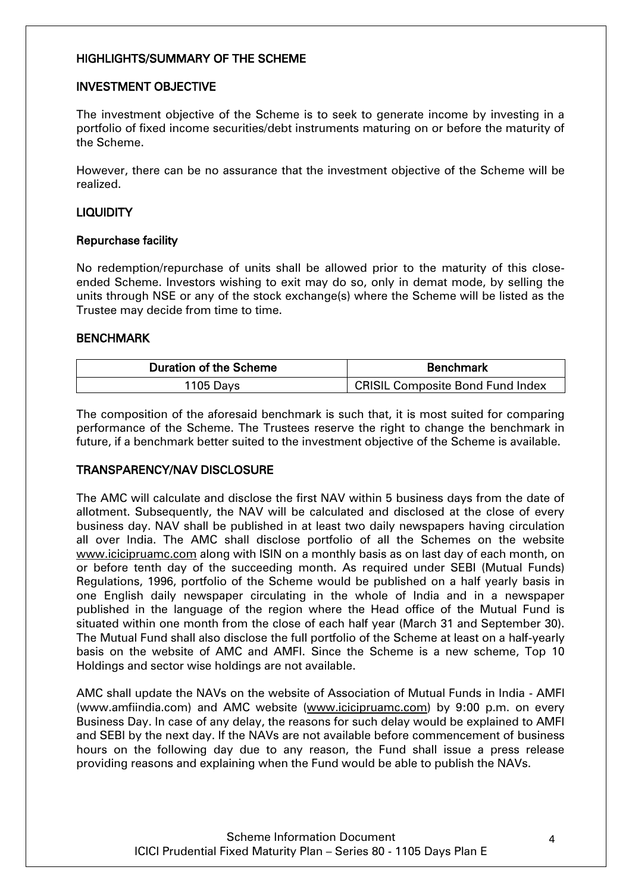## HIGHLIGHTS/SUMMARY OF THE SCHEME

### INVESTMENT OBJECTIVE

The investment objective of the Scheme is to seek to generate income by investing in a portfolio of fixed income securities/debt instruments maturing on or before the maturity of the Scheme.

However, there can be no assurance that the investment objective of the Scheme will be realized.

### LIQUIDITY

#### Repurchase facility

No redemption/repurchase of units shall be allowed prior to the maturity of this close-ended Scheme. Investors wishing to exit may do so, only in demat mode, by selling the units through NSE or any of the stock exchange(s) where the Scheme will be listed as the Trustee may decide from time to time.

### BENCHMARK

| Duration of the Scheme | Benchmark |
|---|---|
| 1105 Days | CRISIL Composite Bond Fund Index |

The composition of the aforesaid benchmark is such that, it is most suited for comparing performance of the Scheme. The Trustees reserve the right to change the benchmark in future, if a benchmark better suited to the investment objective of the Scheme is available.

### TRANSPARENCY/NAV DISCLOSURE

The AMC will calculate and disclose the first NAV within 5 business days from the date of allotment. Subsequently, the NAV will be calculated and disclosed at the close of every business day. NAV shall be published in at least two daily newspapers having circulation all over India. The AMC shall disclose portfolio of all the Schemes on the website www.icicipruamc.com along with ISIN on a monthly basis as on last day of each month, on or before tenth day of the succeeding month. As required under SEBI (Mutual Funds) Regulations, 1996, portfolio of the Scheme would be published on a half yearly basis in one English daily newspaper circulating in the whole of India and in a newspaper published in the language of the region where the Head office of the Mutual Fund is situated within one month from the close of each half year (March 31 and September 30). The Mutual Fund shall also disclose the full portfolio of the Scheme at least on a half-yearly basis on the website of AMC and AMFI. Since the Scheme is a new scheme, Top 10 Holdings and sector wise holdings are not available.

AMC shall update the NAVs on the website of Association of Mutual Funds in India - AMFI (www.amfiindia.com) and AMC website (www.icicipruamc.com) by 9:00 p.m. on every Business Day. In case of any delay, the reasons for such delay would be explained to AMFI and SEBI by the next day. If the NAVs are not available before commencement of business hours on the following day due to any reason, the Fund shall issue a press release providing reasons and explaining when the Fund would be able to publish the NAVs.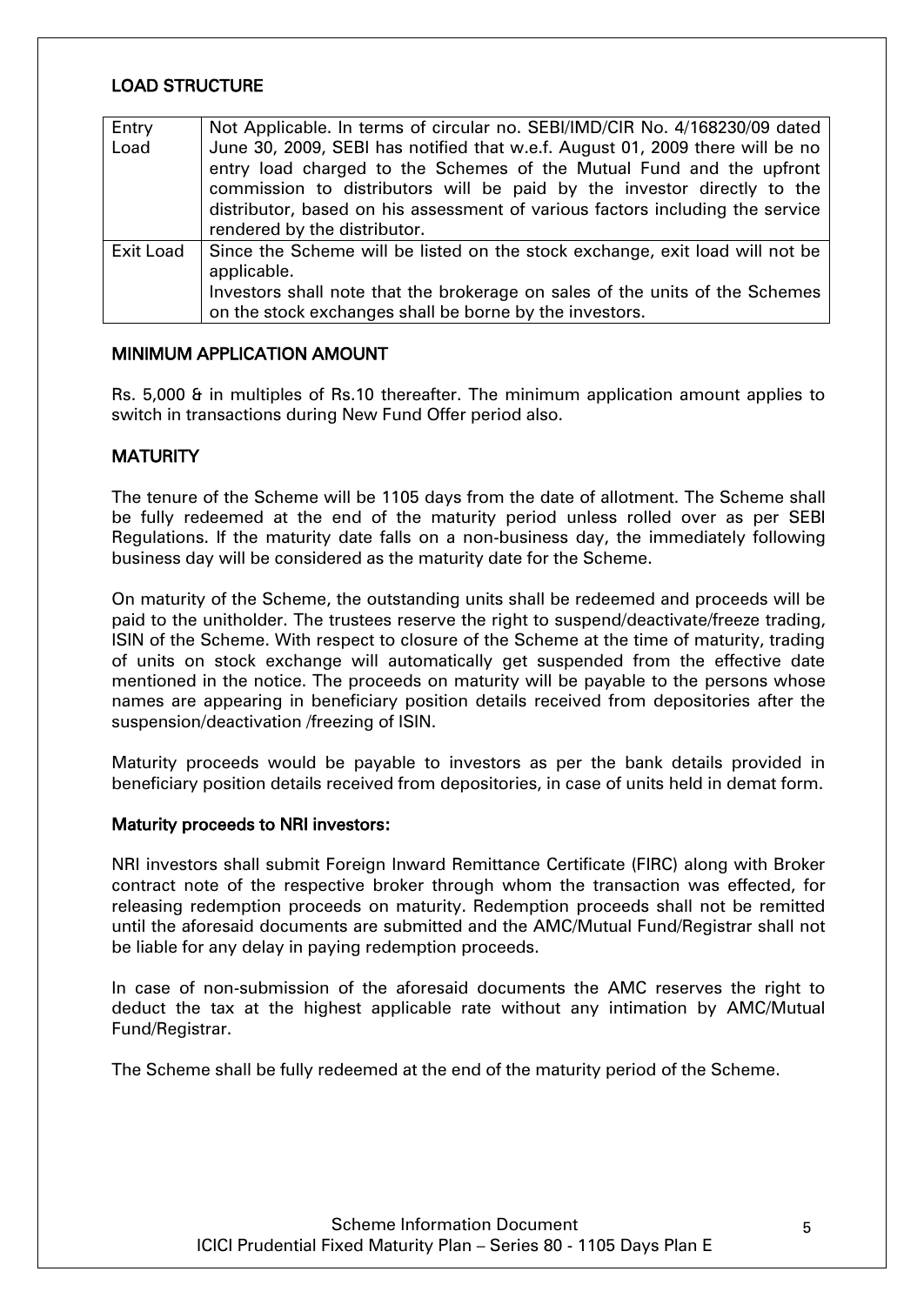## LOAD STRUCTURE

| | |
|---|---|
| Entry Load | Not Applicable. In terms of circular no. SEBI/IMD/CIR No. 4/168230/09 dated June 30, 2009, SEBI has notified that w.e.f. August 01, 2009 there will be no entry load charged to the Schemes of the Mutual Fund and the upfront commission to distributors will be paid by the investor directly to the distributor, based on his assessment of various factors including the service rendered by the distributor. |
| Exit Load | Since the Scheme will be listed on the stock exchange, exit load will not be applicable.<br>Investors shall note that the brokerage on sales of the units of the Schemes on the stock exchanges shall be borne by the investors. |

## MINIMUM APPLICATION AMOUNT

Rs. 5,000 & in multiples of Rs.10 thereafter. The minimum application amount applies to switch in transactions during New Fund Offer period also.

## MATURITY

The tenure of the Scheme will be 1105 days from the date of allotment. The Scheme shall be fully redeemed at the end of the maturity period unless rolled over as per SEBI Regulations. If the maturity date falls on a non-business day, the immediately following business day will be considered as the maturity date for the Scheme.

On maturity of the Scheme, the outstanding units shall be redeemed and proceeds will be paid to the unitholder. The trustees reserve the right to suspend/deactivate/freeze trading, ISIN of the Scheme. With respect to closure of the Scheme at the time of maturity, trading of units on stock exchange will automatically get suspended from the effective date mentioned in the notice. The proceeds on maturity will be payable to the persons whose names are appearing in beneficiary position details received from depositories after the suspension/deactivation /freezing of ISIN.

Maturity proceeds would be payable to investors as per the bank details provided in beneficiary position details received from depositories, in case of units held in demat form.

### Maturity proceeds to NRI investors:

NRI investors shall submit Foreign Inward Remittance Certificate (FIRC) along with Broker contract note of the respective broker through whom the transaction was effected, for releasing redemption proceeds on maturity. Redemption proceeds shall not be remitted until the aforesaid documents are submitted and the AMC/Mutual Fund/Registrar shall not be liable for any delay in paying redemption proceeds.

In case of non-submission of the aforesaid documents the AMC reserves the right to deduct the tax at the highest applicable rate without any intimation by AMC/Mutual Fund/Registrar.

The Scheme shall be fully redeemed at the end of the maturity period of the Scheme.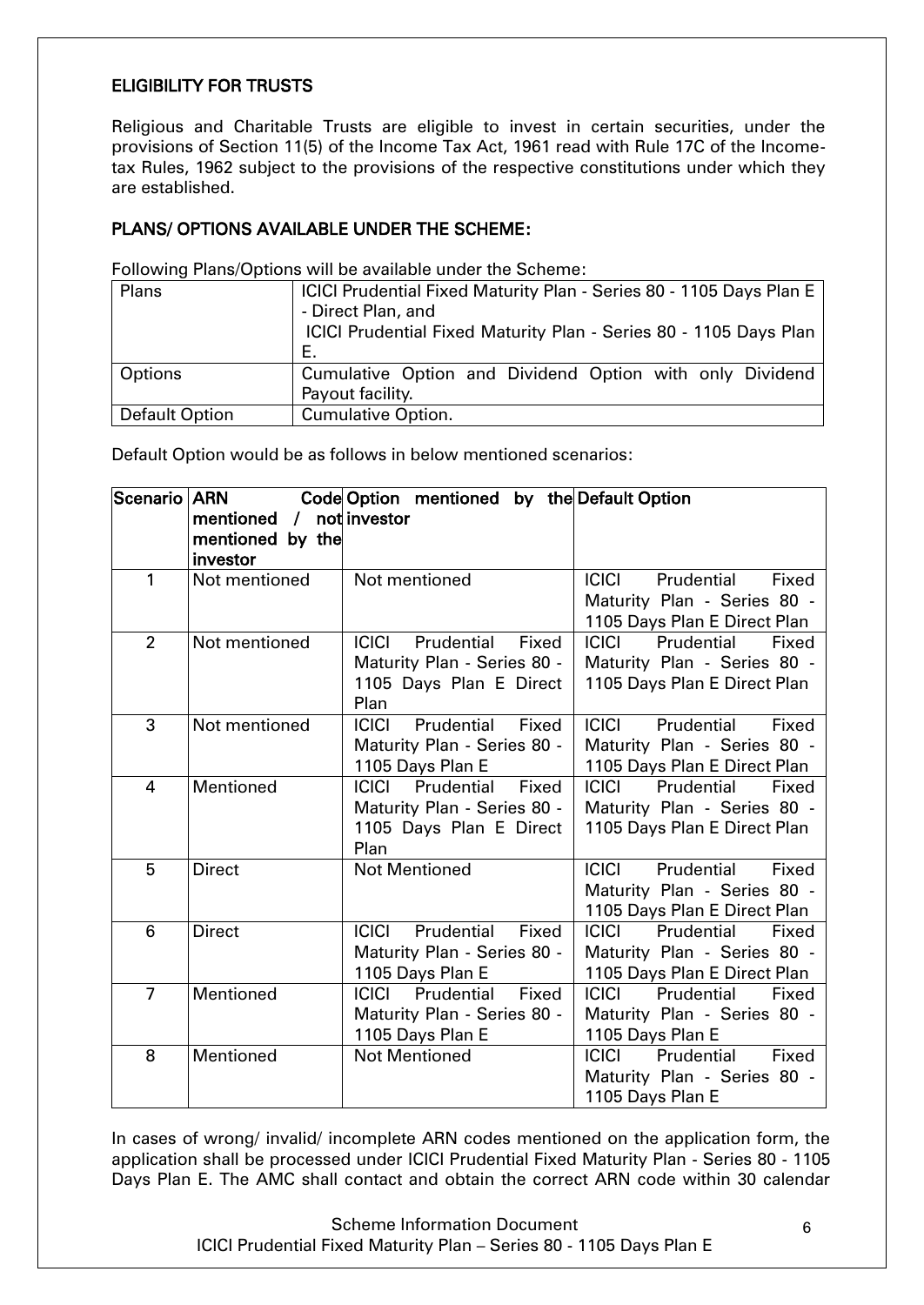## ELIGIBILITY FOR TRUSTS

Religious and Charitable Trusts are eligible to invest in certain securities, under the provisions of Section 11(5) of the Income Tax Act, 1961 read with Rule 17C of the Income-tax Rules, 1962 subject to the provisions of the respective constitutions under which they are established.

## PLANS/ OPTIONS AVAILABLE UNDER THE SCHEME:

Following Plans/Options will be available under the Scheme:

| Plans | ICICI Prudential Fixed Maturity Plan - Series 80 - 1105 Days Plan E - Direct Plan, and ICICI Prudential Fixed Maturity Plan - Series 80 - 1105 Days Plan E. |
|---|---|
| Options | Cumulative Option and Dividend Option with only Dividend Payout facility. |
| Default Option | Cumulative Option. |

Default Option would be as follows in below mentioned scenarios:

| Scenario | ARN Code mentioned / not mentioned by the investor | Option mentioned by the investor | Default Option |
|---|---|---|---|
| 1 | Not mentioned | Not mentioned | ICICI Prudential Fixed Maturity Plan - Series 80 - 1105 Days Plan E Direct Plan |
| 2 | Not mentioned | ICICI Prudential Fixed Maturity Plan - Series 80 - 1105 Days Plan E Direct Plan | ICICI Prudential Fixed Maturity Plan - Series 80 - 1105 Days Plan E Direct Plan |
| 3 | Not mentioned | ICICI Prudential Fixed Maturity Plan - Series 80 - 1105 Days Plan E | ICICI Prudential Fixed Maturity Plan - Series 80 - 1105 Days Plan E Direct Plan |
| 4 | Mentioned | ICICI Prudential Fixed Maturity Plan - Series 80 - 1105 Days Plan E Direct Plan | ICICI Prudential Fixed Maturity Plan - Series 80 - 1105 Days Plan E Direct Plan |
| 5 | Direct | Not Mentioned | ICICI Prudential Fixed Maturity Plan - Series 80 - 1105 Days Plan E Direct Plan |
| 6 | Direct | ICICI Prudential Fixed Maturity Plan - Series 80 - 1105 Days Plan E | ICICI Prudential Fixed Maturity Plan - Series 80 - 1105 Days Plan E Direct Plan |
| 7 | Mentioned | ICICI Prudential Fixed Maturity Plan - Series 80 - 1105 Days Plan E | ICICI Prudential Fixed Maturity Plan - Series 80 - 1105 Days Plan E |
| 8 | Mentioned | Not Mentioned | ICICI Prudential Fixed Maturity Plan - Series 80 - 1105 Days Plan E |

In cases of wrong/ invalid/ incomplete ARN codes mentioned on the application form, the application shall be processed under ICICI Prudential Fixed Maturity Plan - Series 80 - 1105 Days Plan E. The AMC shall contact and obtain the correct ARN code within 30 calendar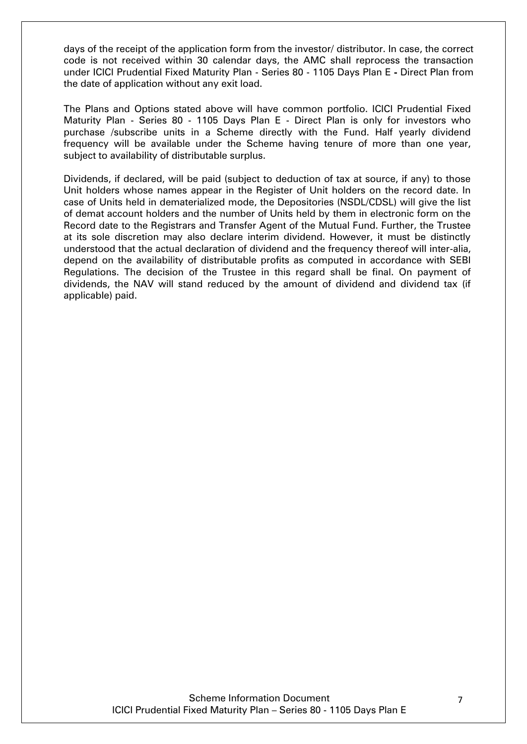days of the receipt of the application form from the investor/ distributor. In case, the correct code is not received within 30 calendar days, the AMC shall reprocess the transaction under ICICI Prudential Fixed Maturity Plan - Series 80 - 1105 Days Plan E **-** Direct Plan from the date of application without any exit load.

The Plans and Options stated above will have common portfolio. ICICI Prudential Fixed Maturity Plan - Series 80 - 1105 Days Plan E - Direct Plan is only for investors who purchase /subscribe units in a Scheme directly with the Fund. Half yearly dividend frequency will be available under the Scheme having tenure of more than one year, subject to availability of distributable surplus.

Dividends, if declared, will be paid (subject to deduction of tax at source, if any) to those Unit holders whose names appear in the Register of Unit holders on the record date. In case of Units held in dematerialized mode, the Depositories (NSDL/CDSL) will give the list of demat account holders and the number of Units held by them in electronic form on the Record date to the Registrars and Transfer Agent of the Mutual Fund. Further, the Trustee at its sole discretion may also declare interim dividend. However, it must be distinctly understood that the actual declaration of dividend and the frequency thereof will inter-alia, depend on the availability of distributable profits as computed in accordance with SEBI Regulations. The decision of the Trustee in this regard shall be final. On payment of dividends, the NAV will stand reduced by the amount of dividend and dividend tax (if applicable) paid.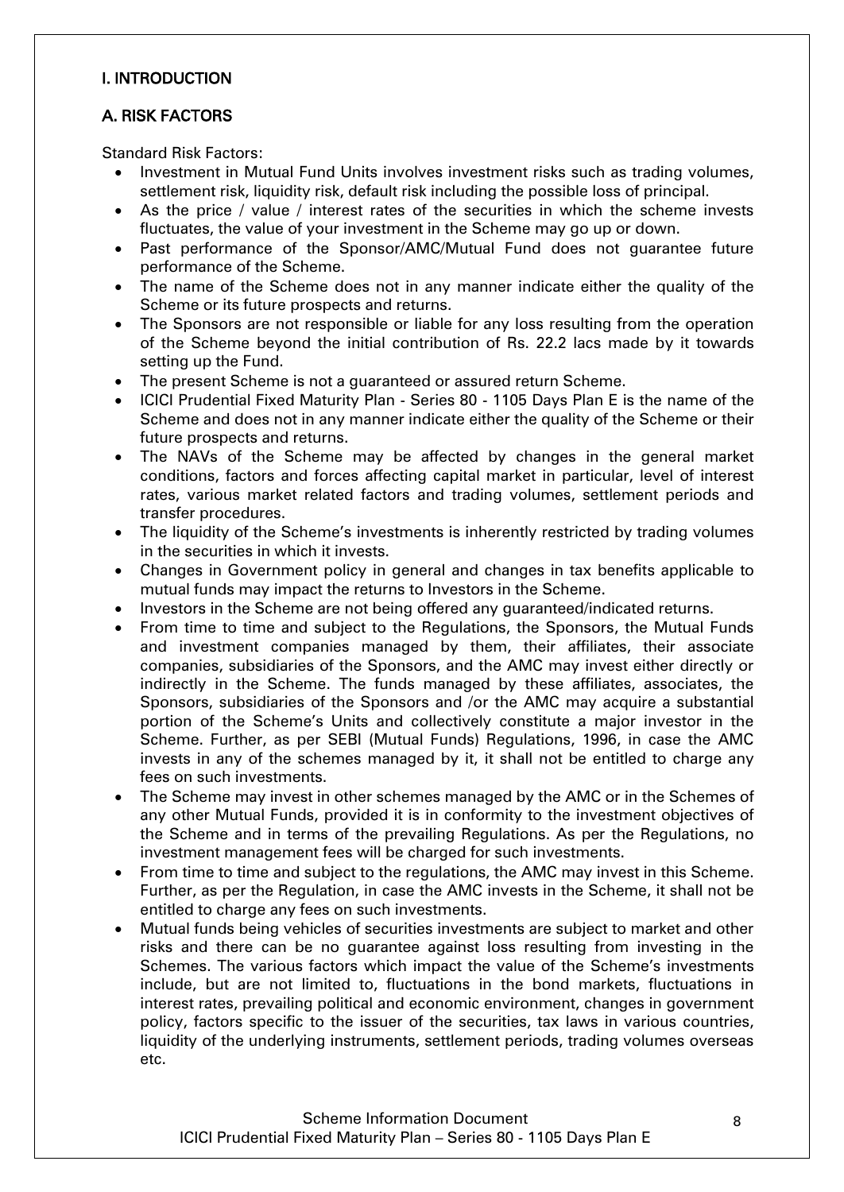## I. INTRODUCTION

## A. RISK FACTORS

Standard Risk Factors:

- Investment in Mutual Fund Units involves investment risks such as trading volumes, settlement risk, liquidity risk, default risk including the possible loss of principal.
- As the price / value / interest rates of the securities in which the scheme invests fluctuates, the value of your investment in the Scheme may go up or down.
- Past performance of the Sponsor/AMC/Mutual Fund does not guarantee future performance of the Scheme.
- The name of the Scheme does not in any manner indicate either the quality of the Scheme or its future prospects and returns.
- The Sponsors are not responsible or liable for any loss resulting from the operation of the Scheme beyond the initial contribution of Rs. 22.2 lacs made by it towards setting up the Fund.
- The present Scheme is not a guaranteed or assured return Scheme.
- ICICI Prudential Fixed Maturity Plan - Series 80 - 1105 Days Plan E is the name of the Scheme and does not in any manner indicate either the quality of the Scheme or their future prospects and returns.
- The NAVs of the Scheme may be affected by changes in the general market conditions, factors and forces affecting capital market in particular, level of interest rates, various market related factors and trading volumes, settlement periods and transfer procedures.
- The liquidity of the Scheme's investments is inherently restricted by trading volumes in the securities in which it invests.
- Changes in Government policy in general and changes in tax benefits applicable to mutual funds may impact the returns to Investors in the Scheme.
- Investors in the Scheme are not being offered any guaranteed/indicated returns.
- From time to time and subject to the Regulations, the Sponsors, the Mutual Funds and investment companies managed by them, their affiliates, their associate companies, subsidiaries of the Sponsors, and the AMC may invest either directly or indirectly in the Scheme. The funds managed by these affiliates, associates, the Sponsors, subsidiaries of the Sponsors and /or the AMC may acquire a substantial portion of the Scheme's Units and collectively constitute a major investor in the Scheme. Further, as per SEBI (Mutual Funds) Regulations, 1996, in case the AMC invests in any of the schemes managed by it, it shall not be entitled to charge any fees on such investments.
- The Scheme may invest in other schemes managed by the AMC or in the Schemes of any other Mutual Funds, provided it is in conformity to the investment objectives of the Scheme and in terms of the prevailing Regulations. As per the Regulations, no investment management fees will be charged for such investments.
- From time to time and subject to the regulations, the AMC may invest in this Scheme. Further, as per the Regulation, in case the AMC invests in the Scheme, it shall not be entitled to charge any fees on such investments.
- Mutual funds being vehicles of securities investments are subject to market and other risks and there can be no guarantee against loss resulting from investing in the Schemes. The various factors which impact the value of the Scheme's investments include, but are not limited to, fluctuations in the bond markets, fluctuations in interest rates, prevailing political and economic environment, changes in government policy, factors specific to the issuer of the securities, tax laws in various countries, liquidity of the underlying instruments, settlement periods, trading volumes overseas etc.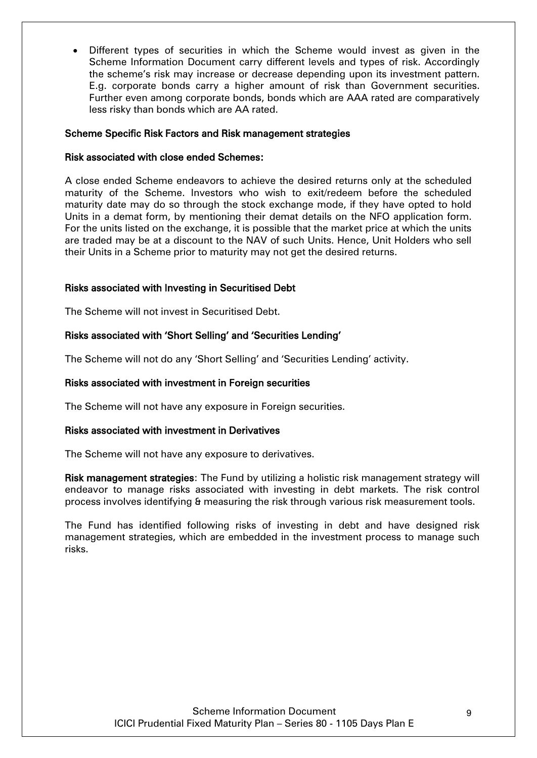- Different types of securities in which the Scheme would invest as given in the Scheme Information Document carry different levels and types of risk. Accordingly the scheme's risk may increase or decrease depending upon its investment pattern. E.g. corporate bonds carry a higher amount of risk than Government securities. Further even among corporate bonds, bonds which are AAA rated are comparatively less risky than bonds which are AA rated.

**Scheme Specific Risk Factors and Risk management strategies**

**Risk associated with close ended Schemes:**

A close ended Scheme endeavors to achieve the desired returns only at the scheduled maturity of the Scheme. Investors who wish to exit/redeem before the scheduled maturity date may do so through the stock exchange mode, if they have opted to hold Units in a demat form, by mentioning their demat details on the NFO application form. For the units listed on the exchange, it is possible that the market price at which the units are traded may be at a discount to the NAV of such Units. Hence, Unit Holders who sell their Units in a Scheme prior to maturity may not get the desired returns.

**Risks associated with Investing in Securitised Debt**

The Scheme will not invest in Securitised Debt.

**Risks associated with 'Short Selling' and 'Securities Lending'**

The Scheme will not do any 'Short Selling' and 'Securities Lending' activity.

**Risks associated with investment in Foreign securities**

The Scheme will not have any exposure in Foreign securities.

**Risks associated with investment in Derivatives**

The Scheme will not have any exposure to derivatives.

**Risk management strategies**: The Fund by utilizing a holistic risk management strategy will endeavor to manage risks associated with investing in debt markets. The risk control process involves identifying & measuring the risk through various risk measurement tools.

The Fund has identified following risks of investing in debt and have designed risk management strategies, which are embedded in the investment process to manage such risks.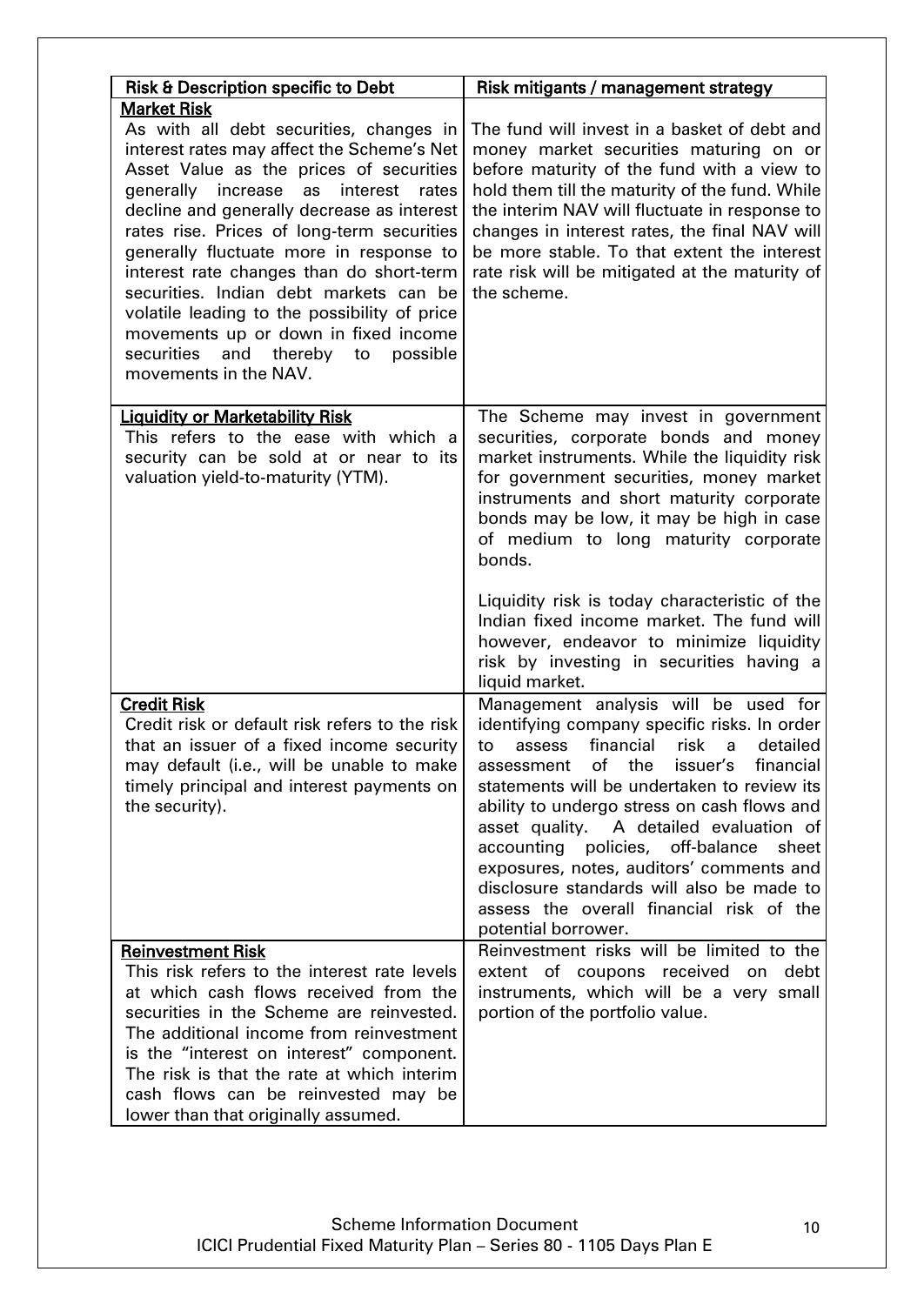| Risk & Description specific to Debt | Risk mitigants / management strategy |
|---|---|
| **Market Risk**<br>As with all debt securities, changes in interest rates may affect the Scheme's Net Asset Value as the prices of securities generally increase as interest rates decline and generally decrease as interest rates rise. Prices of long-term securities generally fluctuate more in response to interest rate changes than do short-term securities. Indian debt markets can be volatile leading to the possibility of price movements up or down in fixed income securities and thereby to possible movements in the NAV. | The fund will invest in a basket of debt and money market securities maturing on or before maturity of the fund with a view to hold them till the maturity of the fund. While the interim NAV will fluctuate in response to changes in interest rates, the final NAV will be more stable. To that extent the interest rate risk will be mitigated at the maturity of the scheme. |
| **Liquidity or Marketability Risk**<br>This refers to the ease with which a security can be sold at or near to its valuation yield-to-maturity (YTM). | The Scheme may invest in government securities, corporate bonds and money market instruments. While the liquidity risk for government securities, money market instruments and short maturity corporate bonds may be low, it may be high in case of medium to long maturity corporate bonds.<br><br>Liquidity risk is today characteristic of the Indian fixed income market. The fund will however, endeavor to minimize liquidity risk by investing in securities having a liquid market. |
| **Credit Risk**<br>Credit risk or default risk refers to the risk that an issuer of a fixed income security may default (i.e., will be unable to make timely principal and interest payments on the security). | Management analysis will be used for identifying company specific risks. In order to assess financial risk a detailed assessment of the issuer's financial statements will be undertaken to review its ability to undergo stress on cash flows and asset quality. A detailed evaluation of accounting policies, off-balance sheet exposures, notes, auditors' comments and disclosure standards will also be made to assess the overall financial risk of the potential borrower. |
| **Reinvestment Risk**<br>This risk refers to the interest rate levels at which cash flows received from the securities in the Scheme are reinvested. The additional income from reinvestment is the "interest on interest" component. The risk is that the rate at which interim cash flows can be reinvested may be lower than that originally assumed. | Reinvestment risks will be limited to the extent of coupons received on debt instruments, which will be a very small portion of the portfolio value. |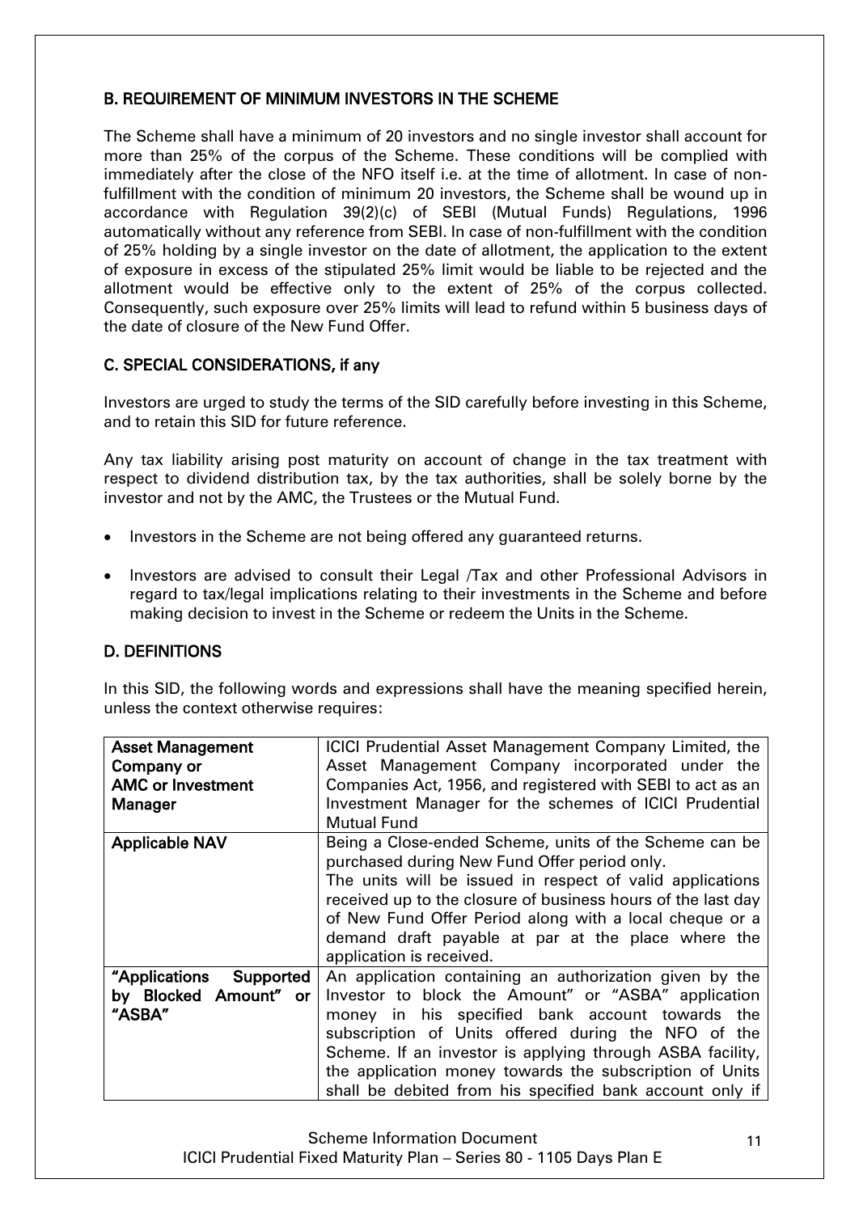## B. REQUIREMENT OF MINIMUM INVESTORS IN THE SCHEME

The Scheme shall have a minimum of 20 investors and no single investor shall account for more than 25% of the corpus of the Scheme. These conditions will be complied with immediately after the close of the NFO itself i.e. at the time of allotment. In case of non-fulfillment with the condition of minimum 20 investors, the Scheme shall be wound up in accordance with Regulation 39(2)(c) of SEBI (Mutual Funds) Regulations, 1996 automatically without any reference from SEBI. In case of non-fulfillment with the condition of 25% holding by a single investor on the date of allotment, the application to the extent of exposure in excess of the stipulated 25% limit would be liable to be rejected and the allotment would be effective only to the extent of 25% of the corpus collected. Consequently, such exposure over 25% limits will lead to refund within 5 business days of the date of closure of the New Fund Offer.

## C. SPECIAL CONSIDERATIONS, if any

Investors are urged to study the terms of the SID carefully before investing in this Scheme, and to retain this SID for future reference.

Any tax liability arising post maturity on account of change in the tax treatment with respect to dividend distribution tax, by the tax authorities, shall be solely borne by the investor and not by the AMC, the Trustees or the Mutual Fund.

- Investors in the Scheme are not being offered any guaranteed returns.
- Investors are advised to consult their Legal /Tax and other Professional Advisors in regard to tax/legal implications relating to their investments in the Scheme and before making decision to invest in the Scheme or redeem the Units in the Scheme.

## D. DEFINITIONS

In this SID, the following words and expressions shall have the meaning specified herein, unless the context otherwise requires:

| Term | Definition |
|---|---|
| **Asset Management Company or AMC or Investment Manager** | ICICI Prudential Asset Management Company Limited, the Asset Management Company incorporated under the Companies Act, 1956, and registered with SEBI to act as an Investment Manager for the schemes of ICICI Prudential Mutual Fund |
| **Applicable NAV** | Being a Close-ended Scheme, units of the Scheme can be purchased during New Fund Offer period only.<br>The units will be issued in respect of valid applications received up to the closure of business hours of the last day of New Fund Offer Period along with a local cheque or a demand draft payable at par at the place where the application is received. |
| **"Applications Supported by Blocked Amount" or "ASBA"** | An application containing an authorization given by the Investor to block the Amount" or "ASBA" application money in his specified bank account towards the subscription of Units offered during the NFO of the Scheme. If an investor is applying through ASBA facility, the application money towards the subscription of Units shall be debited from his specified bank account only if |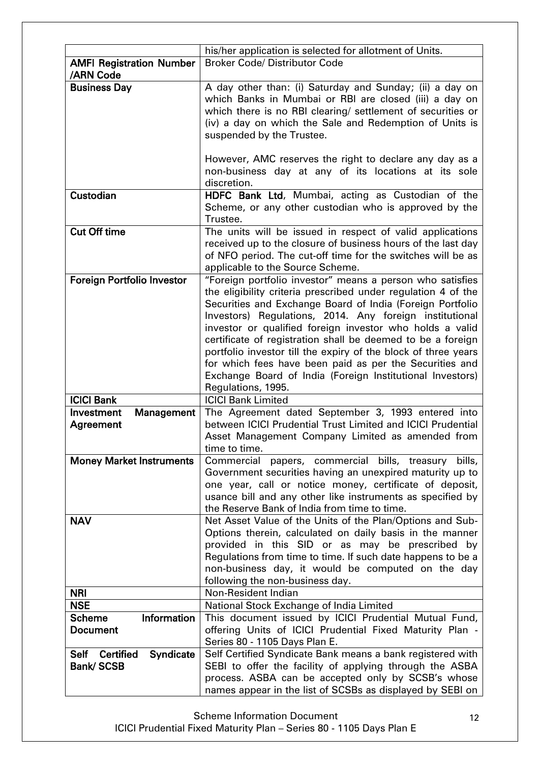| | |
|---|---|
| | his/her application is selected for allotment of Units. |
| **AMFI Registration Number /ARN Code** | Broker Code/ Distributor Code |
| **Business Day** | A day other than: (i) Saturday and Sunday; (ii) a day on which Banks in Mumbai or RBI are closed (iii) a day on which there is no RBI clearing/ settlement of securities or (iv) a day on which the Sale and Redemption of Units is suspended by the Trustee.<br><br>However, AMC reserves the right to declare any day as a non-business day at any of its locations at its sole discretion. |
| **Custodian** | **HDFC Bank Ltd**, Mumbai, acting as Custodian of the Scheme, or any other custodian who is approved by the Trustee. |
| **Cut Off time** | The units will be issued in respect of valid applications received up to the closure of business hours of the last day of NFO period. The cut-off time for the switches will be as applicable to the Source Scheme. |
| **Foreign Portfolio Investor** | "Foreign portfolio investor" means a person who satisfies the eligibility criteria prescribed under regulation 4 of the Securities and Exchange Board of India (Foreign Portfolio Investors) Regulations, 2014. Any foreign institutional investor or qualified foreign investor who holds a valid certificate of registration shall be deemed to be a foreign portfolio investor till the expiry of the block of three years for which fees have been paid as per the Securities and Exchange Board of India (Foreign Institutional Investors) Regulations, 1995. |
| **ICICI Bank** | ICICI Bank Limited |
| **Investment Management Agreement** | The Agreement dated September 3, 1993 entered into between ICICI Prudential Trust Limited and ICICI Prudential Asset Management Company Limited as amended from time to time. |
| **Money Market Instruments** | Commercial papers, commercial bills, treasury bills, Government securities having an unexpired maturity up to one year, call or notice money, certificate of deposit, usance bill and any other like instruments as specified by the Reserve Bank of India from time to time. |
| **NAV** | Net Asset Value of the Units of the Plan/Options and Sub-Options therein, calculated on daily basis in the manner provided in this SID or as may be prescribed by Regulations from time to time. If such date happens to be a non-business day, it would be computed on the day following the non-business day. |
| **NRI** | Non-Resident Indian |
| **NSE** | National Stock Exchange of India Limited |
| **Scheme Information Document** | This document issued by ICICI Prudential Mutual Fund, offering Units of ICICI Prudential Fixed Maturity Plan - Series 80 - 1105 Days Plan E. |
| **Self Certified Syndicate Bank/ SCSB** | Self Certified Syndicate Bank means a bank registered with SEBI to offer the facility of applying through the ASBA process. ASBA can be accepted only by SCSB's whose names appear in the list of SCSBs as displayed by SEBI on |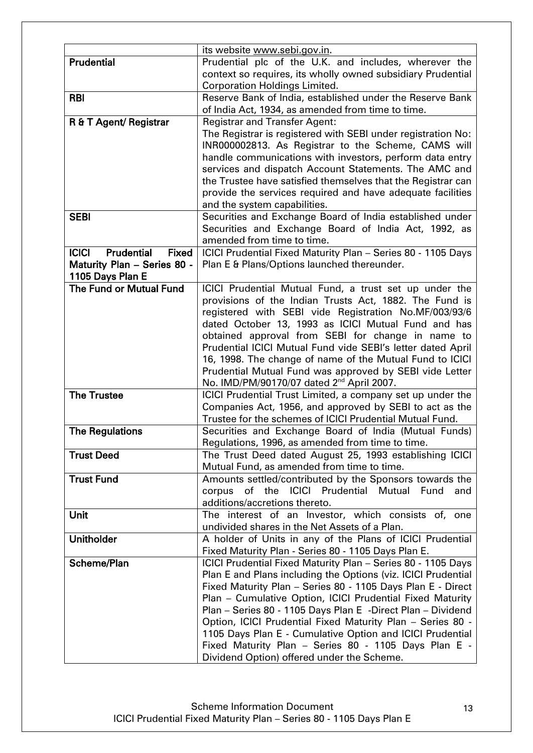| | |
|---|---|
| | its website www.sebi.gov.in. |
| **Prudential** | Prudential plc of the U.K. and includes, wherever the context so requires, its wholly owned subsidiary Prudential Corporation Holdings Limited. |
| **RBI** | Reserve Bank of India, established under the Reserve Bank of India Act, 1934, as amended from time to time. |
| **R & T Agent/ Registrar** | Registrar and Transfer Agent:<br>The Registrar is registered with SEBI under registration No: INR000002813. As Registrar to the Scheme, CAMS will handle communications with investors, perform data entry services and dispatch Account Statements. The AMC and the Trustee have satisfied themselves that the Registrar can provide the services required and have adequate facilities and the system capabilities. |
| **SEBI** | Securities and Exchange Board of India established under Securities and Exchange Board of India Act, 1992, as amended from time to time. |
| **ICICI Prudential Fixed Maturity Plan – Series 80 - 1105 Days Plan E** | ICICI Prudential Fixed Maturity Plan – Series 80 - 1105 Days Plan E & Plans/Options launched thereunder. |
| **The Fund or Mutual Fund** | ICICI Prudential Mutual Fund, a trust set up under the provisions of the Indian Trusts Act, 1882. The Fund is registered with SEBI vide Registration No.MF/003/93/6 dated October 13, 1993 as ICICI Mutual Fund and has obtained approval from SEBI for change in name to Prudential ICICI Mutual Fund vide SEBI's letter dated April 16, 1998. The change of name of the Mutual Fund to ICICI Prudential Mutual Fund was approved by SEBI vide Letter No. IMD/PM/90170/07 dated 2nd April 2007. |
| **The Trustee** | ICICI Prudential Trust Limited, a company set up under the Companies Act, 1956, and approved by SEBI to act as the Trustee for the schemes of ICICI Prudential Mutual Fund. |
| **The Regulations** | Securities and Exchange Board of India (Mutual Funds) Regulations, 1996, as amended from time to time. |
| **Trust Deed** | The Trust Deed dated August 25, 1993 establishing ICICI Mutual Fund, as amended from time to time. |
| **Trust Fund** | Amounts settled/contributed by the Sponsors towards the corpus of the ICICI Prudential Mutual Fund and additions/accretions thereto. |
| **Unit** | The interest of an Investor, which consists of, one undivided shares in the Net Assets of a Plan. |
| **Unitholder** | A holder of Units in any of the Plans of ICICI Prudential Fixed Maturity Plan - Series 80 - 1105 Days Plan E. |
| **Scheme/Plan** | ICICI Prudential Fixed Maturity Plan – Series 80 - 1105 Days Plan E and Plans including the Options (viz. ICICI Prudential Fixed Maturity Plan – Series 80 - 1105 Days Plan E - Direct Plan – Cumulative Option, ICICI Prudential Fixed Maturity Plan – Series 80 - 1105 Days Plan E -Direct Plan – Dividend Option, ICICI Prudential Fixed Maturity Plan – Series 80 - 1105 Days Plan E - Cumulative Option and ICICI Prudential Fixed Maturity Plan – Series 80 - 1105 Days Plan E - Dividend Option) offered under the Scheme. |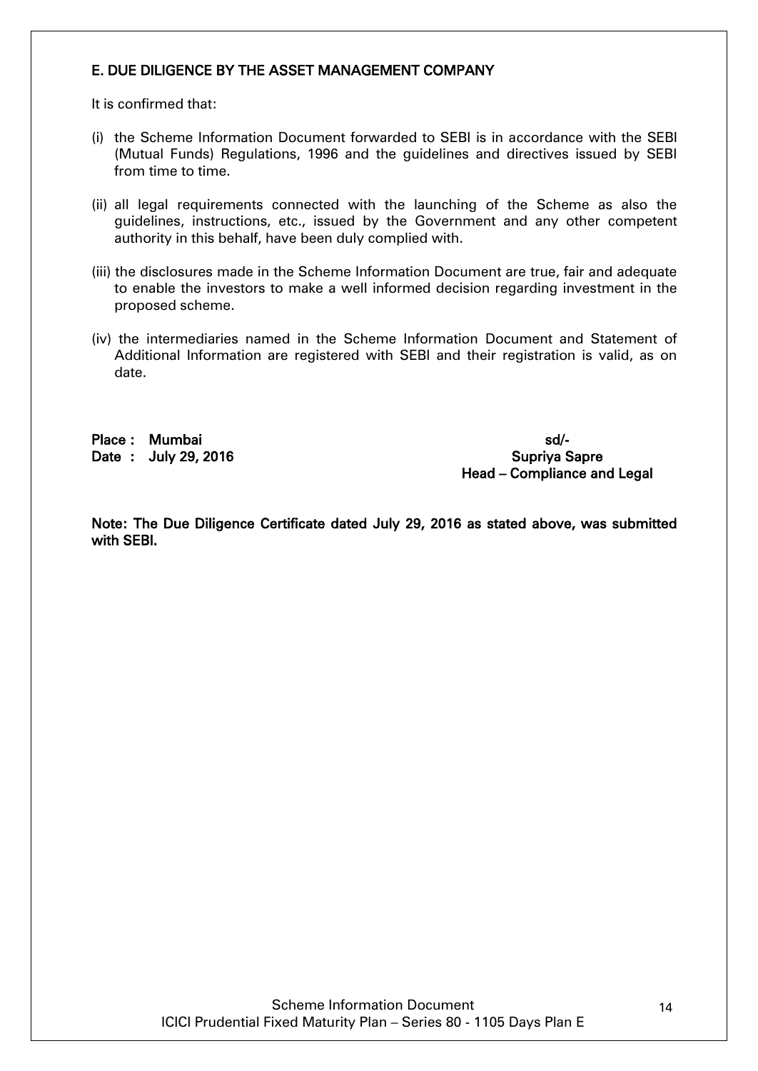## E. DUE DILIGENCE BY THE ASSET MANAGEMENT COMPANY

It is confirmed that:

(i) the Scheme Information Document forwarded to SEBI is in accordance with the SEBI (Mutual Funds) Regulations, 1996 and the guidelines and directives issued by SEBI from time to time.

(ii) all legal requirements connected with the launching of the Scheme as also the guidelines, instructions, etc., issued by the Government and any other competent authority in this behalf, have been duly complied with.

(iii) the disclosures made in the Scheme Information Document are true, fair and adequate to enable the investors to make a well informed decision regarding investment in the proposed scheme.

(iv) the intermediaries named in the Scheme Information Document and Statement of Additional Information are registered with SEBI and their registration is valid, as on date.

**Place : Mumbai**
**Date : July 29, 2016**

**sd/-**
**Supriya Sapre**
**Head – Compliance and Legal**

**Note: The Due Diligence Certificate dated July 29, 2016 as stated above, was submitted with SEBI.**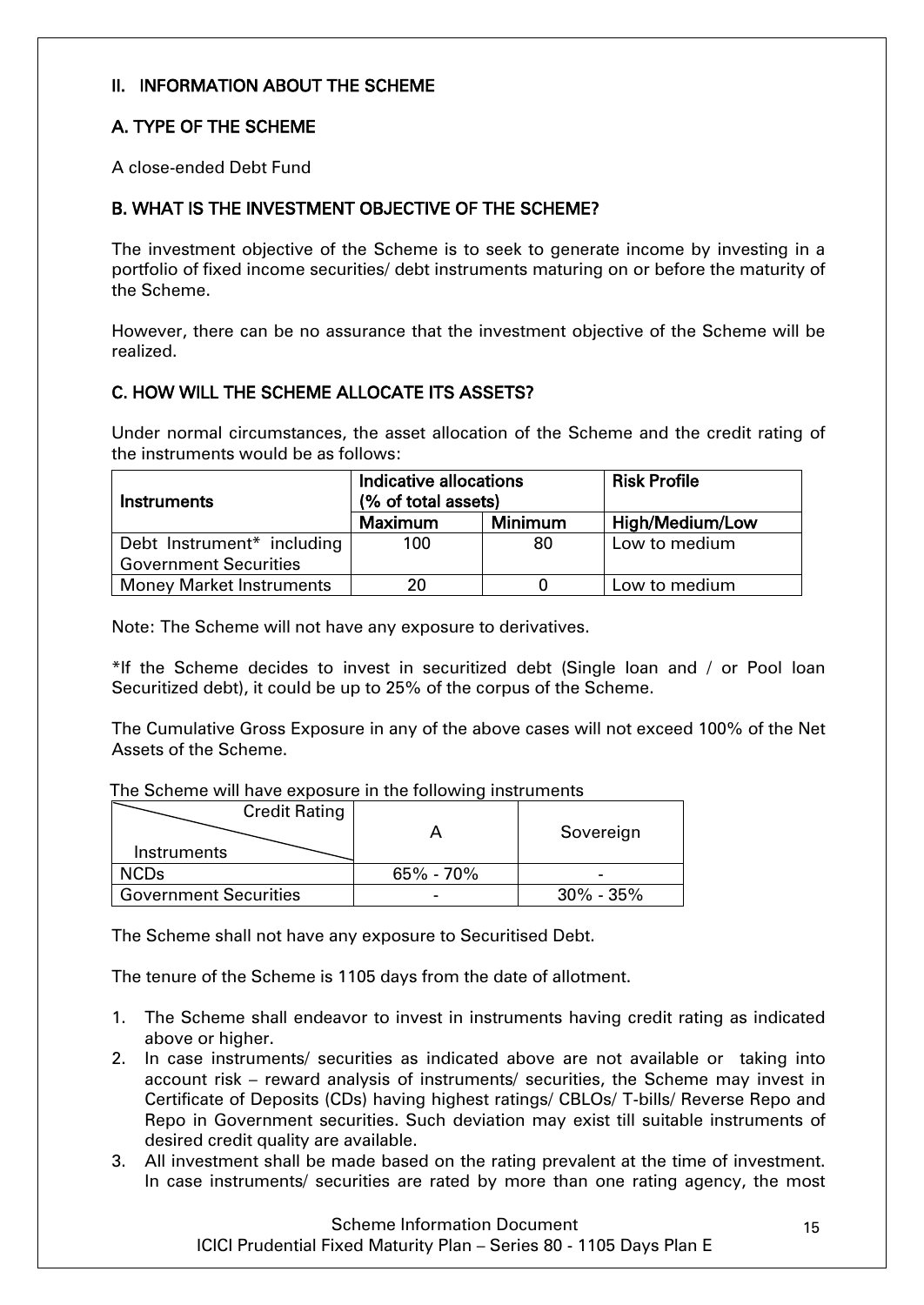## II. INFORMATION ABOUT THE SCHEME

### A. TYPE OF THE SCHEME

A close-ended Debt Fund

### B. WHAT IS THE INVESTMENT OBJECTIVE OF THE SCHEME?

The investment objective of the Scheme is to seek to generate income by investing in a portfolio of fixed income securities/ debt instruments maturing on or before the maturity of the Scheme.

However, there can be no assurance that the investment objective of the Scheme will be realized.

### C. HOW WILL THE SCHEME ALLOCATE ITS ASSETS?

Under normal circumstances, the asset allocation of the Scheme and the credit rating of the instruments would be as follows:

| Instruments | Indicative allocations (% of total assets) | | Risk Profile |
|---|---|---|---|
| | Maximum | Minimum | High/Medium/Low |
| Debt Instrument* including Government Securities | 100 | 80 | Low to medium |
| Money Market Instruments | 20 | 0 | Low to medium |

Note: The Scheme will not have any exposure to derivatives.

*If the Scheme decides to invest in securitized debt (Single loan and / or Pool loan Securitized debt), it could be up to 25% of the corpus of the Scheme.

The Cumulative Gross Exposure in any of the above cases will not exceed 100% of the Net Assets of the Scheme.

The Scheme will have exposure in the following instruments

| Instruments / Credit Rating | A | Sovereign |
|---|---|---|
| NCDs | 65% - 70% | - |
| Government Securities | - | 30% - 35% |

The Scheme shall not have any exposure to Securitised Debt.

The tenure of the Scheme is 1105 days from the date of allotment.

1. The Scheme shall endeavor to invest in instruments having credit rating as indicated above or higher.
2. In case instruments/ securities as indicated above are not available or taking into account risk – reward analysis of instruments/ securities, the Scheme may invest in Certificate of Deposits (CDs) having highest ratings/ CBLOs/ T-bills/ Reverse Repo and Repo in Government securities. Such deviation may exist till suitable instruments of desired credit quality are available.
3. All investment shall be made based on the rating prevalent at the time of investment. In case instruments/ securities are rated by more than one rating agency, the most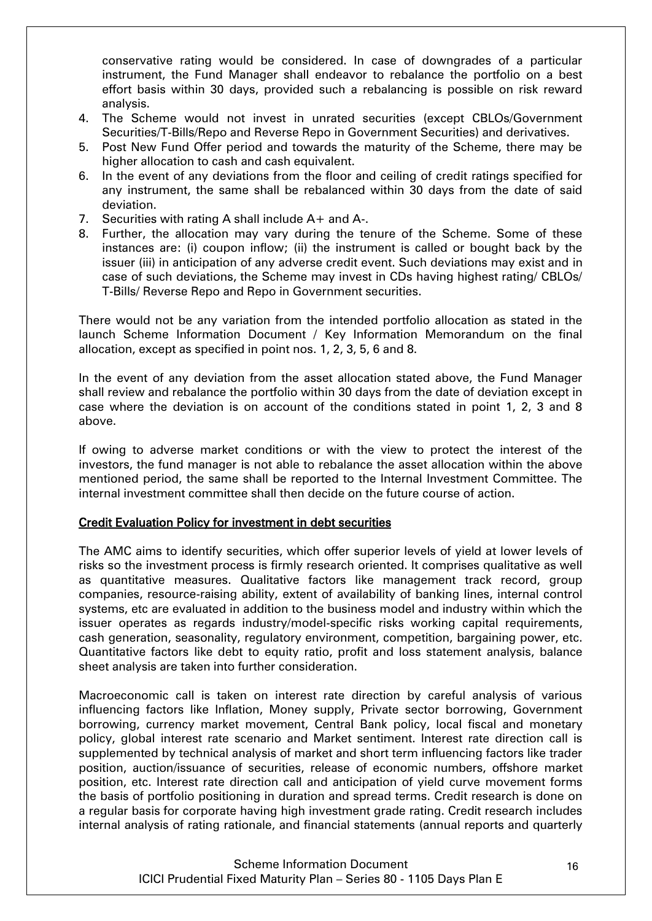conservative rating would be considered. In case of downgrades of a particular instrument, the Fund Manager shall endeavor to rebalance the portfolio on a best effort basis within 30 days, provided such a rebalancing is possible on risk reward analysis.

4. The Scheme would not invest in unrated securities (except CBLOs/Government Securities/T-Bills/Repo and Reverse Repo in Government Securities) and derivatives.
5. Post New Fund Offer period and towards the maturity of the Scheme, there may be higher allocation to cash and cash equivalent.
6. In the event of any deviations from the floor and ceiling of credit ratings specified for any instrument, the same shall be rebalanced within 30 days from the date of said deviation.
7. Securities with rating A shall include A+ and A-.
8. Further, the allocation may vary during the tenure of the Scheme. Some of these instances are: (i) coupon inflow; (ii) the instrument is called or bought back by the issuer (iii) in anticipation of any adverse credit event. Such deviations may exist and in case of such deviations, the Scheme may invest in CDs having highest rating/ CBLOs/ T-Bills/ Reverse Repo and Repo in Government securities.

There would not be any variation from the intended portfolio allocation as stated in the launch Scheme Information Document / Key Information Memorandum on the final allocation, except as specified in point nos. 1, 2, 3, 5, 6 and 8.

In the event of any deviation from the asset allocation stated above, the Fund Manager shall review and rebalance the portfolio within 30 days from the date of deviation except in case where the deviation is on account of the conditions stated in point 1, 2, 3 and 8 above.

If owing to adverse market conditions or with the view to protect the interest of the investors, the fund manager is not able to rebalance the asset allocation within the above mentioned period, the same shall be reported to the Internal Investment Committee. The internal investment committee shall then decide on the future course of action.

**Credit Evaluation Policy for investment in debt securities**

The AMC aims to identify securities, which offer superior levels of yield at lower levels of risks so the investment process is firmly research oriented. It comprises qualitative as well as quantitative measures. Qualitative factors like management track record, group companies, resource-raising ability, extent of availability of banking lines, internal control systems, etc are evaluated in addition to the business model and industry within which the issuer operates as regards industry/model-specific risks working capital requirements, cash generation, seasonality, regulatory environment, competition, bargaining power, etc. Quantitative factors like debt to equity ratio, profit and loss statement analysis, balance sheet analysis are taken into further consideration.

Macroeconomic call is taken on interest rate direction by careful analysis of various influencing factors like Inflation, Money supply, Private sector borrowing, Government borrowing, currency market movement, Central Bank policy, local fiscal and monetary policy, global interest rate scenario and Market sentiment. Interest rate direction call is supplemented by technical analysis of market and short term influencing factors like trader position, auction/issuance of securities, release of economic numbers, offshore market position, etc. Interest rate direction call and anticipation of yield curve movement forms the basis of portfolio positioning in duration and spread terms. Credit research is done on a regular basis for corporate having high investment grade rating. Credit research includes internal analysis of rating rationale, and financial statements (annual reports and quarterly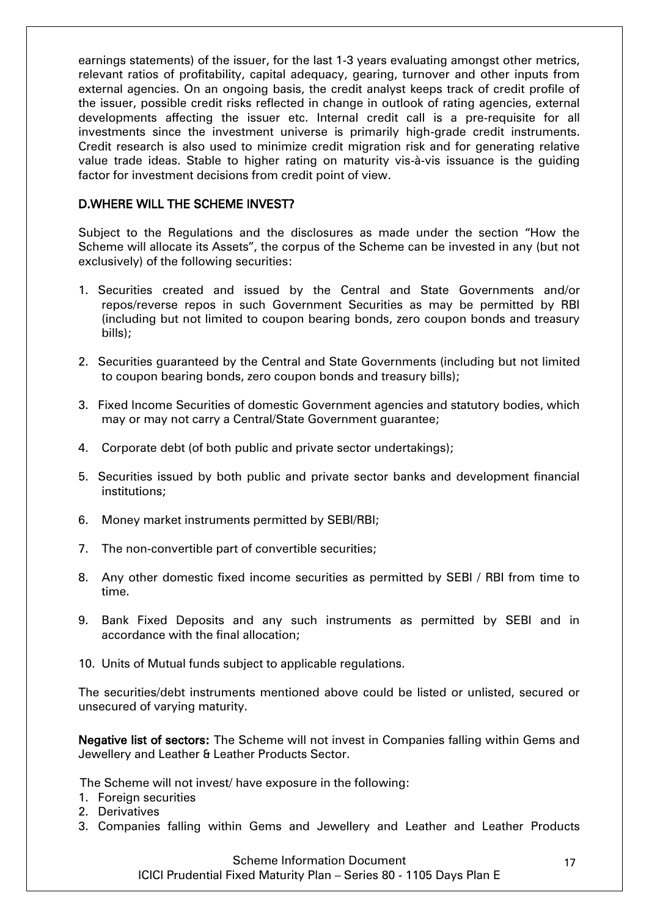earnings statements) of the issuer, for the last 1-3 years evaluating amongst other metrics, relevant ratios of profitability, capital adequacy, gearing, turnover and other inputs from external agencies. On an ongoing basis, the credit analyst keeps track of credit profile of the issuer, possible credit risks reflected in change in outlook of rating agencies, external developments affecting the issuer etc. Internal credit call is a pre-requisite for all investments since the investment universe is primarily high-grade credit instruments. Credit research is also used to minimize credit migration risk and for generating relative value trade ideas. Stable to higher rating on maturity vis-à-vis issuance is the guiding factor for investment decisions from credit point of view.

## D.WHERE WILL THE SCHEME INVEST?

Subject to the Regulations and the disclosures as made under the section "How the Scheme will allocate its Assets", the corpus of the Scheme can be invested in any (but not exclusively) of the following securities:

1. Securities created and issued by the Central and State Governments and/or repos/reverse repos in such Government Securities as may be permitted by RBI (including but not limited to coupon bearing bonds, zero coupon bonds and treasury bills);

2. Securities guaranteed by the Central and State Governments (including but not limited to coupon bearing bonds, zero coupon bonds and treasury bills);

3. Fixed Income Securities of domestic Government agencies and statutory bodies, which may or may not carry a Central/State Government guarantee;

4. Corporate debt (of both public and private sector undertakings);

5. Securities issued by both public and private sector banks and development financial institutions;

6. Money market instruments permitted by SEBI/RBI;

7. The non-convertible part of convertible securities;

8. Any other domestic fixed income securities as permitted by SEBI / RBI from time to time.

9. Bank Fixed Deposits and any such instruments as permitted by SEBI and in accordance with the final allocation;

10. Units of Mutual funds subject to applicable regulations.

The securities/debt instruments mentioned above could be listed or unlisted, secured or unsecured of varying maturity.

**Negative list of sectors:** The Scheme will not invest in Companies falling within Gems and Jewellery and Leather & Leather Products Sector.

The Scheme will not invest/ have exposure in the following:

1. Foreign securities
2. Derivatives
3. Companies falling within Gems and Jewellery and Leather and Leather Products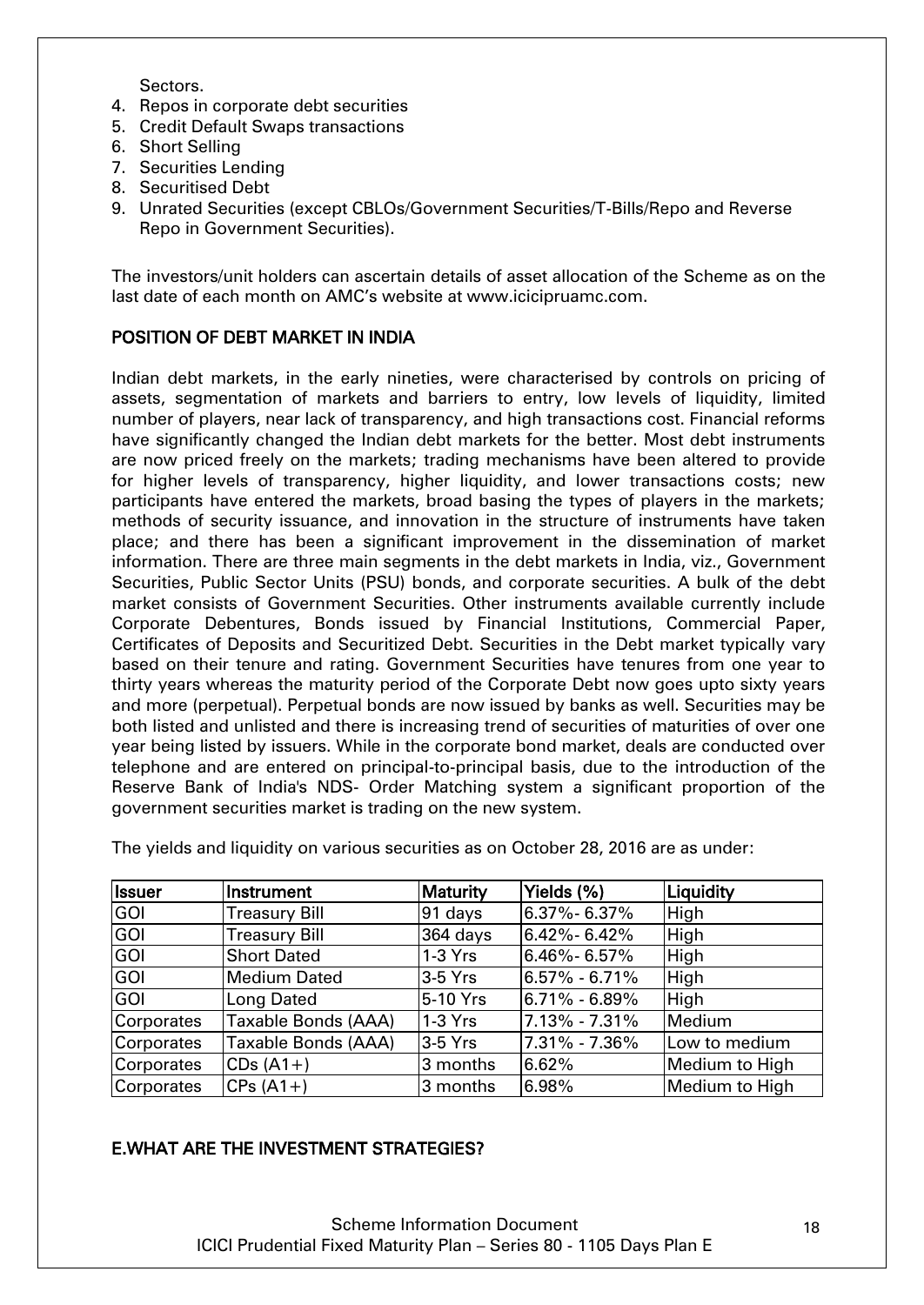Sectors.

4. Repos in corporate debt securities
5. Credit Default Swaps transactions
6. Short Selling
7. Securities Lending
8. Securitised Debt
9. Unrated Securities (except CBLOs/Government Securities/T-Bills/Repo and Reverse Repo in Government Securities).

The investors/unit holders can ascertain details of asset allocation of the Scheme as on the last date of each month on AMC's website at www.icicipruamc.com.

## POSITION OF DEBT MARKET IN INDIA

Indian debt markets, in the early nineties, were characterised by controls on pricing of assets, segmentation of markets and barriers to entry, low levels of liquidity, limited number of players, near lack of transparency, and high transactions cost. Financial reforms have significantly changed the Indian debt markets for the better. Most debt instruments are now priced freely on the markets; trading mechanisms have been altered to provide for higher levels of transparency, higher liquidity, and lower transactions costs; new participants have entered the markets, broad basing the types of players in the markets; methods of security issuance, and innovation in the structure of instruments have taken place; and there has been a significant improvement in the dissemination of market information. There are three main segments in the debt markets in India, viz., Government Securities, Public Sector Units (PSU) bonds, and corporate securities. A bulk of the debt market consists of Government Securities. Other instruments available currently include Corporate Debentures, Bonds issued by Financial Institutions, Commercial Paper, Certificates of Deposits and Securitized Debt. Securities in the Debt market typically vary based on their tenure and rating. Government Securities have tenures from one year to thirty years whereas the maturity period of the Corporate Debt now goes upto sixty years and more (perpetual). Perpetual bonds are now issued by banks as well. Securities may be both listed and unlisted and there is increasing trend of securities of maturities of over one year being listed by issuers. While in the corporate bond market, deals are conducted over telephone and are entered on principal-to-principal basis, due to the introduction of the Reserve Bank of India's NDS- Order Matching system a significant proportion of the government securities market is trading on the new system.

The yields and liquidity on various securities as on October 28, 2016 are as under:

| Issuer | Instrument | Maturity | Yields (%) | Liquidity |
|---|---|---|---|---|
| GOI | Treasury Bill | 91 days | 6.37%- 6.37% | High |
| GOI | Treasury Bill | 364 days | 6.42%- 6.42% | High |
| GOI | Short Dated | 1-3 Yrs | 6.46%- 6.57% | High |
| GOI | Medium Dated | 3-5 Yrs | 6.57% - 6.71% | High |
| GOI | Long Dated | 5-10 Yrs | 6.71% - 6.89% | High |
| Corporates | Taxable Bonds (AAA) | 1-3 Yrs | 7.13% - 7.31% | Medium |
| Corporates | Taxable Bonds (AAA) | 3-5 Yrs | 7.31% - 7.36% | Low to medium |
| Corporates | CDs (A1+) | 3 months | 6.62% | Medium to High |
| Corporates | CPs (A1+) | 3 months | 6.98% | Medium to High |

## E.WHAT ARE THE INVESTMENT STRATEGIES?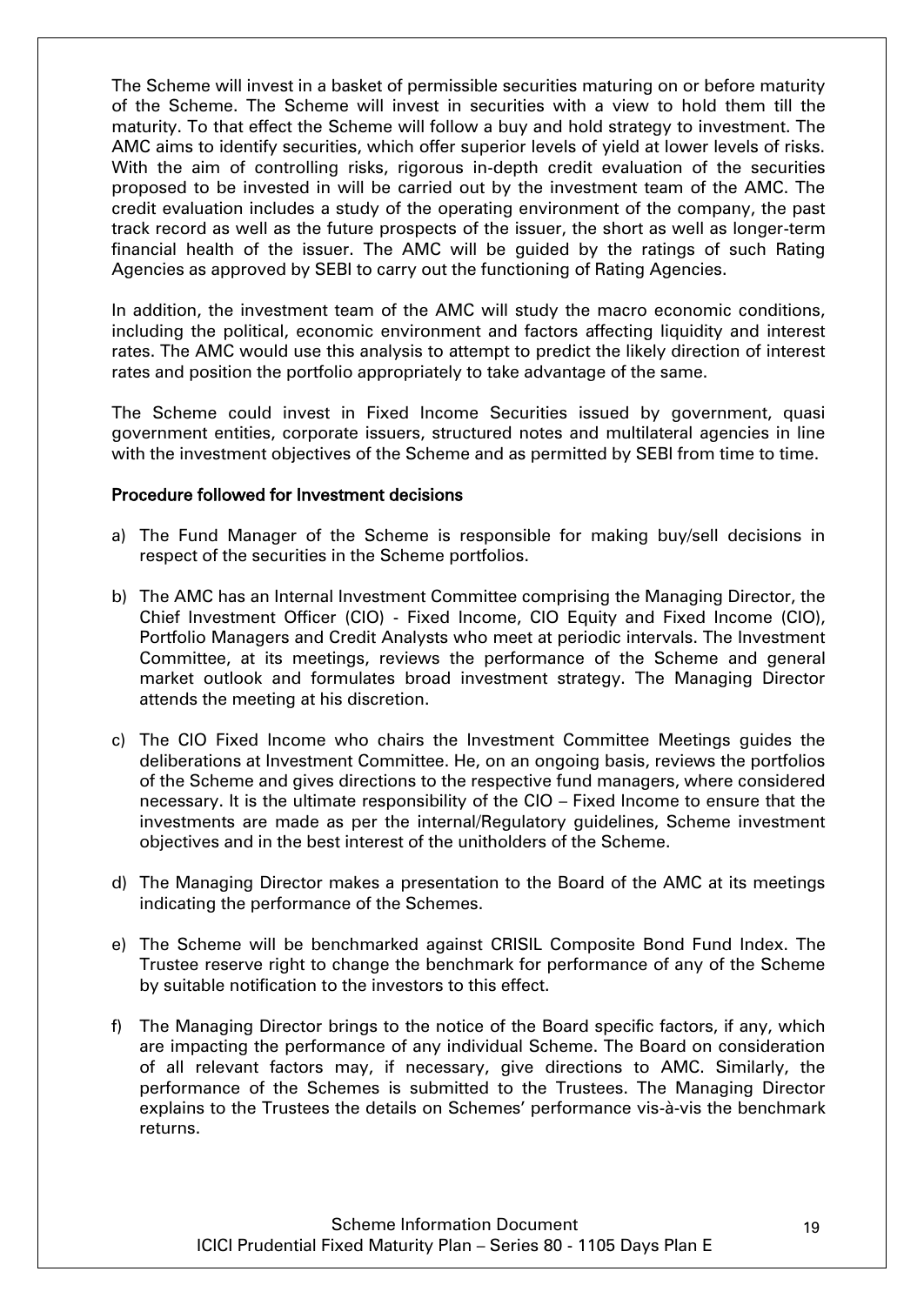The Scheme will invest in a basket of permissible securities maturing on or before maturity of the Scheme. The Scheme will invest in securities with a view to hold them till the maturity. To that effect the Scheme will follow a buy and hold strategy to investment. The AMC aims to identify securities, which offer superior levels of yield at lower levels of risks. With the aim of controlling risks, rigorous in-depth credit evaluation of the securities proposed to be invested in will be carried out by the investment team of the AMC. The credit evaluation includes a study of the operating environment of the company, the past track record as well as the future prospects of the issuer, the short as well as longer-term financial health of the issuer. The AMC will be guided by the ratings of such Rating Agencies as approved by SEBI to carry out the functioning of Rating Agencies.

In addition, the investment team of the AMC will study the macro economic conditions, including the political, economic environment and factors affecting liquidity and interest rates. The AMC would use this analysis to attempt to predict the likely direction of interest rates and position the portfolio appropriately to take advantage of the same.

The Scheme could invest in Fixed Income Securities issued by government, quasi government entities, corporate issuers, structured notes and multilateral agencies in line with the investment objectives of the Scheme and as permitted by SEBI from time to time.

**Procedure followed for Investment decisions**

a) The Fund Manager of the Scheme is responsible for making buy/sell decisions in respect of the securities in the Scheme portfolios.

b) The AMC has an Internal Investment Committee comprising the Managing Director, the Chief Investment Officer (CIO) - Fixed Income, CIO Equity and Fixed Income (CIO), Portfolio Managers and Credit Analysts who meet at periodic intervals. The Investment Committee, at its meetings, reviews the performance of the Scheme and general market outlook and formulates broad investment strategy. The Managing Director attends the meeting at his discretion.

c) The CIO Fixed Income who chairs the Investment Committee Meetings guides the deliberations at Investment Committee. He, on an ongoing basis, reviews the portfolios of the Scheme and gives directions to the respective fund managers, where considered necessary. It is the ultimate responsibility of the CIO – Fixed Income to ensure that the investments are made as per the internal/Regulatory guidelines, Scheme investment objectives and in the best interest of the unitholders of the Scheme.

d) The Managing Director makes a presentation to the Board of the AMC at its meetings indicating the performance of the Schemes.

e) The Scheme will be benchmarked against CRISIL Composite Bond Fund Index. The Trustee reserve right to change the benchmark for performance of any of the Scheme by suitable notification to the investors to this effect.

f) The Managing Director brings to the notice of the Board specific factors, if any, which are impacting the performance of any individual Scheme. The Board on consideration of all relevant factors may, if necessary, give directions to AMC. Similarly, the performance of the Schemes is submitted to the Trustees. The Managing Director explains to the Trustees the details on Schemes' performance vis-à-vis the benchmark returns.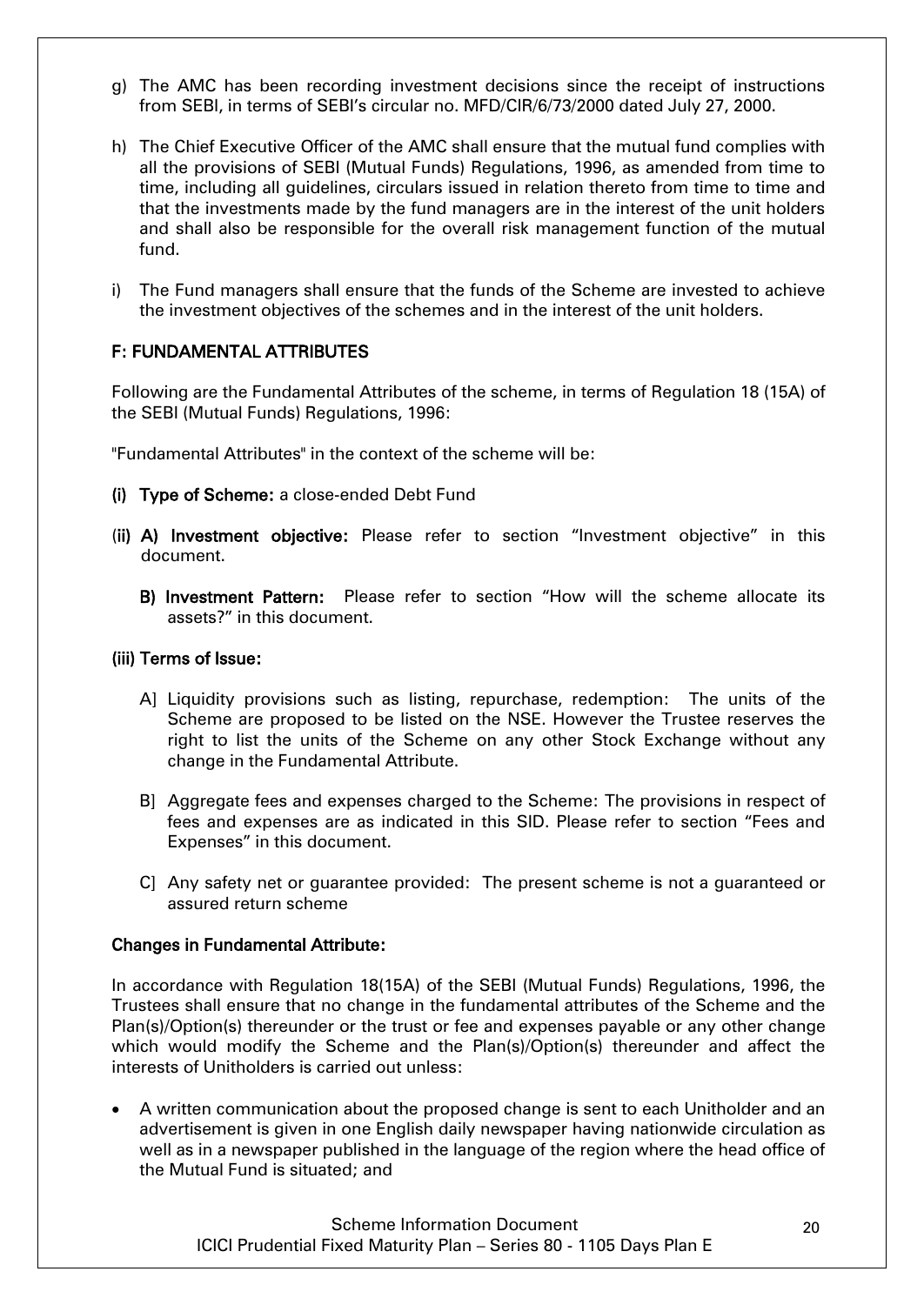g) The AMC has been recording investment decisions since the receipt of instructions from SEBI, in terms of SEBI's circular no. MFD/CIR/6/73/2000 dated July 27, 2000.

h) The Chief Executive Officer of the AMC shall ensure that the mutual fund complies with all the provisions of SEBI (Mutual Funds) Regulations, 1996, as amended from time to time, including all guidelines, circulars issued in relation thereto from time to time and that the investments made by the fund managers are in the interest of the unit holders and shall also be responsible for the overall risk management function of the mutual fund.

i) The Fund managers shall ensure that the funds of the Scheme are invested to achieve the investment objectives of the schemes and in the interest of the unit holders.

## F: FUNDAMENTAL ATTRIBUTES

Following are the Fundamental Attributes of the scheme, in terms of Regulation 18 (15A) of the SEBI (Mutual Funds) Regulations, 1996:

"Fundamental Attributes" in the context of the scheme will be:

**(i) Type of Scheme:** a close-ended Debt Fund

**(ii) A) Investment objective:** Please refer to section "Investment objective" in this document.

**B) Investment Pattern:** Please refer to section "How will the scheme allocate its assets?" in this document.

**(iii) Terms of Issue:**

A] Liquidity provisions such as listing, repurchase, redemption: The units of the Scheme are proposed to be listed on the NSE. However the Trustee reserves the right to list the units of the Scheme on any other Stock Exchange without any change in the Fundamental Attribute.

B] Aggregate fees and expenses charged to the Scheme: The provisions in respect of fees and expenses are as indicated in this SID. Please refer to section "Fees and Expenses" in this document.

C] Any safety net or guarantee provided: The present scheme is not a guaranteed or assured return scheme

**Changes in Fundamental Attribute:**

In accordance with Regulation 18(15A) of the SEBI (Mutual Funds) Regulations, 1996, the Trustees shall ensure that no change in the fundamental attributes of the Scheme and the Plan(s)/Option(s) thereunder or the trust or fee and expenses payable or any other change which would modify the Scheme and the Plan(s)/Option(s) thereunder and affect the interests of Unitholders is carried out unless:

- A written communication about the proposed change is sent to each Unitholder and an advertisement is given in one English daily newspaper having nationwide circulation as well as in a newspaper published in the language of the region where the head office of the Mutual Fund is situated; and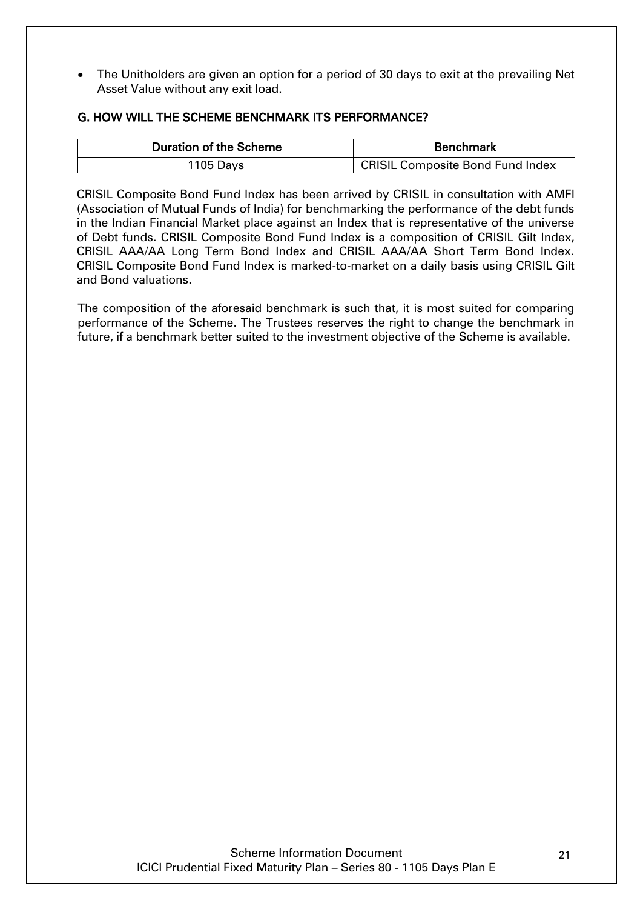- The Unitholders are given an option for a period of 30 days to exit at the prevailing Net Asset Value without any exit load.

## G. HOW WILL THE SCHEME BENCHMARK ITS PERFORMANCE?

| Duration of the Scheme | Benchmark |
|---|---|
| 1105 Days | CRISIL Composite Bond Fund Index |

CRISIL Composite Bond Fund Index has been arrived by CRISIL in consultation with AMFI (Association of Mutual Funds of India) for benchmarking the performance of the debt funds in the Indian Financial Market place against an Index that is representative of the universe of Debt funds. CRISIL Composite Bond Fund Index is a composition of CRISIL Gilt Index, CRISIL AAA/AA Long Term Bond Index and CRISIL AAA/AA Short Term Bond Index. CRISIL Composite Bond Fund Index is marked-to-market on a daily basis using CRISIL Gilt and Bond valuations.

The composition of the aforesaid benchmark is such that, it is most suited for comparing performance of the Scheme. The Trustees reserves the right to change the benchmark in future, if a benchmark better suited to the investment objective of the Scheme is available.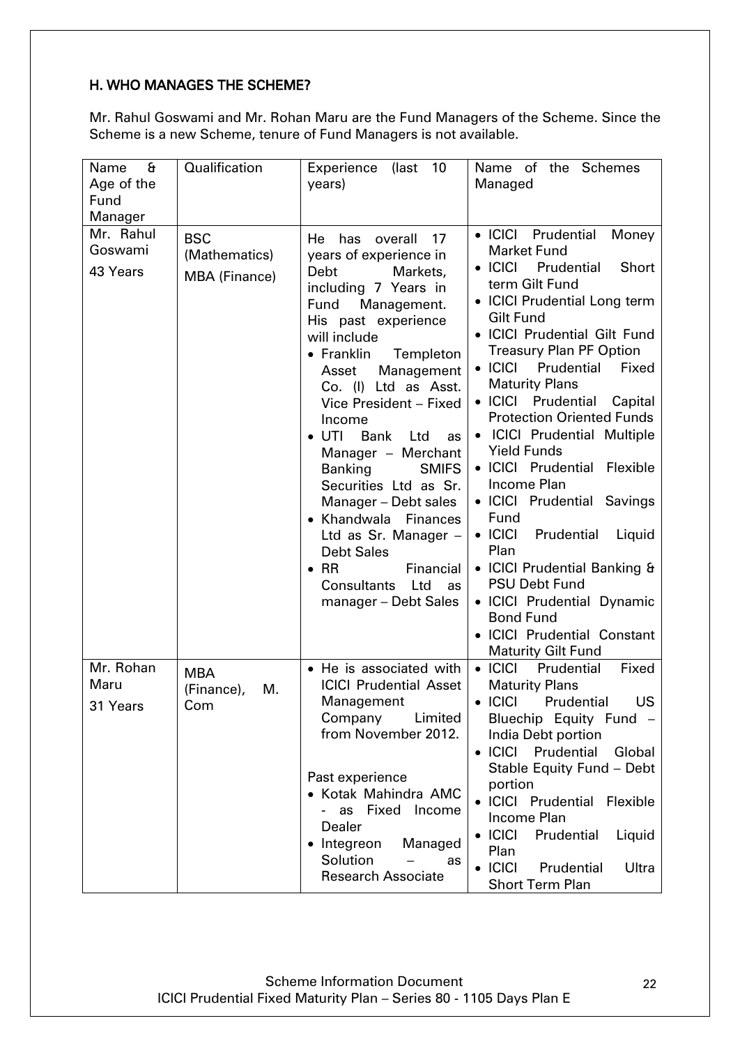## H. WHO MANAGES THE SCHEME?

Mr. Rahul Goswami and Mr. Rohan Maru are the Fund Managers of the Scheme. Since the Scheme is a new Scheme, tenure of Fund Managers is not available.

| Name & Age of the Fund Manager | Qualification | Experience (last 10 years) | Name of the Schemes Managed |
|---|---|---|---|
| Mr. Rahul Goswami<br>43 Years | BSC (Mathematics)<br>MBA (Finance) | He has overall 17 years of experience in Debt Markets, including 7 Years in Fund Management. His past experience will include<br>• Franklin Templeton Asset Management Co. (I) Ltd as Asst. Vice President – Fixed Income<br>• UTI Bank Ltd as Manager – Merchant Banking SMIFS Securities Ltd as Sr. Manager – Debt sales<br>• Khandwala Finances Ltd as Sr. Manager – Debt Sales<br>• RR Financial Consultants Ltd as manager – Debt Sales | • ICICI Prudential Money Market Fund<br>• ICICI Prudential Short term Gilt Fund<br>• ICICI Prudential Long term Gilt Fund<br>• ICICI Prudential Gilt Fund Treasury Plan PF Option<br>• ICICI Prudential Fixed Maturity Plans<br>• ICICI Prudential Capital Protection Oriented Funds<br>• ICICI Prudential Multiple Yield Funds<br>• ICICI Prudential Flexible Income Plan<br>• ICICI Prudential Savings Fund<br>• ICICI Prudential Liquid Plan<br>• ICICI Prudential Banking & PSU Debt Fund<br>• ICICI Prudential Dynamic Bond Fund<br>• ICICI Prudential Constant Maturity Gilt Fund |
| Mr. Rohan Maru<br>31 Years | MBA (Finance), M. Com | • He is associated with ICICI Prudential Asset Management Company Limited from November 2012.<br><br>Past experience<br>• Kotak Mahindra AMC - as Fixed Income Dealer<br>• Integreon Managed Solution – as Research Associate | • ICICI Prudential Fixed Maturity Plans<br>• ICICI Prudential US Bluechip Equity Fund – India Debt portion<br>• ICICI Prudential Global Stable Equity Fund – Debt portion<br>• ICICI Prudential Flexible Income Plan<br>• ICICI Prudential Liquid Plan<br>• ICICI Prudential Ultra Short Term Plan |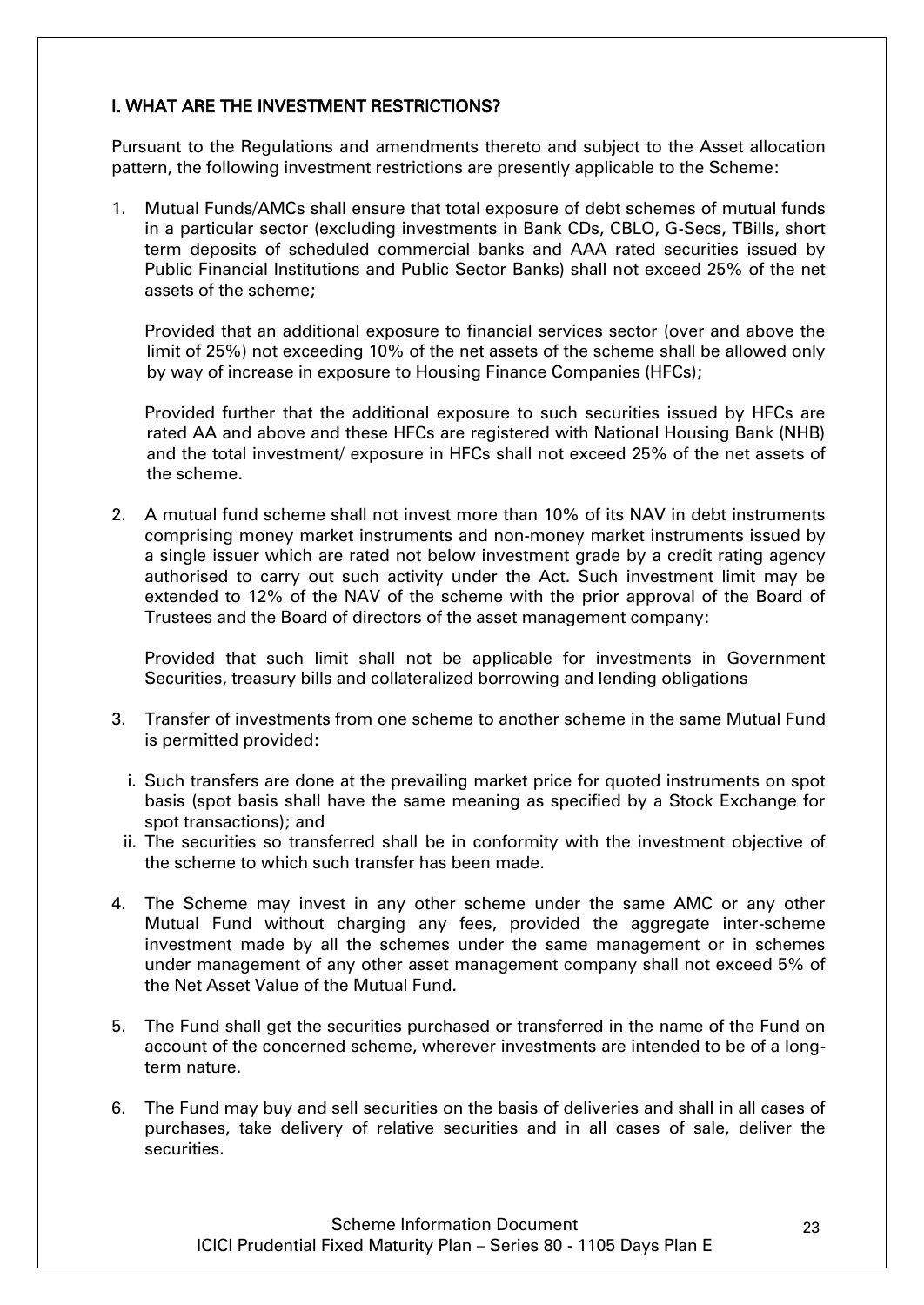## I. WHAT ARE THE INVESTMENT RESTRICTIONS?

Pursuant to the Regulations and amendments thereto and subject to the Asset allocation pattern, the following investment restrictions are presently applicable to the Scheme:

1. Mutual Funds/AMCs shall ensure that total exposure of debt schemes of mutual funds in a particular sector (excluding investments in Bank CDs, CBLO, G-Secs, TBills, short term deposits of scheduled commercial banks and AAA rated securities issued by Public Financial Institutions and Public Sector Banks) shall not exceed 25% of the net assets of the scheme;

   Provided that an additional exposure to financial services sector (over and above the limit of 25%) not exceeding 10% of the net assets of the scheme shall be allowed only by way of increase in exposure to Housing Finance Companies (HFCs);

   Provided further that the additional exposure to such securities issued by HFCs are rated AA and above and these HFCs are registered with National Housing Bank (NHB) and the total investment/ exposure in HFCs shall not exceed 25% of the net assets of the scheme.

2. A mutual fund scheme shall not invest more than 10% of its NAV in debt instruments comprising money market instruments and non-money market instruments issued by a single issuer which are rated not below investment grade by a credit rating agency authorised to carry out such activity under the Act. Such investment limit may be extended to 12% of the NAV of the scheme with the prior approval of the Board of Trustees and the Board of directors of the asset management company:

   Provided that such limit shall not be applicable for investments in Government Securities, treasury bills and collateralized borrowing and lending obligations

3. Transfer of investments from one scheme to another scheme in the same Mutual Fund is permitted provided:

   i. Such transfers are done at the prevailing market price for quoted instruments on spot basis (spot basis shall have the same meaning as specified by a Stock Exchange for spot transactions); and
   ii. The securities so transferred shall be in conformity with the investment objective of the scheme to which such transfer has been made.

4. The Scheme may invest in any other scheme under the same AMC or any other Mutual Fund without charging any fees, provided the aggregate inter-scheme investment made by all the schemes under the same management or in schemes under management of any other asset management company shall not exceed 5% of the Net Asset Value of the Mutual Fund.

5. The Fund shall get the securities purchased or transferred in the name of the Fund on account of the concerned scheme, wherever investments are intended to be of a long-term nature.

6. The Fund may buy and sell securities on the basis of deliveries and shall in all cases of purchases, take delivery of relative securities and in all cases of sale, deliver the securities.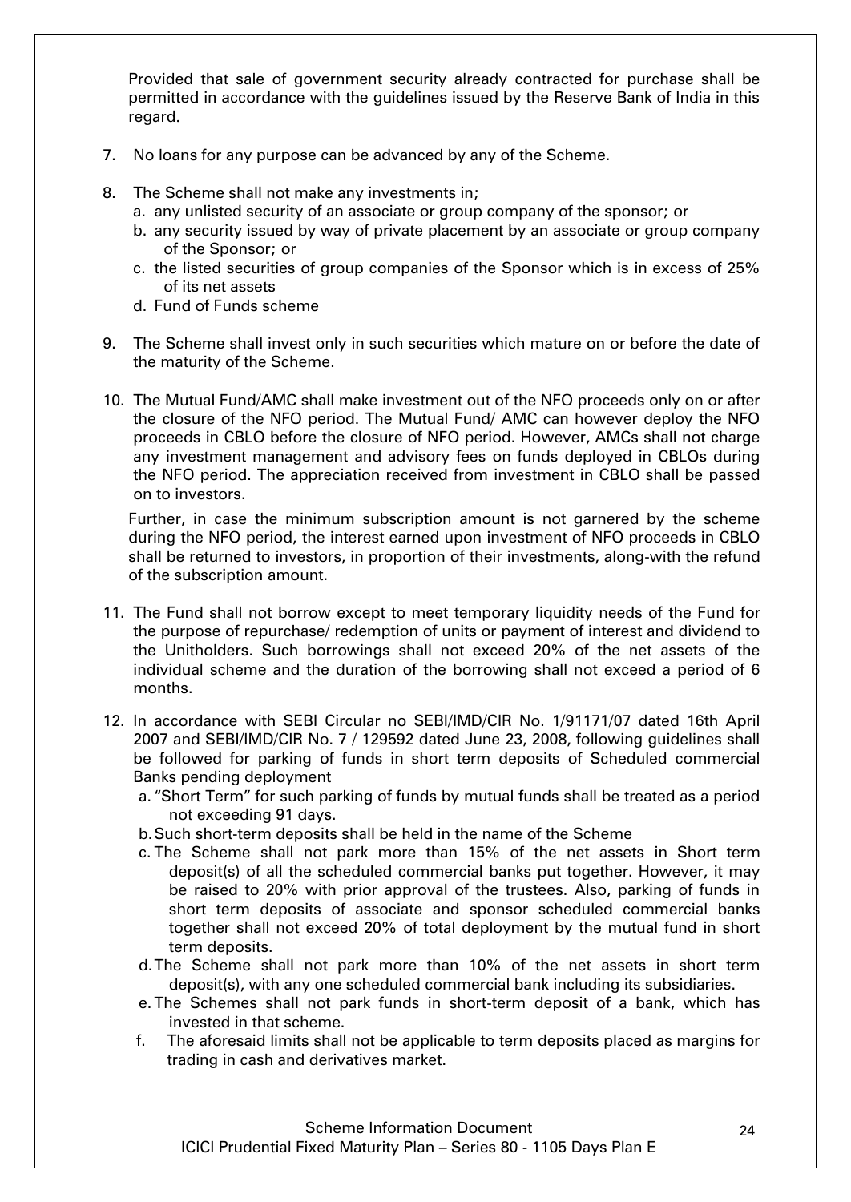Provided that sale of government security already contracted for purchase shall be permitted in accordance with the guidelines issued by the Reserve Bank of India in this regard.

7. No loans for any purpose can be advanced by any of the Scheme.

8. The Scheme shall not make any investments in;
   a. any unlisted security of an associate or group company of the sponsor; or
   b. any security issued by way of private placement by an associate or group company of the Sponsor; or
   c. the listed securities of group companies of the Sponsor which is in excess of 25% of its net assets
   d. Fund of Funds scheme

9. The Scheme shall invest only in such securities which mature on or before the date of the maturity of the Scheme.

10. The Mutual Fund/AMC shall make investment out of the NFO proceeds only on or after the closure of the NFO period. The Mutual Fund/ AMC can however deploy the NFO proceeds in CBLO before the closure of NFO period. However, AMCs shall not charge any investment management and advisory fees on funds deployed in CBLOs during the NFO period. The appreciation received from investment in CBLO shall be passed on to investors.

    Further, in case the minimum subscription amount is not garnered by the scheme during the NFO period, the interest earned upon investment of NFO proceeds in CBLO shall be returned to investors, in proportion of their investments, along-with the refund of the subscription amount.

11. The Fund shall not borrow except to meet temporary liquidity needs of the Fund for the purpose of repurchase/ redemption of units or payment of interest and dividend to the Unitholders. Such borrowings shall not exceed 20% of the net assets of the individual scheme and the duration of the borrowing shall not exceed a period of 6 months.

12. In accordance with SEBI Circular no SEBI/IMD/CIR No. 1/91171/07 dated 16th April 2007 and SEBI/IMD/CIR No. 7 / 129592 dated June 23, 2008, following guidelines shall be followed for parking of funds in short term deposits of Scheduled commercial Banks pending deployment
    a. "Short Term" for such parking of funds by mutual funds shall be treated as a period not exceeding 91 days.
    b. Such short-term deposits shall be held in the name of the Scheme
    c. The Scheme shall not park more than 15% of the net assets in Short term deposit(s) of all the scheduled commercial banks put together. However, it may be raised to 20% with prior approval of the trustees. Also, parking of funds in short term deposits of associate and sponsor scheduled commercial banks together shall not exceed 20% of total deployment by the mutual fund in short term deposits.
    d. The Scheme shall not park more than 10% of the net assets in short term deposit(s), with any one scheduled commercial bank including its subsidiaries.
    e. The Schemes shall not park funds in short-term deposit of a bank, which has invested in that scheme.
    f. The aforesaid limits shall not be applicable to term deposits placed as margins for trading in cash and derivatives market.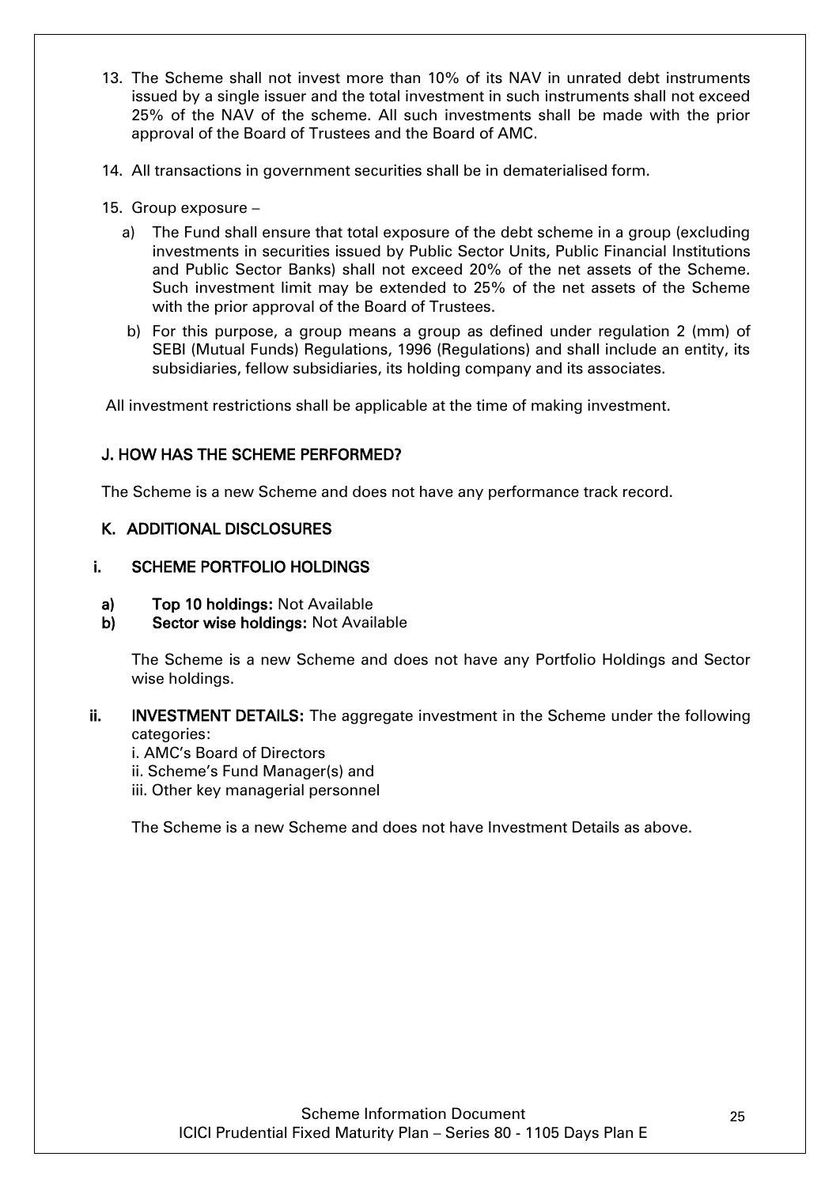13. The Scheme shall not invest more than 10% of its NAV in unrated debt instruments issued by a single issuer and the total investment in such instruments shall not exceed 25% of the NAV of the scheme. All such investments shall be made with the prior approval of the Board of Trustees and the Board of AMC.

14. All transactions in government securities shall be in dematerialised form.

15. Group exposure –

    a) The Fund shall ensure that total exposure of the debt scheme in a group (excluding investments in securities issued by Public Sector Units, Public Financial Institutions and Public Sector Banks) shall not exceed 20% of the net assets of the Scheme. Such investment limit may be extended to 25% of the net assets of the Scheme with the prior approval of the Board of Trustees.

    b) For this purpose, a group means a group as defined under regulation 2 (mm) of SEBI (Mutual Funds) Regulations, 1996 (Regulations) and shall include an entity, its subsidiaries, fellow subsidiaries, its holding company and its associates.

All investment restrictions shall be applicable at the time of making investment.

## J. HOW HAS THE SCHEME PERFORMED?

The Scheme is a new Scheme and does not have any performance track record.

## K. ADDITIONAL DISCLOSURES

### i. SCHEME PORTFOLIO HOLDINGS

**a) Top 10 holdings:** Not Available

**b) Sector wise holdings:** Not Available

The Scheme is a new Scheme and does not have any Portfolio Holdings and Sector wise holdings.

### ii. INVESTMENT DETAILS:

The aggregate investment in the Scheme under the following categories:

i. AMC's Board of Directors
ii. Scheme's Fund Manager(s) and
iii. Other key managerial personnel

The Scheme is a new Scheme and does not have Investment Details as above.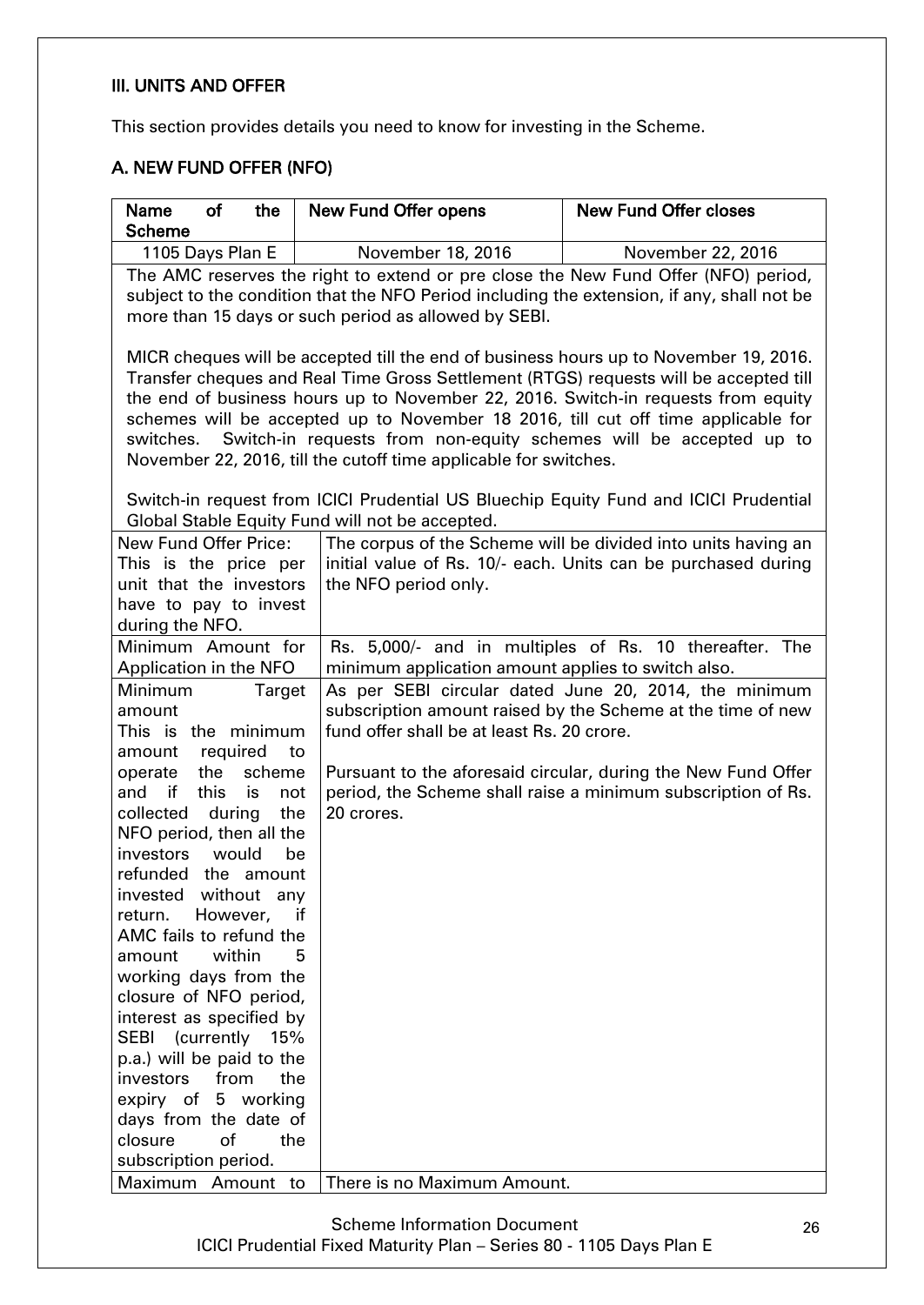## III. UNITS AND OFFER

This section provides details you need to know for investing in the Scheme.

### A. NEW FUND OFFER (NFO)

| Name of the Scheme | New Fund Offer opens | New Fund Offer closes |
|---|---|---|
| 1105 Days Plan E | November 18, 2016 | November 22, 2016 |
| The AMC reserves the right to extend or pre close the New Fund Offer (NFO) period, subject to the condition that the NFO Period including the extension, if any, shall not be more than 15 days or such period as allowed by SEBI.<br><br>MICR cheques will be accepted till the end of business hours up to November 19, 2016. Transfer cheques and Real Time Gross Settlement (RTGS) requests will be accepted till the end of business hours up to November 22, 2016. Switch-in requests from equity schemes will be accepted up to November 18 2016, till cut off time applicable for switches. Switch-in requests from non-equity schemes will be accepted up to November 22, 2016, till the cutoff time applicable for switches.<br><br>Switch-in request from ICICI Prudential US Bluechip Equity Fund and ICICI Prudential Global Stable Equity Fund will not be accepted. | | |

| | |
|---|---|
| New Fund Offer Price:<br>This is the price per unit that the investors have to pay to invest during the NFO. | The corpus of the Scheme will be divided into units having an initial value of Rs. 10/- each. Units can be purchased during the NFO period only. |
| Minimum Amount for Application in the NFO | Rs. 5,000/- and in multiples of Rs. 10 thereafter. The minimum application amount applies to switch also. |
| Minimum Target amount<br>This is the minimum amount required to operate the scheme and if this is not collected during the NFO period, then all the investors would be refunded the amount invested without any return. However, if AMC fails to refund the amount within 5 working days from the closure of NFO period, interest as specified by SEBI (currently 15% p.a.) will be paid to the investors from the expiry of 5 working days from the date of closure of the subscription period. | As per SEBI circular dated June 20, 2014, the minimum subscription amount raised by the Scheme at the time of new fund offer shall be at least Rs. 20 crore.<br><br>Pursuant to the aforesaid circular, during the New Fund Offer period, the Scheme shall raise a minimum subscription of Rs. 20 crores. |
| Maximum Amount to | There is no Maximum Amount. |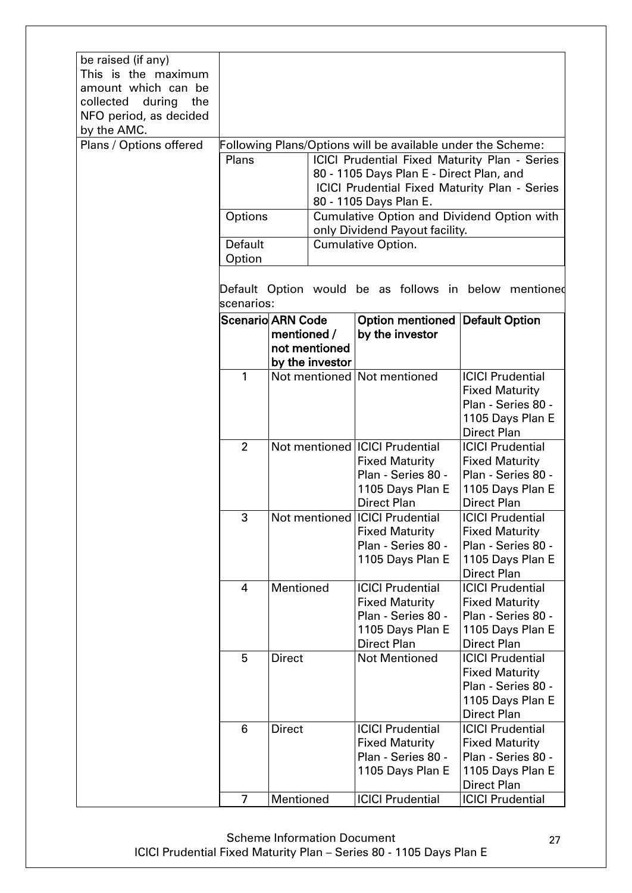| | |
|---|---|
| be raised (if any) This is the maximum amount which can be collected during the NFO period, as decided by the AMC. | |
| Plans / Options offered | Following Plans/Options will be available under the Scheme: |

| Plans | ICICI Prudential Fixed Maturity Plan - Series 80 - 1105 Days Plan E - Direct Plan, and ICICI Prudential Fixed Maturity Plan - Series 80 - 1105 Days Plan E. |
|---|---|
| Options | Cumulative Option and Dividend Option with only Dividend Payout facility. |
| Default Option | Cumulative Option. |

Default Option would be as follows in below mentioned scenarios:

| Scenario | ARN Code mentioned / not mentioned by the investor | Option mentioned by the investor | Default Option |
|---|---|---|---|
| 1 | Not mentioned | Not mentioned | ICICI Prudential Fixed Maturity Plan - Series 80 - 1105 Days Plan E Direct Plan |
| 2 | Not mentioned | ICICI Prudential Fixed Maturity Plan - Series 80 - 1105 Days Plan E Direct Plan | ICICI Prudential Fixed Maturity Plan - Series 80 - 1105 Days Plan E Direct Plan |
| 3 | Not mentioned | ICICI Prudential Fixed Maturity Plan - Series 80 - 1105 Days Plan E | ICICI Prudential Fixed Maturity Plan - Series 80 - 1105 Days Plan E Direct Plan |
| 4 | Mentioned | ICICI Prudential Fixed Maturity Plan - Series 80 - 1105 Days Plan E Direct Plan | ICICI Prudential Fixed Maturity Plan - Series 80 - 1105 Days Plan E Direct Plan |
| 5 | Direct | Not Mentioned | ICICI Prudential Fixed Maturity Plan - Series 80 - 1105 Days Plan E Direct Plan |
| 6 | Direct | ICICI Prudential Fixed Maturity Plan - Series 80 - 1105 Days Plan E | ICICI Prudential Fixed Maturity Plan - Series 80 - 1105 Days Plan E Direct Plan |
| 7 | Mentioned | ICICI Prudential | ICICI Prudential |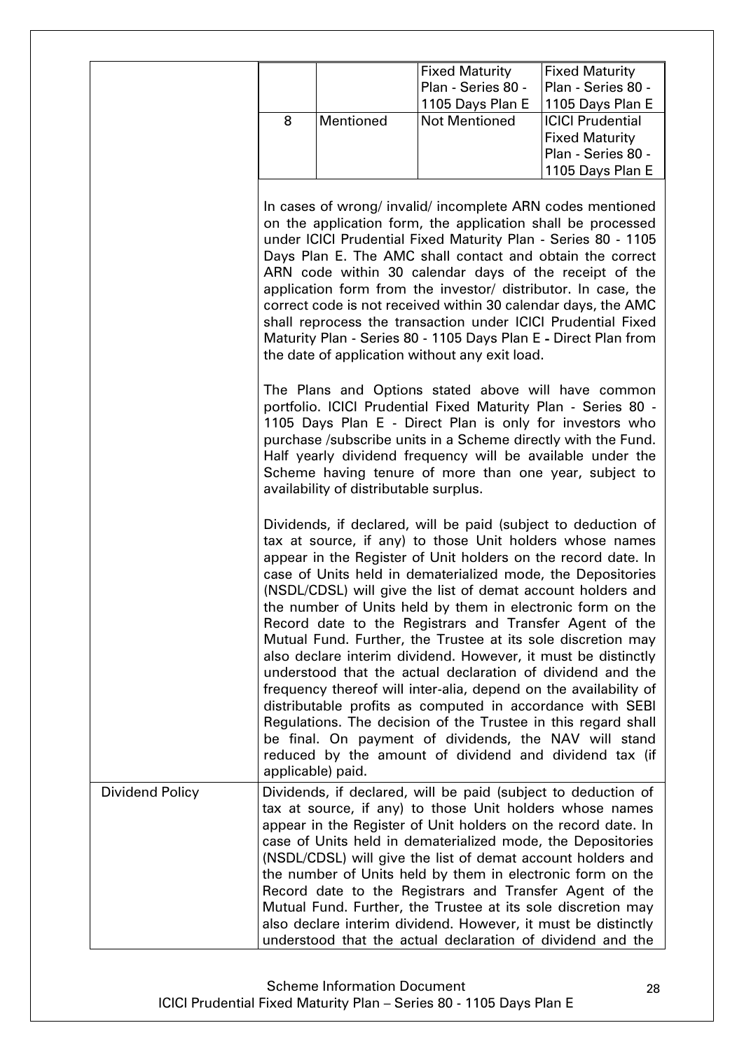| | | Fixed Maturity Plan - Series 80 - 1105 Days Plan E | Fixed Maturity Plan - Series 80 - 1105 Days Plan E |
|---|---|---|---|
| 8 | Mentioned | Not Mentioned | ICICI Prudential Fixed Maturity Plan - Series 80 - 1105 Days Plan E |

In cases of wrong/ invalid/ incomplete ARN codes mentioned on the application form, the application shall be processed under ICICI Prudential Fixed Maturity Plan - Series 80 - 1105 Days Plan E. The AMC shall contact and obtain the correct ARN code within 30 calendar days of the receipt of the application form from the investor/ distributor. In case, the correct code is not received within 30 calendar days, the AMC shall reprocess the transaction under ICICI Prudential Fixed Maturity Plan - Series 80 - 1105 Days Plan E - Direct Plan from the date of application without any exit load.

The Plans and Options stated above will have common portfolio. ICICI Prudential Fixed Maturity Plan - Series 80 - 1105 Days Plan E - Direct Plan is only for investors who purchase /subscribe units in a Scheme directly with the Fund. Half yearly dividend frequency will be available under the Scheme having tenure of more than one year, subject to availability of distributable surplus.

Dividends, if declared, will be paid (subject to deduction of tax at source, if any) to those Unit holders whose names appear in the Register of Unit holders on the record date. In case of Units held in dematerialized mode, the Depositories (NSDL/CDSL) will give the list of demat account holders and the number of Units held by them in electronic form on the Record date to the Registrars and Transfer Agent of the Mutual Fund. Further, the Trustee at its sole discretion may also declare interim dividend. However, it must be distinctly understood that the actual declaration of dividend and the frequency thereof will inter-alia, depend on the availability of distributable profits as computed in accordance with SEBI Regulations. The decision of the Trustee in this regard shall be final. On payment of dividends, the NAV will stand reduced by the amount of dividend and dividend tax (if applicable) paid.

| Dividend Policy | Dividends, if declared, will be paid (subject to deduction of tax at source, if any) to those Unit holders whose names appear in the Register of Unit holders on the record date. In case of Units held in dematerialized mode, the Depositories (NSDL/CDSL) will give the list of demat account holders and the number of Units held by them in electronic form on the Record date to the Registrars and Transfer Agent of the Mutual Fund. Further, the Trustee at its sole discretion may also declare interim dividend. However, it must be distinctly understood that the actual declaration of dividend and the |
|---|---|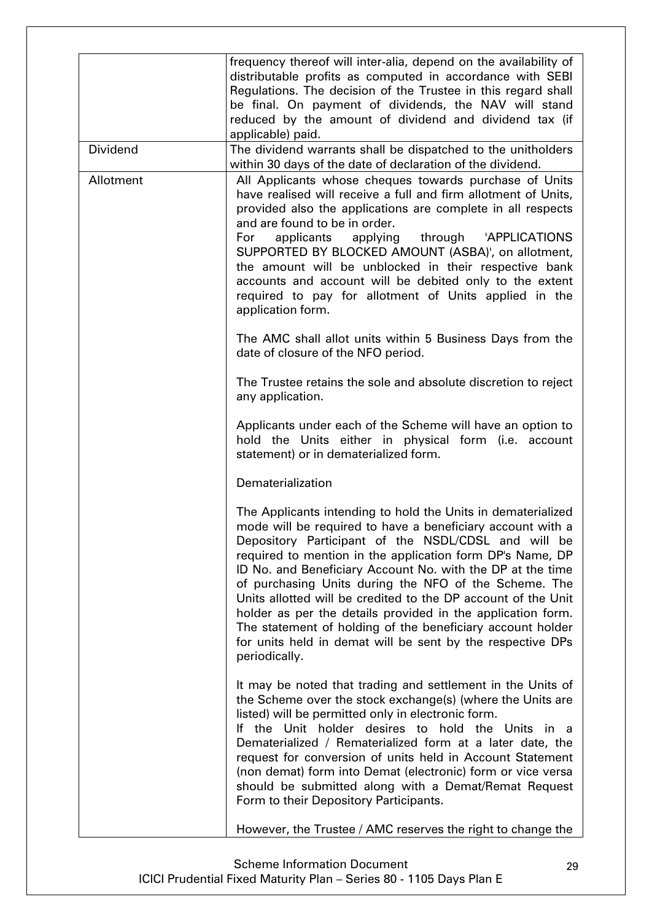| | |
|---|---|
| | frequency thereof will inter-alia, depend on the availability of distributable profits as computed in accordance with SEBI Regulations. The decision of the Trustee in this regard shall be final. On payment of dividends, the NAV will stand reduced by the amount of dividend and dividend tax (if applicable) paid. |
| Dividend | The dividend warrants shall be dispatched to the unitholders within 30 days of the date of declaration of the dividend. |
| Allotment | All Applicants whose cheques towards purchase of Units have realised will receive a full and firm allotment of Units, provided also the applications are complete in all respects and are found to be in order.<br>For applicants applying through 'APPLICATIONS SUPPORTED BY BLOCKED AMOUNT (ASBA)', on allotment, the amount will be unblocked in their respective bank accounts and account will be debited only to the extent required to pay for allotment of Units applied in the application form.<br><br>The AMC shall allot units within 5 Business Days from the date of closure of the NFO period.<br><br>The Trustee retains the sole and absolute discretion to reject any application.<br><br>Applicants under each of the Scheme will have an option to hold the Units either in physical form (i.e. account statement) or in dematerialized form.<br><br>Dematerialization<br><br>The Applicants intending to hold the Units in dematerialized mode will be required to have a beneficiary account with a Depository Participant of the NSDL/CDSL and will be required to mention in the application form DP's Name, DP ID No. and Beneficiary Account No. with the DP at the time of purchasing Units during the NFO of the Scheme. The Units allotted will be credited to the DP account of the Unit holder as per the details provided in the application form. The statement of holding of the beneficiary account holder for units held in demat will be sent by the respective DPs periodically.<br><br>It may be noted that trading and settlement in the Units of the Scheme over the stock exchange(s) (where the Units are listed) will be permitted only in electronic form.<br>If the Unit holder desires to hold the Units in a Dematerialized / Rematerialized form at a later date, the request for conversion of units held in Account Statement (non demat) form into Demat (electronic) form or vice versa should be submitted along with a Demat/Remat Request Form to their Depository Participants.<br><br>However, the Trustee / AMC reserves the right to change the |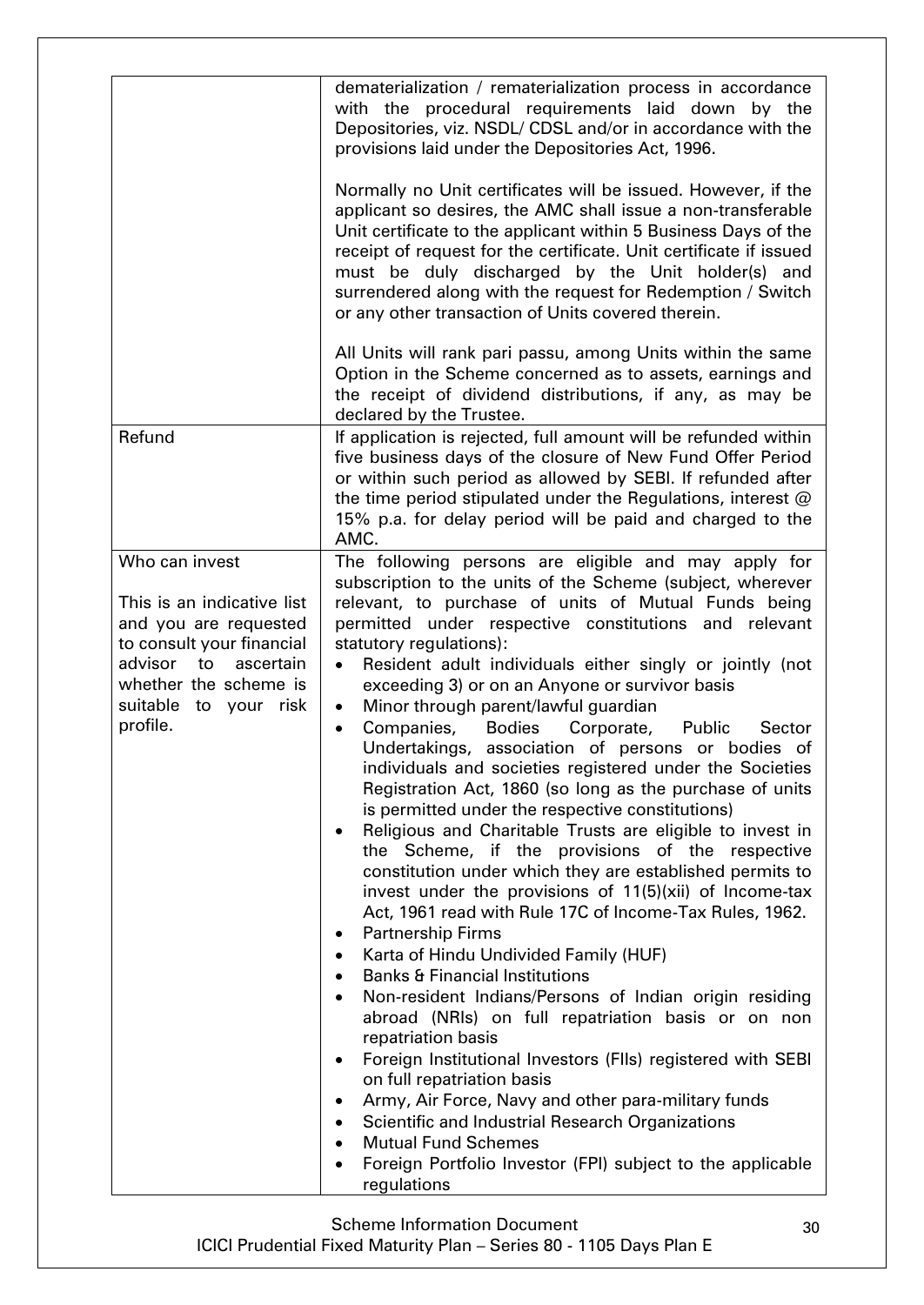| | |
|---|---|
| | dematerialization / rematerialization process in accordance with the procedural requirements laid down by the Depositories, viz. NSDL/ CDSL and/or in accordance with the provisions laid under the Depositories Act, 1996.<br><br>Normally no Unit certificates will be issued. However, if the applicant so desires, the AMC shall issue a non-transferable Unit certificate to the applicant within 5 Business Days of the receipt of request for the certificate. Unit certificate if issued must be duly discharged by the Unit holder(s) and surrendered along with the request for Redemption / Switch or any other transaction of Units covered therein.<br><br>All Units will rank pari passu, among Units within the same Option in the Scheme concerned as to assets, earnings and the receipt of dividend distributions, if any, as may be declared by the Trustee. |
| Refund | If application is rejected, full amount will be refunded within five business days of the closure of New Fund Offer Period or within such period as allowed by SEBI. If refunded after the time period stipulated under the Regulations, interest @ 15% p.a. for delay period will be paid and charged to the AMC. |
| Who can invest<br><br>This is an indicative list and you are requested to consult your financial advisor to ascertain whether the scheme is suitable to your risk profile. | The following persons are eligible and may apply for subscription to the units of the Scheme (subject, wherever relevant, to purchase of units of Mutual Funds being permitted under respective constitutions and relevant statutory regulations):<br>• Resident adult individuals either singly or jointly (not exceeding 3) or on an Anyone or survivor basis<br>• Minor through parent/lawful guardian<br>• Companies, Bodies Corporate, Public Sector Undertakings, association of persons or bodies of individuals and societies registered under the Societies Registration Act, 1860 (so long as the purchase of units is permitted under the respective constitutions)<br>• Religious and Charitable Trusts are eligible to invest in the Scheme, if the provisions of the respective constitution under which they are established permits to invest under the provisions of 11(5)(xii) of Income-tax Act, 1961 read with Rule 17C of Income-Tax Rules, 1962.<br>• Partnership Firms<br>• Karta of Hindu Undivided Family (HUF)<br>• Banks & Financial Institutions<br>• Non-resident Indians/Persons of Indian origin residing abroad (NRIs) on full repatriation basis or on non repatriation basis<br>• Foreign Institutional Investors (FIIs) registered with SEBI on full repatriation basis<br>• Army, Air Force, Navy and other para-military funds<br>• Scientific and Industrial Research Organizations<br>• Mutual Fund Schemes<br>• Foreign Portfolio Investor (FPI) subject to the applicable regulations |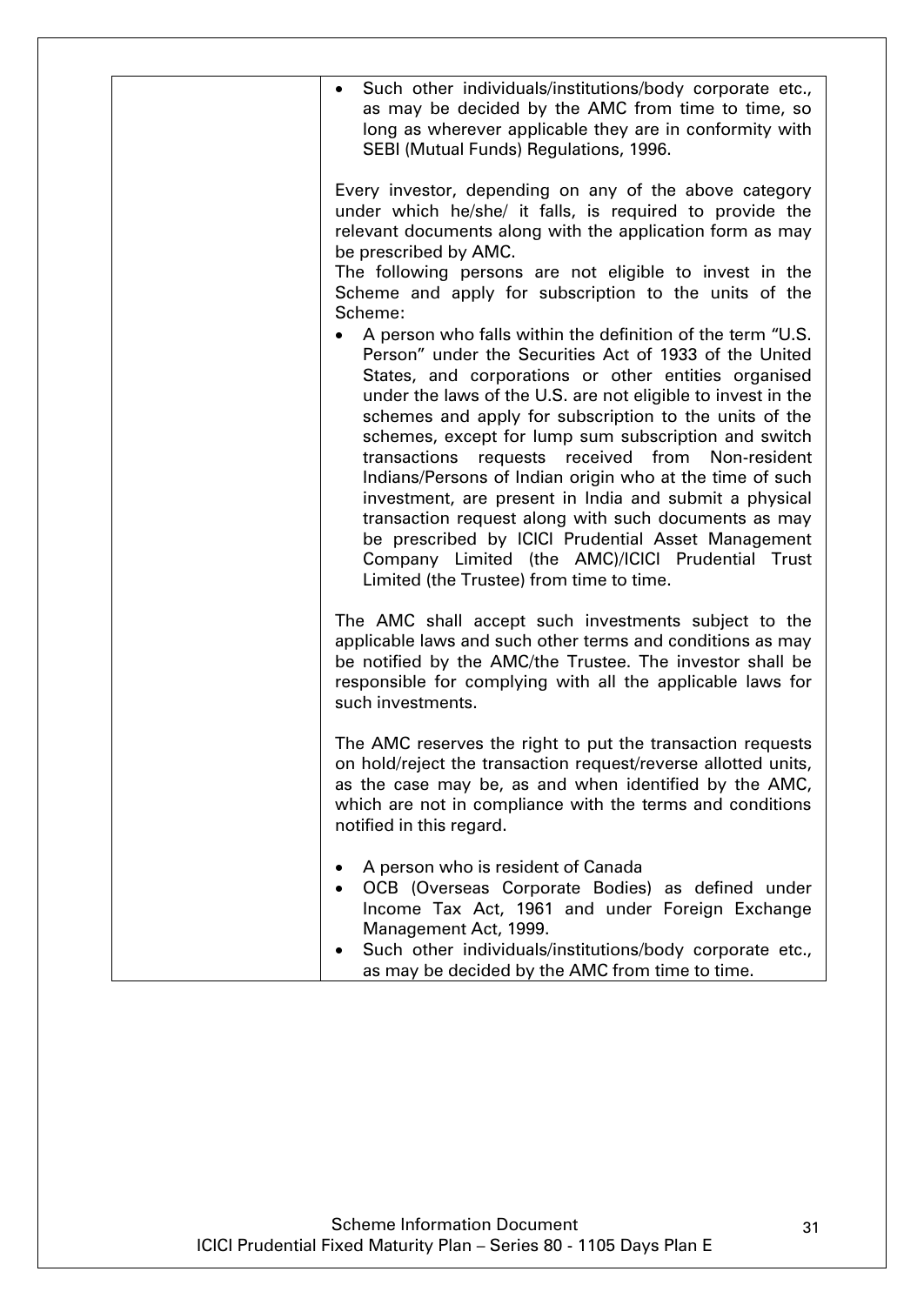|  |  |
|---|---|
|  | • Such other individuals/institutions/body corporate etc., as may be decided by the AMC from time to time, so long as wherever applicable they are in conformity with SEBI (Mutual Funds) Regulations, 1996.<br><br>Every investor, depending on any of the above category under which he/she/ it falls, is required to provide the relevant documents along with the application form as may be prescribed by AMC.<br>The following persons are not eligible to invest in the Scheme and apply for subscription to the units of the Scheme:<br>• A person who falls within the definition of the term "U.S. Person" under the Securities Act of 1933 of the United States, and corporations or other entities organised under the laws of the U.S. are not eligible to invest in the schemes and apply for subscription to the units of the schemes, except for lump sum subscription and switch transactions requests received from Non-resident Indians/Persons of Indian origin who at the time of such investment, are present in India and submit a physical transaction request along with such documents as may be prescribed by ICICI Prudential Asset Management Company Limited (the AMC)/ICICI Prudential Trust Limited (the Trustee) from time to time.<br><br>The AMC shall accept such investments subject to the applicable laws and such other terms and conditions as may be notified by the AMC/the Trustee. The investor shall be responsible for complying with all the applicable laws for such investments.<br><br>The AMC reserves the right to put the transaction requests on hold/reject the transaction request/reverse allotted units, as the case may be, as and when identified by the AMC, which are not in compliance with the terms and conditions notified in this regard.<br><br>• A person who is resident of Canada<br>• OCB (Overseas Corporate Bodies) as defined under Income Tax Act, 1961 and under Foreign Exchange Management Act, 1999.<br>• Such other individuals/institutions/body corporate etc., as may be decided by the AMC from time to time. |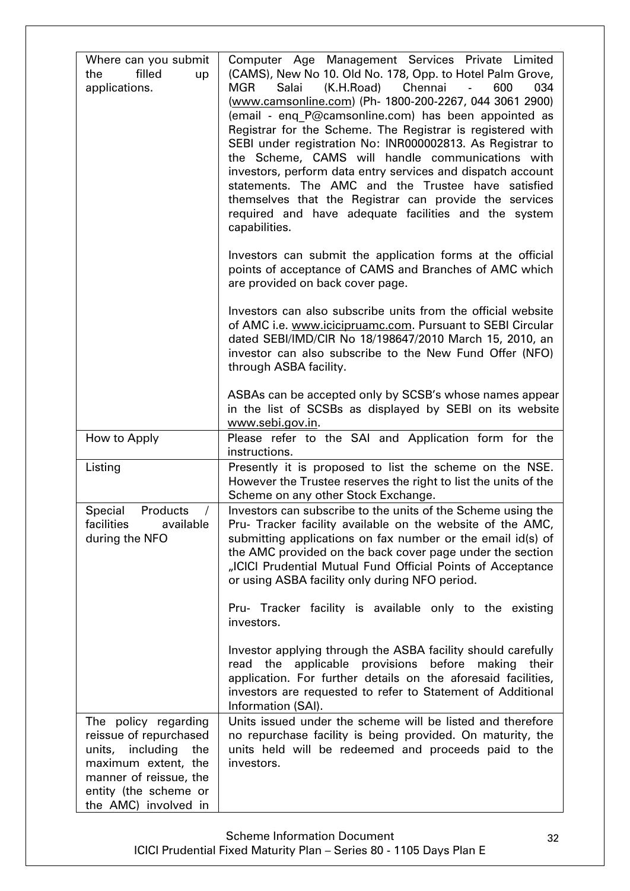| Where can you submit the filled up applications. | Computer Age Management Services Private Limited (CAMS), New No 10. Old No. 178, Opp. to Hotel Palm Grove, MGR Salai (K.H.Road) Chennai - 600 034 (www.camsonline.com) (Ph- 1800-200-2267, 044 3061 2900) (email - enq_P@camsonline.com) has been appointed as Registrar for the Scheme. The Registrar is registered with SEBI under registration No: INR000002813. As Registrar to the Scheme, CAMS will handle communications with investors, perform data entry services and dispatch account statements. The AMC and the Trustee have satisfied themselves that the Registrar can provide the services required and have adequate facilities and the system capabilities.<br><br>Investors can submit the application forms at the official points of acceptance of CAMS and Branches of AMC which are provided on back cover page.<br><br>Investors can also subscribe units from the official website of AMC i.e. www.icicipruamc.com. Pursuant to SEBI Circular dated SEBI/IMD/CIR No 18/198647/2010 March 15, 2010, an investor can also subscribe to the New Fund Offer (NFO) through ASBA facility.<br><br>ASBAs can be accepted only by SCSB's whose names appear in the list of SCSBs as displayed by SEBI on its website www.sebi.gov.in. |
|---|---|
| How to Apply | Please refer to the SAI and Application form for the instructions. |
| Listing | Presently it is proposed to list the scheme on the NSE. However the Trustee reserves the right to list the units of the Scheme on any other Stock Exchange. |
| Special Products / facilities available during the NFO | Investors can subscribe to the units of the Scheme using the Pru- Tracker facility available on the website of the AMC, submitting applications on fax number or the email id(s) of the AMC provided on the back cover page under the section „ICICI Prudential Mutual Fund Official Points of Acceptance or using ASBA facility only during NFO period.<br><br>Pru- Tracker facility is available only to the existing investors.<br><br>Investor applying through the ASBA facility should carefully read the applicable provisions before making their application. For further details on the aforesaid facilities, investors are requested to refer to Statement of Additional Information (SAI). |
| The policy regarding reissue of repurchased units, including the maximum extent, the manner of reissue, the entity (the scheme or the AMC) involved in | Units issued under the scheme will be listed and therefore no repurchase facility is being provided. On maturity, the units held will be redeemed and proceeds paid to the investors. |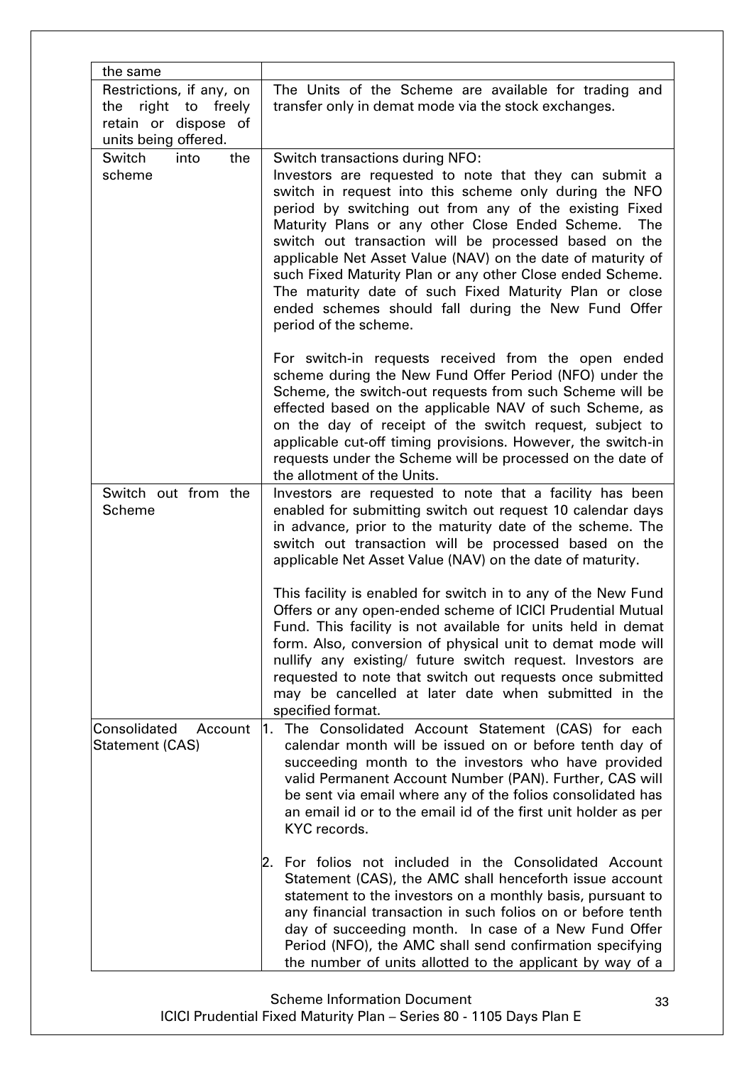| the same | |
|---|---|
| Restrictions, if any, on the right to freely retain or dispose of units being offered. | The Units of the Scheme are available for trading and transfer only in demat mode via the stock exchanges. |
| Switch into the scheme | Switch transactions during NFO:<br>Investors are requested to note that they can submit a switch in request into this scheme only during the NFO period by switching out from any of the existing Fixed Maturity Plans or any other Close Ended Scheme. The switch out transaction will be processed based on the applicable Net Asset Value (NAV) on the date of maturity of such Fixed Maturity Plan or any other Close ended Scheme. The maturity date of such Fixed Maturity Plan or close ended schemes should fall during the New Fund Offer period of the scheme.<br><br>For switch-in requests received from the open ended scheme during the New Fund Offer Period (NFO) under the Scheme, the switch-out requests from such Scheme will be effected based on the applicable NAV of such Scheme, as on the day of receipt of the switch request, subject to applicable cut-off timing provisions. However, the switch-in requests under the Scheme will be processed on the date of the allotment of the Units. |
| Switch out from the Scheme | Investors are requested to note that a facility has been enabled for submitting switch out request 10 calendar days in advance, prior to the maturity date of the scheme. The switch out transaction will be processed based on the applicable Net Asset Value (NAV) on the date of maturity.<br><br>This facility is enabled for switch in to any of the New Fund Offers or any open-ended scheme of ICICI Prudential Mutual Fund. This facility is not available for units held in demat form. Also, conversion of physical unit to demat mode will nullify any existing/ future switch request. Investors are requested to note that switch out requests once submitted may be cancelled at later date when submitted in the specified format. |
| Consolidated Account Statement (CAS) | 1. The Consolidated Account Statement (CAS) for each calendar month will be issued on or before tenth day of succeeding month to the investors who have provided valid Permanent Account Number (PAN). Further, CAS will be sent via email where any of the folios consolidated has an email id or to the email id of the first unit holder as per KYC records.<br><br>2. For folios not included in the Consolidated Account Statement (CAS), the AMC shall henceforth issue account statement to the investors on a monthly basis, pursuant to any financial transaction in such folios on or before tenth day of succeeding month. In case of a New Fund Offer Period (NFO), the AMC shall send confirmation specifying the number of units allotted to the applicant by way of a |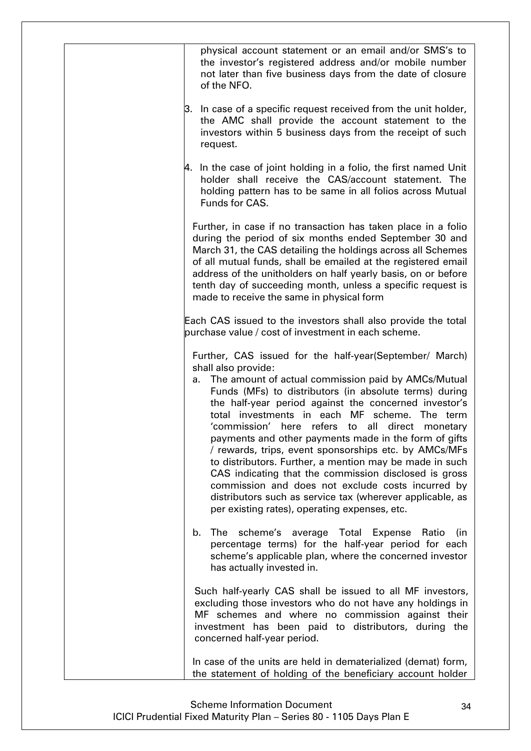| | physical account statement or an email and/or SMS's to the investor's registered address and/or mobile number not later than five business days from the date of closure of the NFO.<br><br>3. In case of a specific request received from the unit holder, the AMC shall provide the account statement to the investors within 5 business days from the receipt of such request.<br><br>4. In the case of joint holding in a folio, the first named Unit holder shall receive the CAS/account statement. The holding pattern has to be same in all folios across Mutual Funds for CAS.<br><br>Further, in case if no transaction has taken place in a folio during the period of six months ended September 30 and March 31, the CAS detailing the holdings across all Schemes of all mutual funds, shall be emailed at the registered email address of the unitholders on half yearly basis, on or before tenth day of succeeding month, unless a specific request is made to receive the same in physical form<br><br>Each CAS issued to the investors shall also provide the total purchase value / cost of investment in each scheme.<br><br>Further, CAS issued for the half-year(September/ March) shall also provide:<br>a. The amount of actual commission paid by AMCs/Mutual Funds (MFs) to distributors (in absolute terms) during the half-year period against the concerned investor's total investments in each MF scheme. The term 'commission' here refers to all direct monetary payments and other payments made in the form of gifts / rewards, trips, event sponsorships etc. by AMCs/MFs to distributors. Further, a mention may be made in such CAS indicating that the commission disclosed is gross commission and does not exclude costs incurred by distributors such as service tax (wherever applicable, as per existing rates), operating expenses, etc.<br><br>b. The scheme's average Total Expense Ratio (in percentage terms) for the half-year period for each scheme's applicable plan, where the concerned investor has actually invested in.<br><br>Such half-yearly CAS shall be issued to all MF investors, excluding those investors who do not have any holdings in MF schemes and where no commission against their investment has been paid to distributors, during the concerned half-year period.<br><br>In case of the units are held in dematerialized (demat) form, the statement of holding of the beneficiary account holder |
|---|---|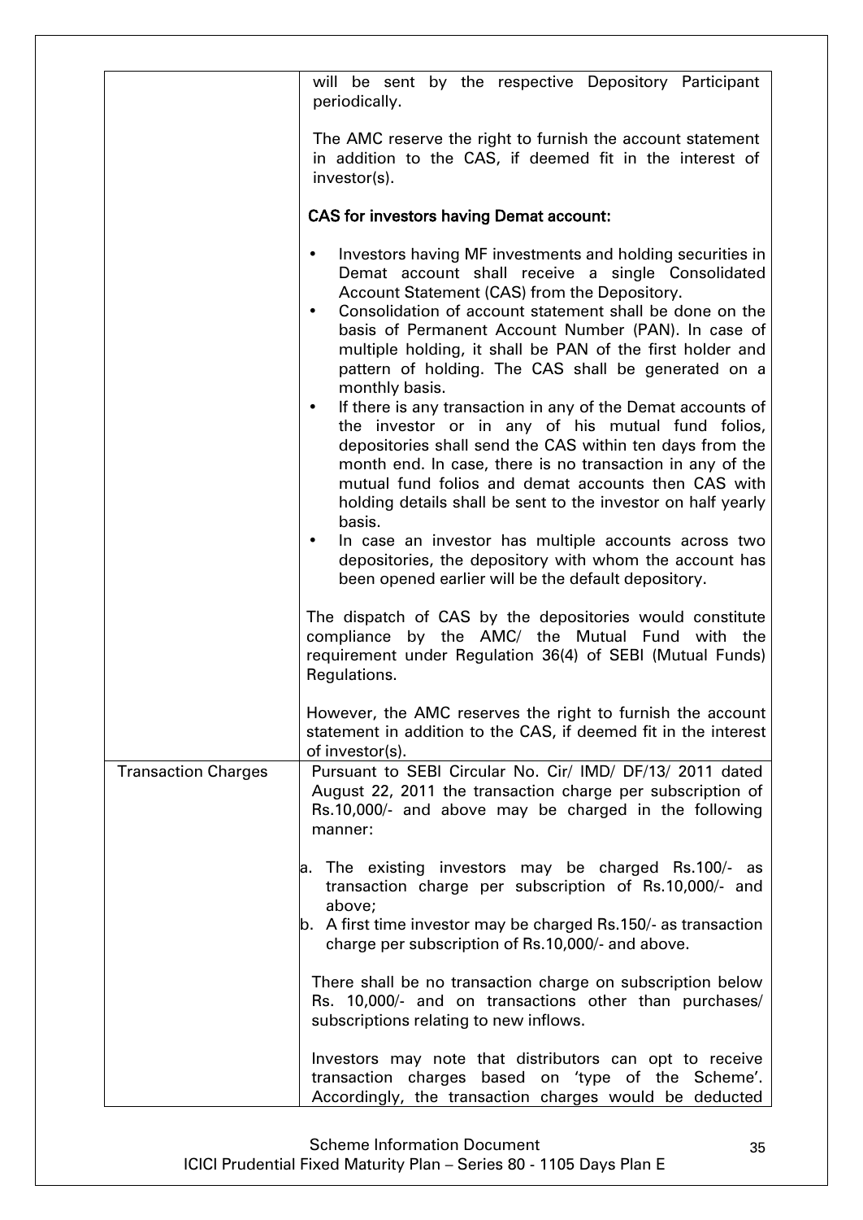| | |
|---|---|
| | will be sent by the respective Depository Participant periodically.<br><br>The AMC reserve the right to furnish the account statement in addition to the CAS, if deemed fit in the interest of investor(s).<br><br>**CAS for investors having Demat account:**<br><br>• Investors having MF investments and holding securities in Demat account shall receive a single Consolidated Account Statement (CAS) from the Depository.<br>• Consolidation of account statement shall be done on the basis of Permanent Account Number (PAN). In case of multiple holding, it shall be PAN of the first holder and pattern of holding. The CAS shall be generated on a monthly basis.<br>• If there is any transaction in any of the Demat accounts of the investor or in any of his mutual fund folios, depositories shall send the CAS within ten days from the month end. In case, there is no transaction in any of the mutual fund folios and demat accounts then CAS with holding details shall be sent to the investor on half yearly basis.<br>• In case an investor has multiple accounts across two depositories, the depository with whom the account has been opened earlier will be the default depository.<br><br>The dispatch of CAS by the depositories would constitute compliance by the AMC/ the Mutual Fund with the requirement under Regulation 36(4) of SEBI (Mutual Funds) Regulations.<br><br>However, the AMC reserves the right to furnish the account statement in addition to the CAS, if deemed fit in the interest of investor(s). |
| Transaction Charges | Pursuant to SEBI Circular No. Cir/ IMD/ DF/13/ 2011 dated August 22, 2011 the transaction charge per subscription of Rs.10,000/- and above may be charged in the following manner:<br><br>a. The existing investors may be charged Rs.100/- as transaction charge per subscription of Rs.10,000/- and above;<br>b. A first time investor may be charged Rs.150/- as transaction charge per subscription of Rs.10,000/- and above.<br><br>There shall be no transaction charge on subscription below Rs. 10,000/- and on transactions other than purchases/ subscriptions relating to new inflows.<br><br>Investors may note that distributors can opt to receive transaction charges based on 'type of the Scheme'. Accordingly, the transaction charges would be deducted |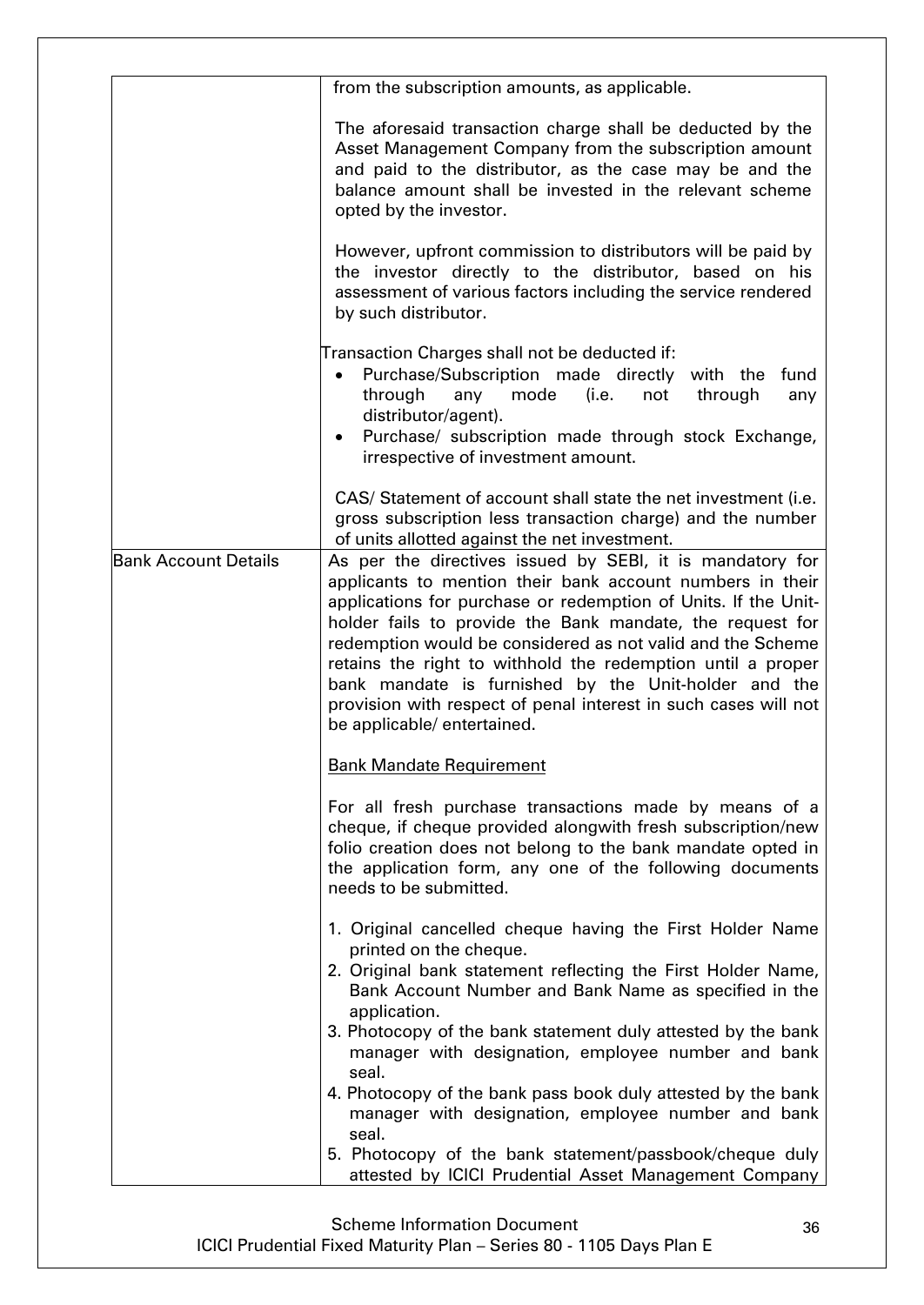| | |
|---|---|
| | from the subscription amounts, as applicable.<br><br>The aforesaid transaction charge shall be deducted by the Asset Management Company from the subscription amount and paid to the distributor, as the case may be and the balance amount shall be invested in the relevant scheme opted by the investor.<br><br>However, upfront commission to distributors will be paid by the investor directly to the distributor, based on his assessment of various factors including the service rendered by such distributor.<br><br>Transaction Charges shall not be deducted if:<br>• Purchase/Subscription made directly with the fund through any mode (i.e. not through any distributor/agent).<br>• Purchase/ subscription made through stock Exchange, irrespective of investment amount.<br><br>CAS/ Statement of account shall state the net investment (i.e. gross subscription less transaction charge) and the number of units allotted against the net investment. |
| Bank Account Details | As per the directives issued by SEBI, it is mandatory for applicants to mention their bank account numbers in their applications for purchase or redemption of Units. If the Unit-holder fails to provide the Bank mandate, the request for redemption would be considered as not valid and the Scheme retains the right to withhold the redemption until a proper bank mandate is furnished by the Unit-holder and the provision with respect of penal interest in such cases will not be applicable/ entertained.<br><br><u>Bank Mandate Requirement</u><br><br>For all fresh purchase transactions made by means of a cheque, if cheque provided alongwith fresh subscription/new folio creation does not belong to the bank mandate opted in the application form, any one of the following documents needs to be submitted.<br><br>1. Original cancelled cheque having the First Holder Name printed on the cheque.<br>2. Original bank statement reflecting the First Holder Name, Bank Account Number and Bank Name as specified in the application.<br>3. Photocopy of the bank statement duly attested by the bank manager with designation, employee number and bank seal.<br>4. Photocopy of the bank pass book duly attested by the bank manager with designation, employee number and bank seal.<br>5. Photocopy of the bank statement/passbook/cheque duly attested by ICICI Prudential Asset Management Company |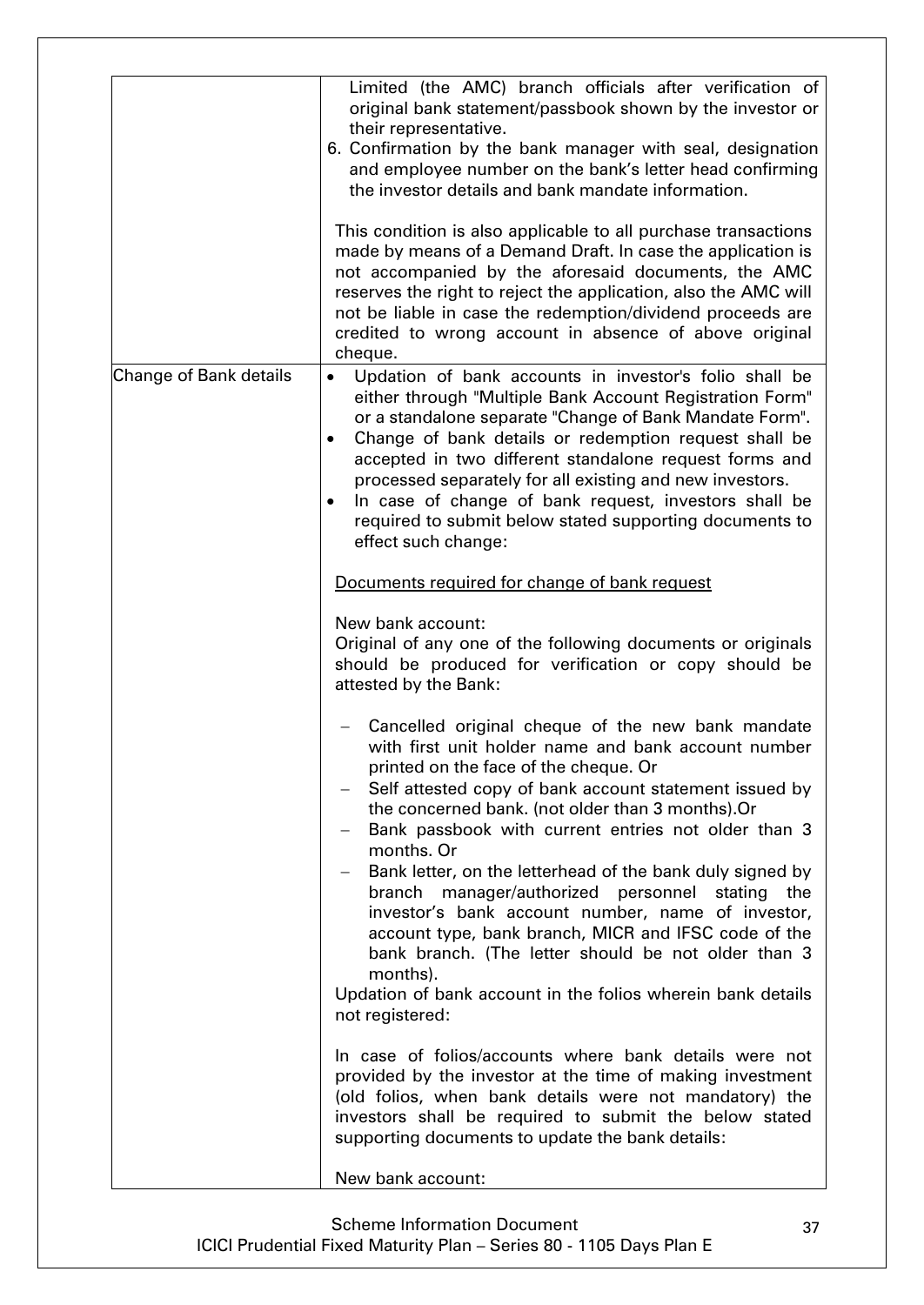| | |
|---|---|
| | Limited (the AMC) branch officials after verification of original bank statement/passbook shown by the investor or their representative.<br>6. Confirmation by the bank manager with seal, designation and employee number on the bank's letter head confirming the investor details and bank mandate information.<br><br>This condition is also applicable to all purchase transactions made by means of a Demand Draft. In case the application is not accompanied by the aforesaid documents, the AMC reserves the right to reject the application, also the AMC will not be liable in case the redemption/dividend proceeds are credited to wrong account in absence of above original cheque. |
| Change of Bank details | • Updation of bank accounts in investor's folio shall be either through "Multiple Bank Account Registration Form" or a standalone separate "Change of Bank Mandate Form".<br>• Change of bank details or redemption request shall be accepted in two different standalone request forms and processed separately for all existing and new investors.<br>• In case of change of bank request, investors shall be required to submit below stated supporting documents to effect such change:<br><br><u>Documents required for change of bank request</u><br><br>New bank account:<br>Original of any one of the following documents or originals should be produced for verification or copy should be attested by the Bank:<br><br>– Cancelled original cheque of the new bank mandate with first unit holder name and bank account number printed on the face of the cheque. Or<br>– Self attested copy of bank account statement issued by the concerned bank. (not older than 3 months).Or<br>– Bank passbook with current entries not older than 3 months. Or<br>– Bank letter, on the letterhead of the bank duly signed by branch manager/authorized personnel stating the investor's bank account number, name of investor, account type, bank branch, MICR and IFSC code of the bank branch. (The letter should be not older than 3 months).<br><br>Updation of bank account in the folios wherein bank details not registered:<br><br>In case of folios/accounts where bank details were not provided by the investor at the time of making investment (old folios, when bank details were not mandatory) the investors shall be required to submit the below stated supporting documents to update the bank details:<br><br>New bank account: |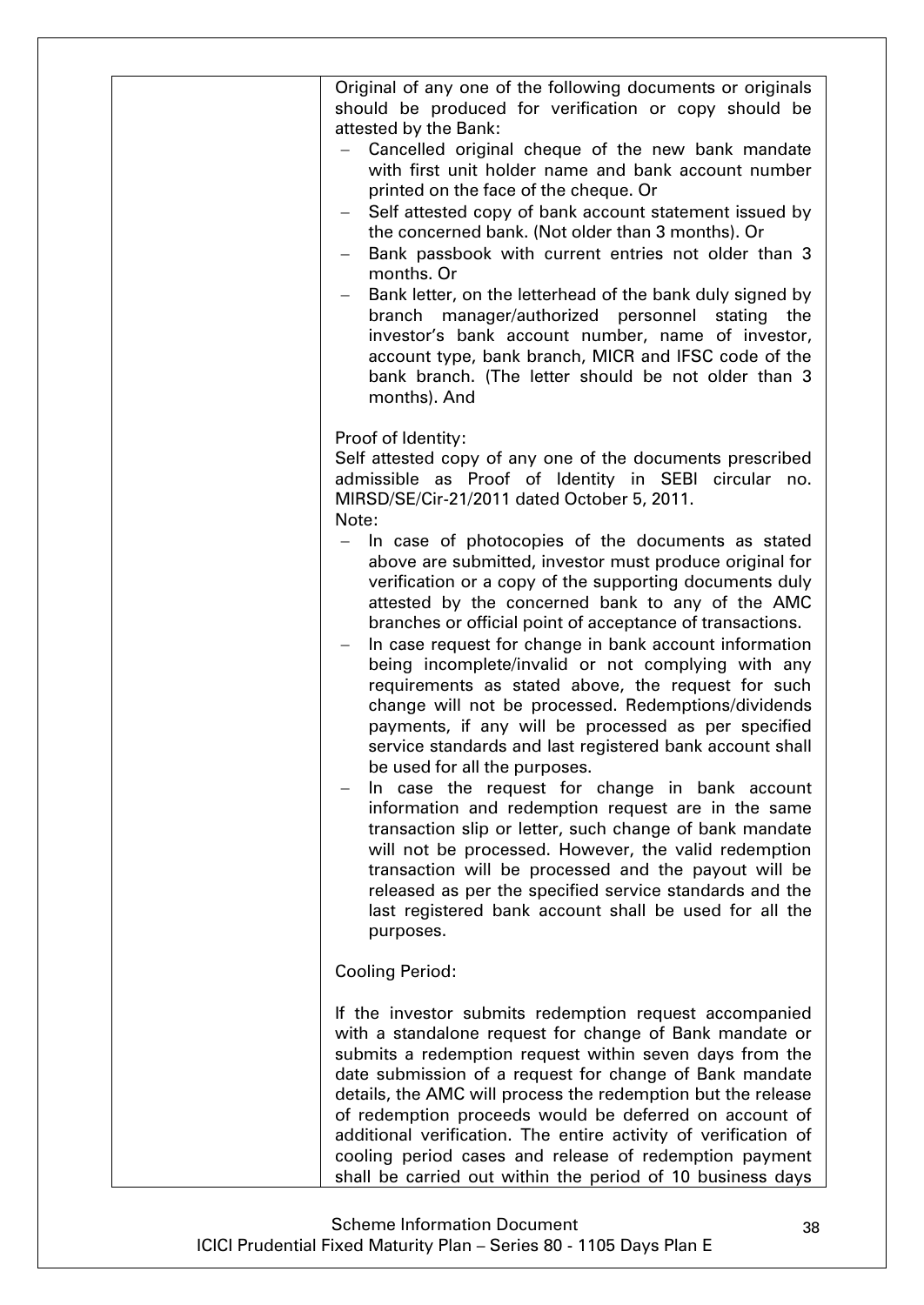| | |
|---|---|
| | Original of any one of the following documents or originals should be produced for verification or copy should be attested by the Bank:<br>– Cancelled original cheque of the new bank mandate with first unit holder name and bank account number printed on the face of the cheque. Or<br>– Self attested copy of bank account statement issued by the concerned bank. (Not older than 3 months). Or<br>– Bank passbook with current entries not older than 3 months. Or<br>– Bank letter, on the letterhead of the bank duly signed by branch manager/authorized personnel stating the investor's bank account number, name of investor, account type, bank branch, MICR and IFSC code of the bank branch. (The letter should be not older than 3 months). And<br><br>Proof of Identity:<br>Self attested copy of any one of the documents prescribed admissible as Proof of Identity in SEBI circular no. MIRSD/SE/Cir-21/2011 dated October 5, 2011.<br>Note:<br>– In case of photocopies of the documents as stated above are submitted, investor must produce original for verification or a copy of the supporting documents duly attested by the concerned bank to any of the AMC branches or official point of acceptance of transactions.<br>– In case request for change in bank account information being incomplete/invalid or not complying with any requirements as stated above, the request for such change will not be processed. Redemptions/dividends payments, if any will be processed as per specified service standards and last registered bank account shall be used for all the purposes.<br>– In case the request for change in bank account information and redemption request are in the same transaction slip or letter, such change of bank mandate will not be processed. However, the valid redemption transaction will be processed and the payout will be released as per the specified service standards and the last registered bank account shall be used for all the purposes.<br><br>Cooling Period:<br><br>If the investor submits redemption request accompanied with a standalone request for change of Bank mandate or submits a redemption request within seven days from the date submission of a request for change of Bank mandate details, the AMC will process the redemption but the release of redemption proceeds would be deferred on account of additional verification. The entire activity of verification of cooling period cases and release of redemption payment shall be carried out within the period of 10 business days |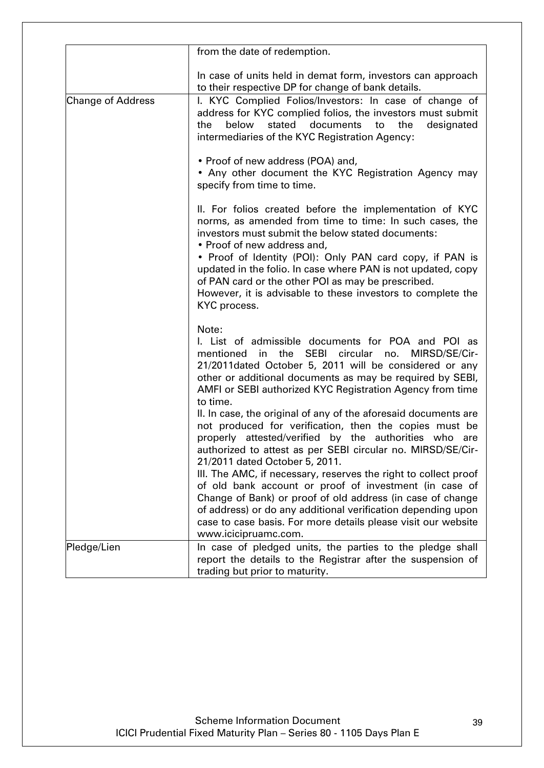| | |
|---|---|
| | from the date of redemption.<br><br>In case of units held in demat form, investors can approach to their respective DP for change of bank details. |
| Change of Address | I. KYC Complied Folios/Investors: In case of change of address for KYC complied folios, the investors must submit the below stated documents to the designated intermediaries of the KYC Registration Agency:<br><br>• Proof of new address (POA) and,<br>• Any other document the KYC Registration Agency may specify from time to time.<br><br>II. For folios created before the implementation of KYC norms, as amended from time to time: In such cases, the investors must submit the below stated documents:<br>• Proof of new address and,<br>• Proof of Identity (POI): Only PAN card copy, if PAN is updated in the folio. In case where PAN is not updated, copy of PAN card or the other POI as may be prescribed.<br>However, it is advisable to these investors to complete the KYC process.<br><br>Note:<br>I. List of admissible documents for POA and POI as mentioned in the SEBI circular no. MIRSD/SE/Cir-21/2011dated October 5, 2011 will be considered or any other or additional documents as may be required by SEBI, AMFI or SEBI authorized KYC Registration Agency from time to time.<br>II. In case, the original of any of the aforesaid documents are not produced for verification, then the copies must be properly attested/verified by the authorities who are authorized to attest as per SEBI circular no. MIRSD/SE/Cir-21/2011 dated October 5, 2011.<br>III. The AMC, if necessary, reserves the right to collect proof of old bank account or proof of investment (in case of Change of Bank) or proof of old address (in case of change of address) or do any additional verification depending upon case to case basis. For more details please visit our website www.icicipruamc.com. |
| Pledge/Lien | In case of pledged units, the parties to the pledge shall report the details to the Registrar after the suspension of trading but prior to maturity. |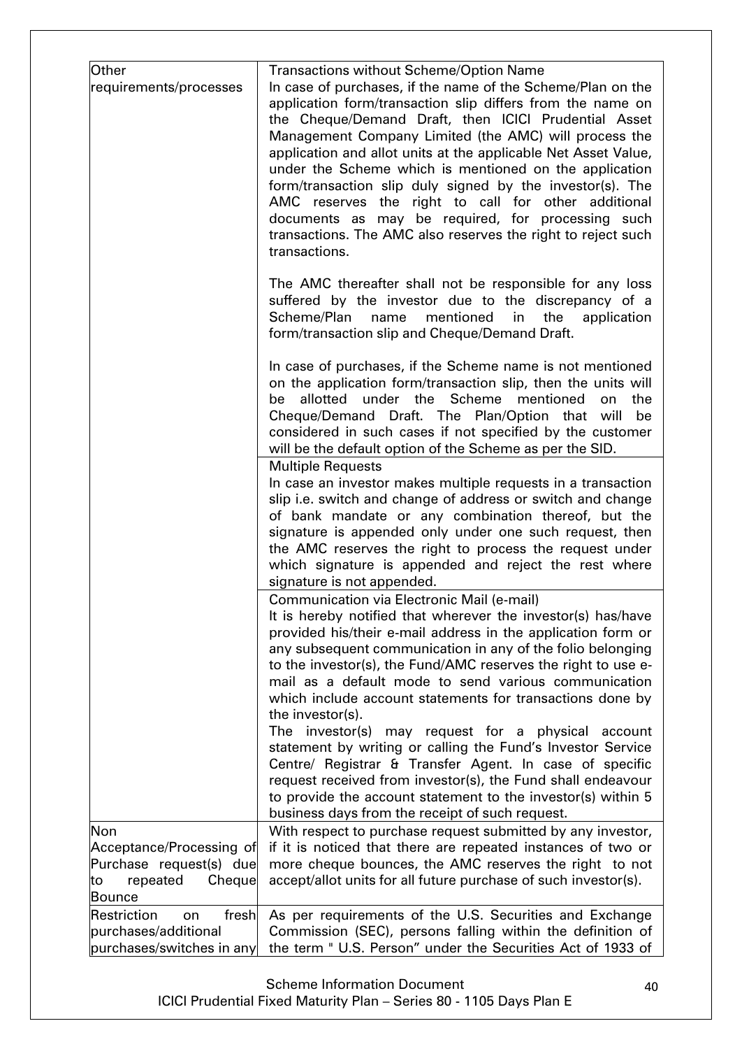| Other requirements/processes | Transactions without Scheme/Option Name<br>In case of purchases, if the name of the Scheme/Plan on the application form/transaction slip differs from the name on the Cheque/Demand Draft, then ICICI Prudential Asset Management Company Limited (the AMC) will process the application and allot units at the applicable Net Asset Value, under the Scheme which is mentioned on the application form/transaction slip duly signed by the investor(s). The AMC reserves the right to call for other additional documents as may be required, for processing such transactions. The AMC also reserves the right to reject such transactions.<br><br>The AMC thereafter shall not be responsible for any loss suffered by the investor due to the discrepancy of a Scheme/Plan name mentioned in the application form/transaction slip and Cheque/Demand Draft.<br><br>In case of purchases, if the Scheme name is not mentioned on the application form/transaction slip, then the units will be allotted under the Scheme mentioned on the Cheque/Demand Draft. The Plan/Option that will be considered in such cases if not specified by the customer will be the default option of the Scheme as per the SID. |
|---|---|
| | Multiple Requests<br>In case an investor makes multiple requests in a transaction slip i.e. switch and change of address or switch and change of bank mandate or any combination thereof, but the signature is appended only under one such request, then the AMC reserves the right to process the request under which signature is appended and reject the rest where signature is not appended. |
| | Communication via Electronic Mail (e-mail)<br>It is hereby notified that wherever the investor(s) has/have provided his/their e-mail address in the application form or any subsequent communication in any of the folio belonging to the investor(s), the Fund/AMC reserves the right to use e-mail as a default mode to send various communication which include account statements for transactions done by the investor(s).<br>The investor(s) may request for a physical account statement by writing or calling the Fund's Investor Service Centre/ Registrar & Transfer Agent. In case of specific request received from investor(s), the Fund shall endeavour to provide the account statement to the investor(s) within 5 business days from the receipt of such request. |
| Non Acceptance/Processing of Purchase request(s) due to repeated Cheque Bounce | With respect to purchase request submitted by any investor, if it is noticed that there are repeated instances of two or more cheque bounces, the AMC reserves the right to not accept/allot units for all future purchase of such investor(s). |
| Restriction on fresh purchases/additional purchases/switches in any | As per requirements of the U.S. Securities and Exchange Commission (SEC), persons falling within the definition of the term " U.S. Person" under the Securities Act of 1933 of |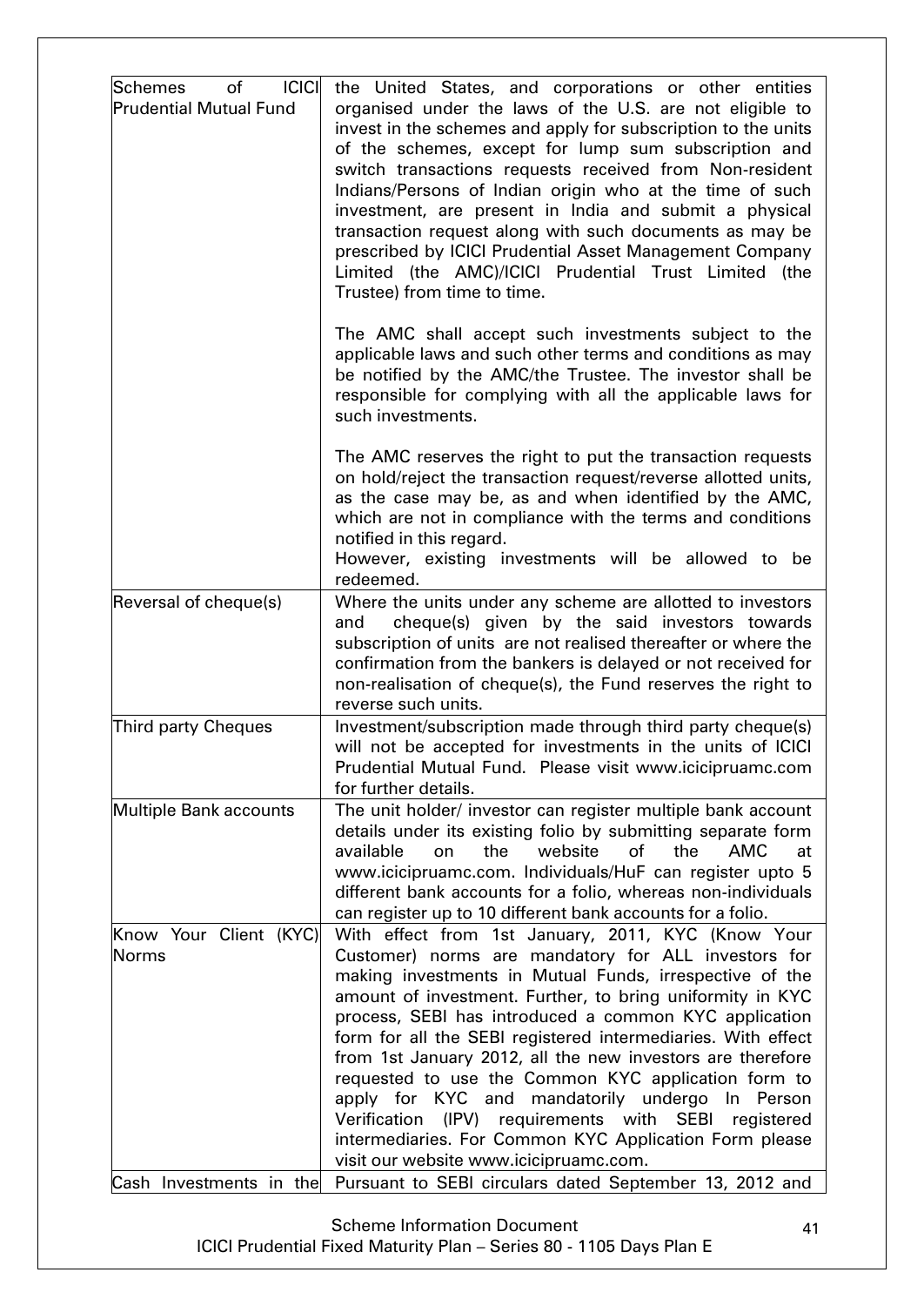| | |
|---|---|
| Schemes of ICICI Prudential Mutual Fund | the United States, and corporations or other entities organised under the laws of the U.S. are not eligible to invest in the schemes and apply for subscription to the units of the schemes, except for lump sum subscription and switch transactions requests received from Non-resident Indians/Persons of Indian origin who at the time of such investment, are present in India and submit a physical transaction request along with such documents as may be prescribed by ICICI Prudential Asset Management Company Limited (the AMC)/ICICI Prudential Trust Limited (the Trustee) from time to time.<br><br>The AMC shall accept such investments subject to the applicable laws and such other terms and conditions as may be notified by the AMC/the Trustee. The investor shall be responsible for complying with all the applicable laws for such investments.<br><br>The AMC reserves the right to put the transaction requests on hold/reject the transaction request/reverse allotted units, as the case may be, as and when identified by the AMC, which are not in compliance with the terms and conditions notified in this regard.<br>However, existing investments will be allowed to be redeemed. |
| Reversal of cheque(s) | Where the units under any scheme are allotted to investors and cheque(s) given by the said investors towards subscription of units are not realised thereafter or where the confirmation from the bankers is delayed or not received for non-realisation of cheque(s), the Fund reserves the right to reverse such units. |
| Third party Cheques | Investment/subscription made through third party cheque(s) will not be accepted for investments in the units of ICICI Prudential Mutual Fund. Please visit www.icicipruamc.com for further details. |
| Multiple Bank accounts | The unit holder/ investor can register multiple bank account details under its existing folio by submitting separate form available on the website of the AMC at www.icicipruamc.com. Individuals/HuF can register upto 5 different bank accounts for a folio, whereas non-individuals can register up to 10 different bank accounts for a folio. |
| Know Your Client (KYC) Norms | With effect from 1st January, 2011, KYC (Know Your Customer) norms are mandatory for ALL investors for making investments in Mutual Funds, irrespective of the amount of investment. Further, to bring uniformity in KYC process, SEBI has introduced a common KYC application form for all the SEBI registered intermediaries. With effect from 1st January 2012, all the new investors are therefore requested to use the Common KYC application form to apply for KYC and mandatorily undergo In Person Verification (IPV) requirements with SEBI registered intermediaries. For Common KYC Application Form please visit our website www.icicipruamc.com. |
| Cash Investments in the | Pursuant to SEBI circulars dated September 13, 2012 and |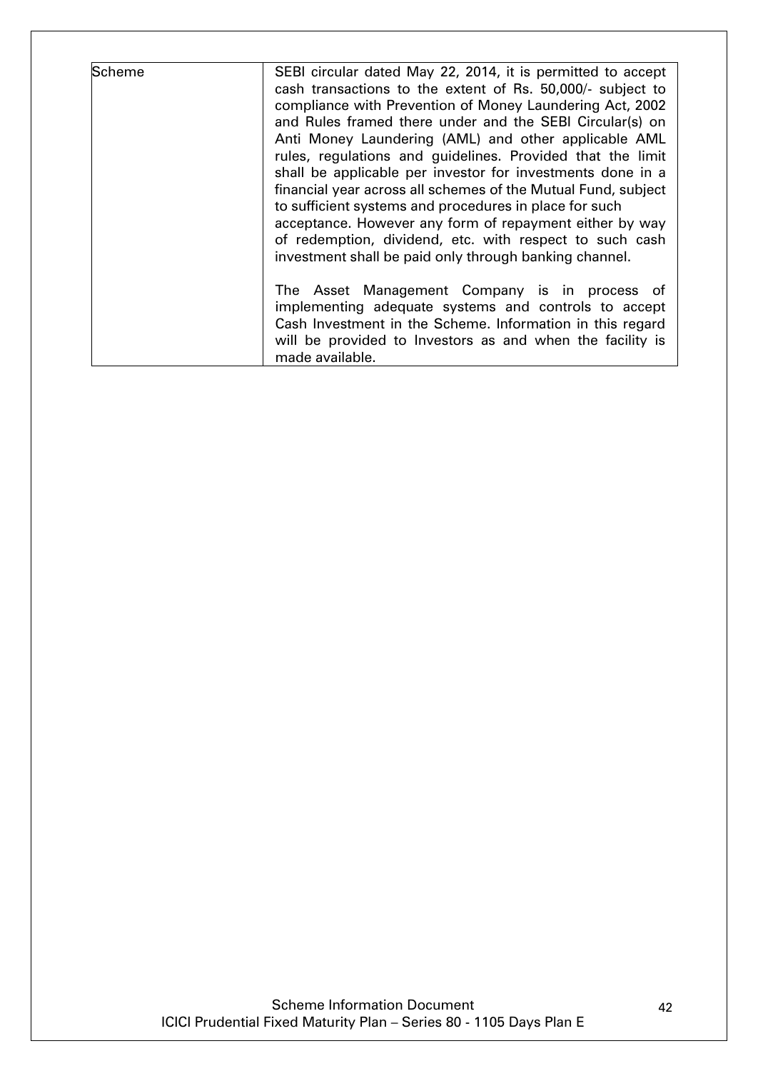| | |
|---|---|
| Scheme | SEBI circular dated May 22, 2014, it is permitted to accept cash transactions to the extent of Rs. 50,000/- subject to compliance with Prevention of Money Laundering Act, 2002 and Rules framed there under and the SEBI Circular(s) on Anti Money Laundering (AML) and other applicable AML rules, regulations and guidelines. Provided that the limit shall be applicable per investor for investments done in a financial year across all schemes of the Mutual Fund, subject to sufficient systems and procedures in place for such acceptance. However any form of repayment either by way of redemption, dividend, etc. with respect to such cash investment shall be paid only through banking channel.<br><br>The Asset Management Company is in process of implementing adequate systems and controls to accept Cash Investment in the Scheme. Information in this regard will be provided to Investors as and when the facility is made available. |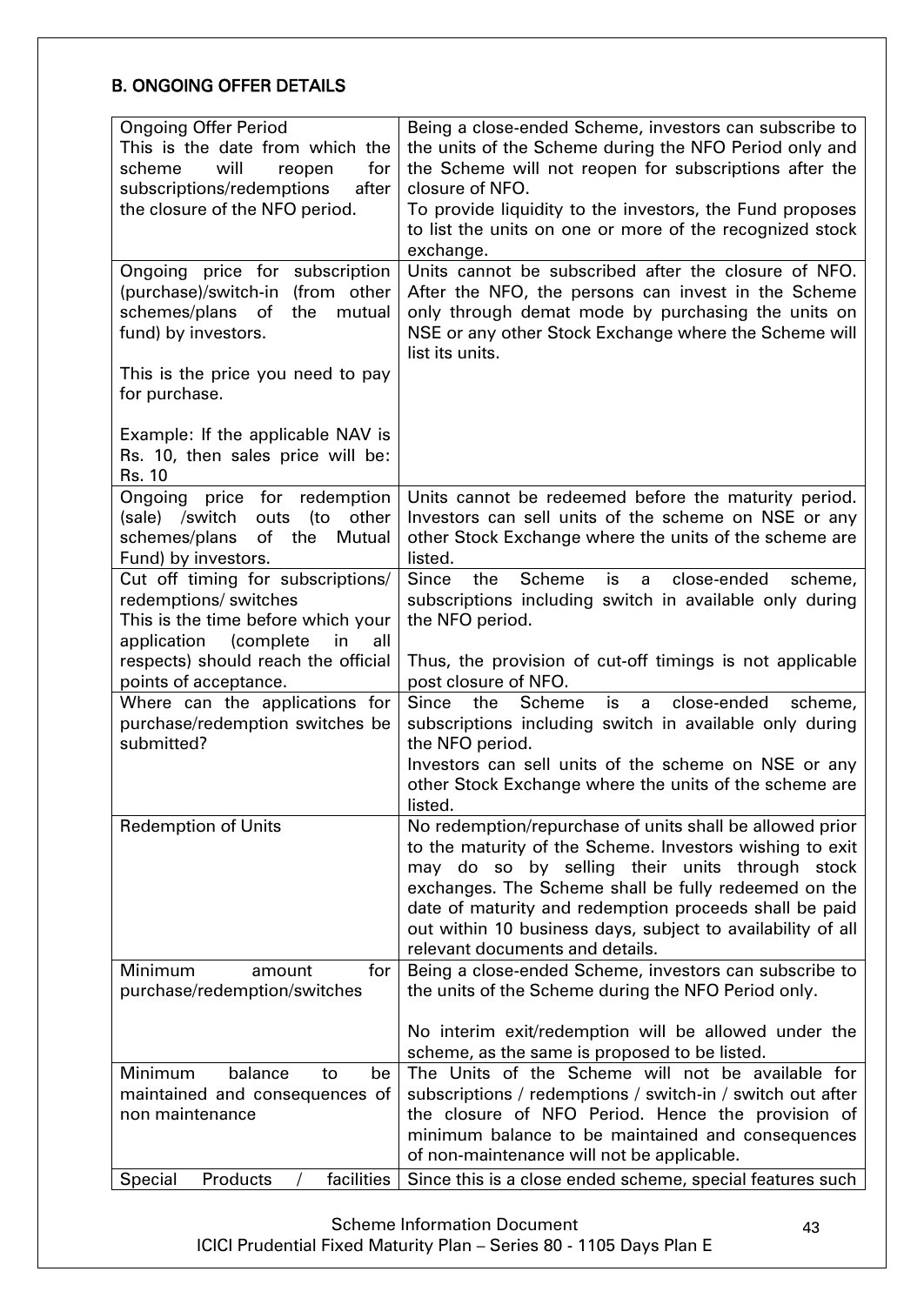## B. ONGOING OFFER DETAILS

| | |
|---|---|
| Ongoing Offer Period<br>This is the date from which the scheme will reopen for subscriptions/redemptions after the closure of the NFO period. | Being a close-ended Scheme, investors can subscribe to the units of the Scheme during the NFO Period only and the Scheme will not reopen for subscriptions after the closure of NFO.<br>To provide liquidity to the investors, the Fund proposes to list the units on one or more of the recognized stock exchange. |
| Ongoing price for subscription (purchase)/switch-in (from other schemes/plans of the mutual fund) by investors.<br><br>This is the price you need to pay for purchase.<br><br>Example: If the applicable NAV is Rs. 10, then sales price will be: Rs. 10 | Units cannot be subscribed after the closure of NFO. After the NFO, the persons can invest in the Scheme only through demat mode by purchasing the units on NSE or any other Stock Exchange where the Scheme will list its units. |
| Ongoing price for redemption (sale) /switch outs (to other schemes/plans of the Mutual Fund) by investors. | Units cannot be redeemed before the maturity period. Investors can sell units of the scheme on NSE or any other Stock Exchange where the units of the scheme are listed. |
| Cut off timing for subscriptions/ redemptions/ switches<br>This is the time before which your application (complete in all respects) should reach the official points of acceptance. | Since the Scheme is a close-ended scheme, subscriptions including switch in available only during the NFO period.<br><br>Thus, the provision of cut-off timings is not applicable post closure of NFO. |
| Where can the applications for purchase/redemption switches be submitted? | Since the Scheme is a close-ended scheme, subscriptions including switch in available only during the NFO period.<br>Investors can sell units of the scheme on NSE or any other Stock Exchange where the units of the scheme are listed. |
| Redemption of Units | No redemption/repurchase of units shall be allowed prior to the maturity of the Scheme. Investors wishing to exit may do so by selling their units through stock exchanges. The Scheme shall be fully redeemed on the date of maturity and redemption proceeds shall be paid out within 10 business days, subject to availability of all relevant documents and details. |
| Minimum amount for purchase/redemption/switches | Being a close-ended Scheme, investors can subscribe to the units of the Scheme during the NFO Period only.<br><br>No interim exit/redemption will be allowed under the scheme, as the same is proposed to be listed. |
| Minimum balance to be maintained and consequences of non maintenance | The Units of the Scheme will not be available for subscriptions / redemptions / switch-in / switch out after the closure of NFO Period. Hence the provision of minimum balance to be maintained and consequences of non-maintenance will not be applicable. |
| Special Products / facilities | Since this is a close ended scheme, special features such |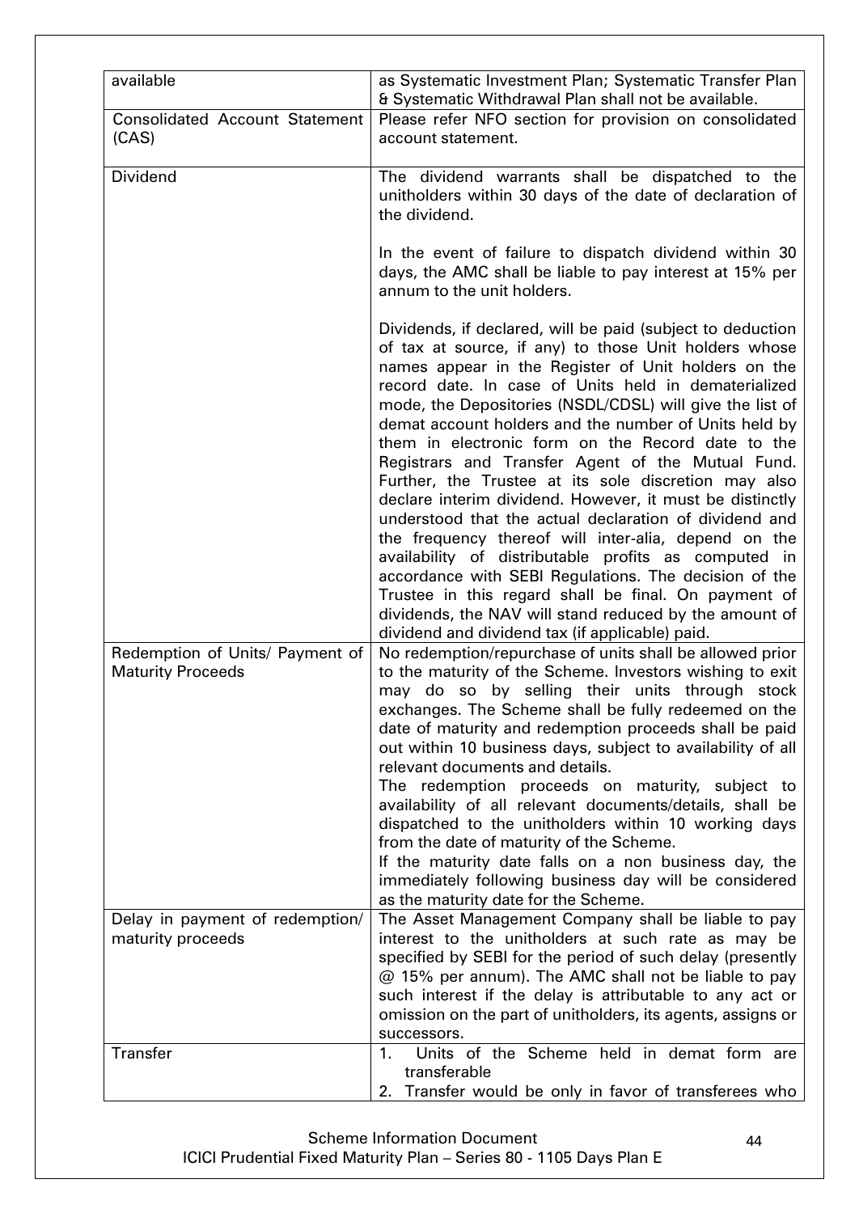| available | as Systematic Investment Plan; Systematic Transfer Plan & Systematic Withdrawal Plan shall not be available. |
|---|---|
| Consolidated Account Statement (CAS) | Please refer NFO section for provision on consolidated account statement. |
| Dividend | The dividend warrants shall be dispatched to the unitholders within 30 days of the date of declaration of the dividend.<br><br>In the event of failure to dispatch dividend within 30 days, the AMC shall be liable to pay interest at 15% per annum to the unit holders.<br><br>Dividends, if declared, will be paid (subject to deduction of tax at source, if any) to those Unit holders whose names appear in the Register of Unit holders on the record date. In case of Units held in dematerialized mode, the Depositories (NSDL/CDSL) will give the list of demat account holders and the number of Units held by them in electronic form on the Record date to the Registrars and Transfer Agent of the Mutual Fund. Further, the Trustee at its sole discretion may also declare interim dividend. However, it must be distinctly understood that the actual declaration of dividend and the frequency thereof will inter-alia, depend on the availability of distributable profits as computed in accordance with SEBI Regulations. The decision of the Trustee in this regard shall be final. On payment of dividends, the NAV will stand reduced by the amount of dividend and dividend tax (if applicable) paid. |
| Redemption of Units/ Payment of Maturity Proceeds | No redemption/repurchase of units shall be allowed prior to the maturity of the Scheme. Investors wishing to exit may do so by selling their units through stock exchanges. The Scheme shall be fully redeemed on the date of maturity and redemption proceeds shall be paid out within 10 business days, subject to availability of all relevant documents and details.<br>The redemption proceeds on maturity, subject to availability of all relevant documents/details, shall be dispatched to the unitholders within 10 working days from the date of maturity of the Scheme.<br>If the maturity date falls on a non business day, the immediately following business day will be considered as the maturity date for the Scheme. |
| Delay in payment of redemption/ maturity proceeds | The Asset Management Company shall be liable to pay interest to the unitholders at such rate as may be specified by SEBI for the period of such delay (presently @ 15% per annum). The AMC shall not be liable to pay such interest if the delay is attributable to any act or omission on the part of unitholders, its agents, assigns or successors. |
| Transfer | 1. Units of the Scheme held in demat form are transferable<br>2. Transfer would be only in favor of transferees who |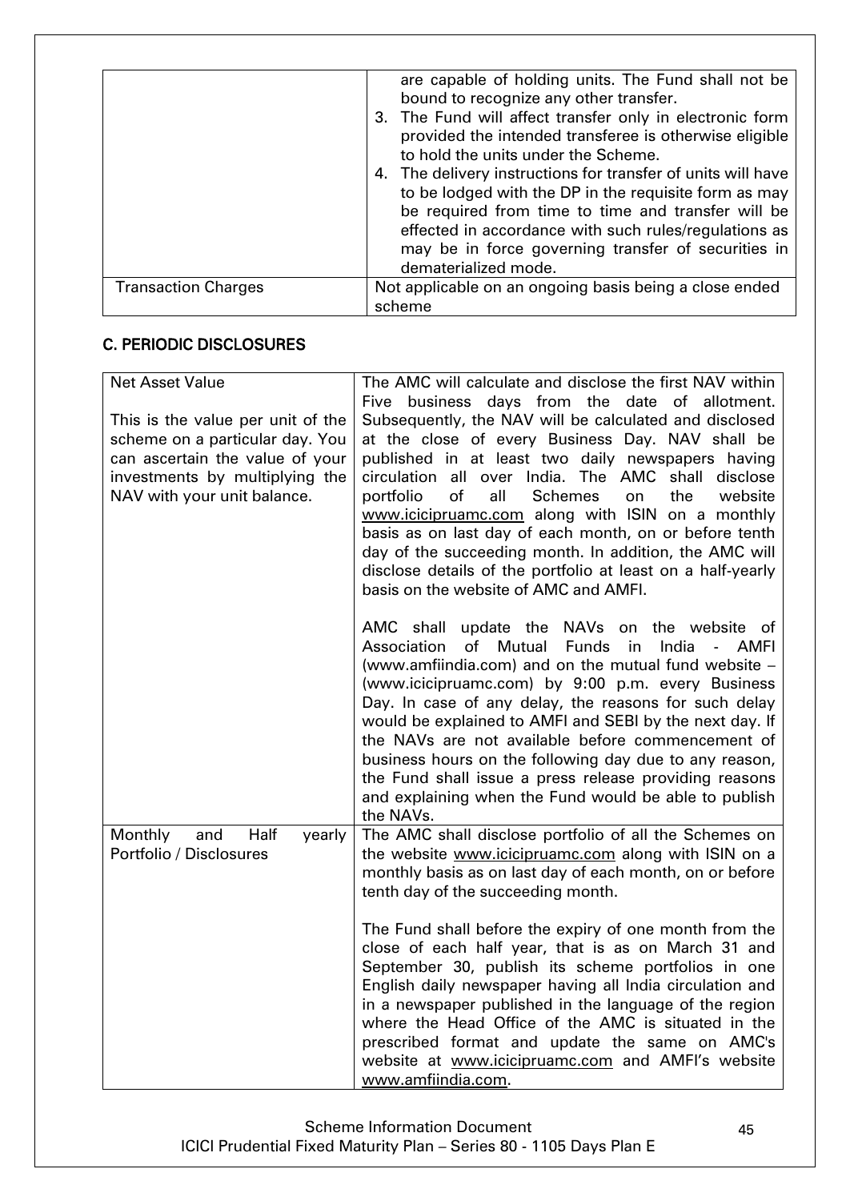| | |
|---|---|
| | are capable of holding units. The Fund shall not be bound to recognize any other transfer.<br>3. The Fund will affect transfer only in electronic form provided the intended transferee is otherwise eligible to hold the units under the Scheme.<br>4. The delivery instructions for transfer of units will have to be lodged with the DP in the requisite form as may be required from time to time and transfer will be effected in accordance with such rules/regulations as may be in force governing transfer of securities in dematerialized mode. |
| Transaction Charges | Not applicable on an ongoing basis being a close ended scheme |

## C. PERIODIC DISCLOSURES

| | |
|---|---|
| Net Asset Value<br><br>This is the value per unit of the scheme on a particular day. You can ascertain the value of your investments by multiplying the NAV with your unit balance. | The AMC will calculate and disclose the first NAV within Five business days from the date of allotment. Subsequently, the NAV will be calculated and disclosed at the close of every Business Day. NAV shall be published in at least two daily newspapers having circulation all over India. The AMC shall disclose portfolio of all Schemes on the website www.icicipruamc.com along with ISIN on a monthly basis as on last day of each month, on or before tenth day of the succeeding month. In addition, the AMC will disclose details of the portfolio at least on a half-yearly basis on the website of AMC and AMFI.<br><br>AMC shall update the NAVs on the website of Association of Mutual Funds in India - AMFI (www.amfiindia.com) and on the mutual fund website – (www.icicipruamc.com) by 9:00 p.m. every Business Day. In case of any delay, the reasons for such delay would be explained to AMFI and SEBI by the next day. If the NAVs are not available before commencement of business hours on the following day due to any reason, the Fund shall issue a press release providing reasons and explaining when the Fund would be able to publish the NAVs. |
| Monthly and Half yearly Portfolio / Disclosures | The AMC shall disclose portfolio of all the Schemes on the website www.icicipruamc.com along with ISIN on a monthly basis as on last day of each month, on or before tenth day of the succeeding month.<br><br>The Fund shall before the expiry of one month from the close of each half year, that is as on March 31 and September 30, publish its scheme portfolios in one English daily newspaper having all India circulation and in a newspaper published in the language of the region where the Head Office of the AMC is situated in the prescribed format and update the same on AMC's website at www.icicipruamc.com and AMFI's website www.amfiindia.com. |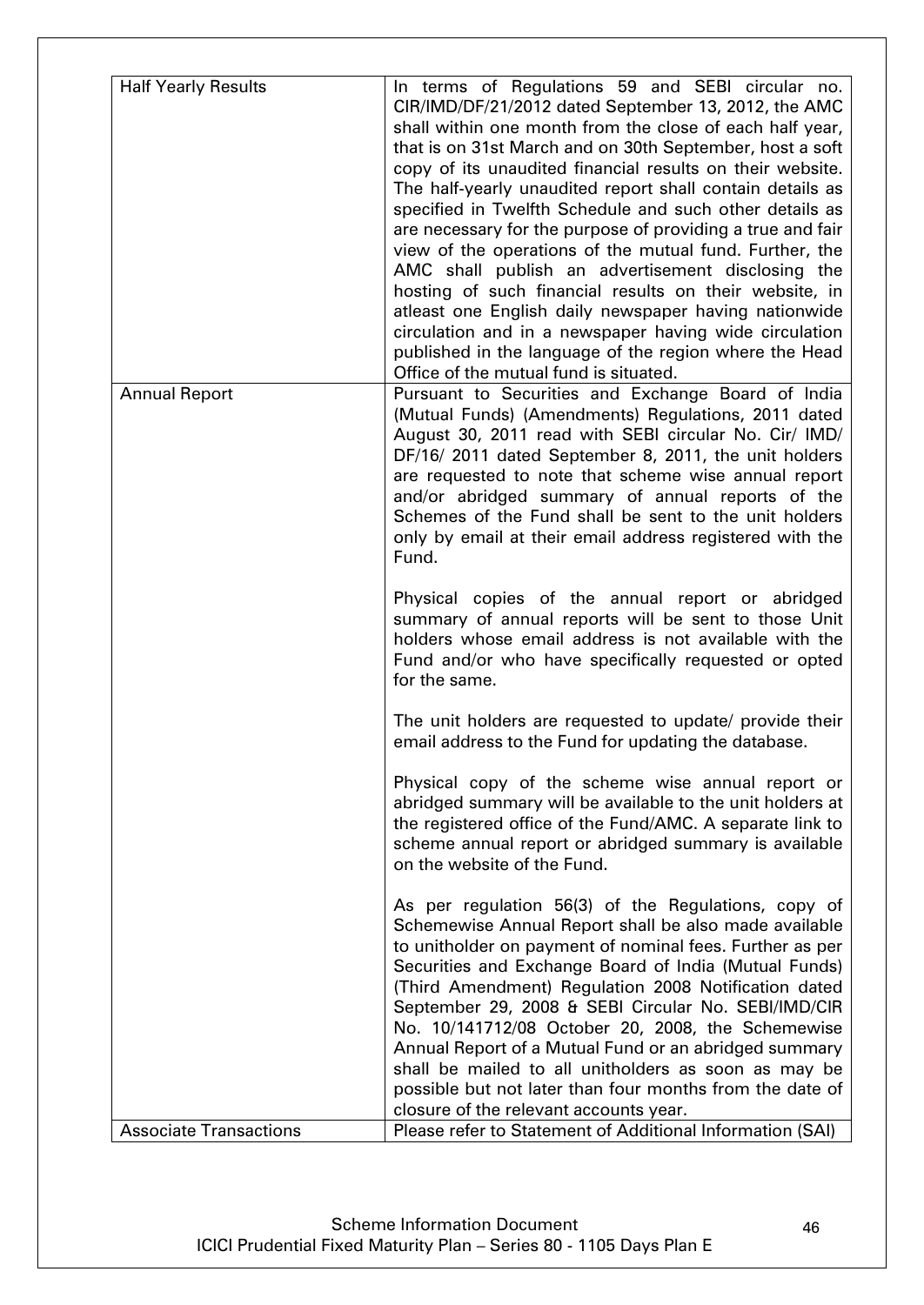| | |
|---|---|
| Half Yearly Results | In terms of Regulations 59 and SEBI circular no. CIR/IMD/DF/21/2012 dated September 13, 2012, the AMC shall within one month from the close of each half year, that is on 31st March and on 30th September, host a soft copy of its unaudited financial results on their website. The half-yearly unaudited report shall contain details as specified in Twelfth Schedule and such other details as are necessary for the purpose of providing a true and fair view of the operations of the mutual fund. Further, the AMC shall publish an advertisement disclosing the hosting of such financial results on their website, in atleast one English daily newspaper having nationwide circulation and in a newspaper having wide circulation published in the language of the region where the Head Office of the mutual fund is situated. |
| Annual Report | Pursuant to Securities and Exchange Board of India (Mutual Funds) (Amendments) Regulations, 2011 dated August 30, 2011 read with SEBI circular No. Cir/ IMD/ DF/16/ 2011 dated September 8, 2011, the unit holders are requested to note that scheme wise annual report and/or abridged summary of annual reports of the Schemes of the Fund shall be sent to the unit holders only by email at their email address registered with the Fund.<br><br>Physical copies of the annual report or abridged summary of annual reports will be sent to those Unit holders whose email address is not available with the Fund and/or who have specifically requested or opted for the same.<br><br>The unit holders are requested to update/ provide their email address to the Fund for updating the database.<br><br>Physical copy of the scheme wise annual report or abridged summary will be available to the unit holders at the registered office of the Fund/AMC. A separate link to scheme annual report or abridged summary is available on the website of the Fund.<br><br>As per regulation 56(3) of the Regulations, copy of Schemewise Annual Report shall be also made available to unitholder on payment of nominal fees. Further as per Securities and Exchange Board of India (Mutual Funds) (Third Amendment) Regulation 2008 Notification dated September 29, 2008 & SEBI Circular No. SEBI/IMD/CIR No. 10/141712/08 October 20, 2008, the Schemewise Annual Report of a Mutual Fund or an abridged summary shall be mailed to all unitholders as soon as may be possible but not later than four months from the date of closure of the relevant accounts year. |
| Associate Transactions | Please refer to Statement of Additional Information (SAI) |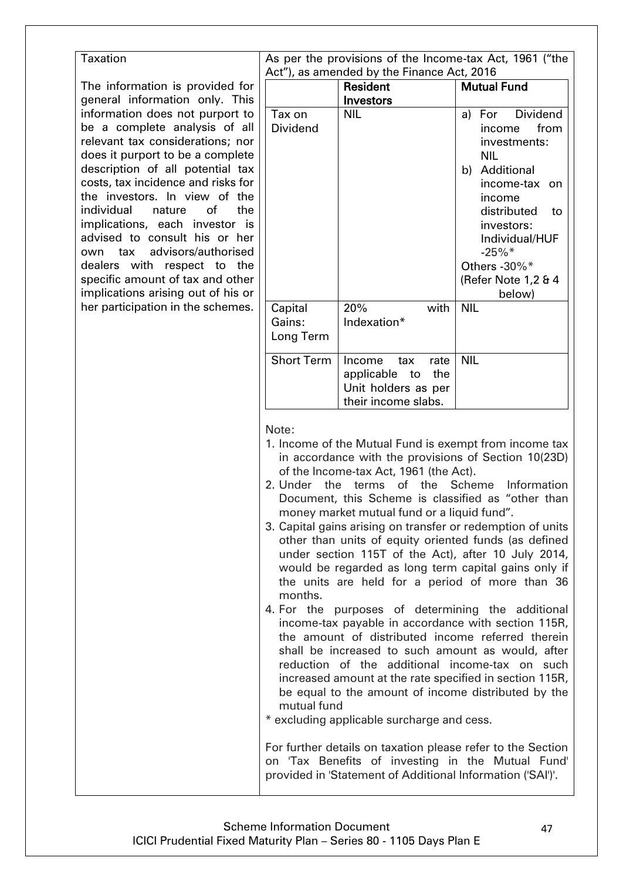**Taxation**

The information is provided for general information only. This information does not purport to be a complete analysis of all relevant tax considerations; nor does it purport to be a complete description of all potential tax costs, tax incidence and risks for the investors. In view of the individual nature of the implications, each investor is advised to consult his or her own tax advisors/authorised dealers with respect to the specific amount of tax and other implications arising out of his or her participation in the schemes.

As per the provisions of the Income-tax Act, 1961 ("the Act"), as amended by the Finance Act, 2016

| | **Resident Investors** | **Mutual Fund** |
|---|---|---|
| Tax on Dividend | NIL | a) For Dividend income from investments: NIL<br>b) Additional income-tax on income distributed to investors: Individual/HUF -25%*<br>Others -30%*<br>(Refer Note 1,2 & 4 below) |
| Capital Gains: Long Term | 20% with Indexation* | NIL |
| Short Term | Income tax rate applicable to the Unit holders as per their income slabs. | NIL |

Note:

1. Income of the Mutual Fund is exempt from income tax in accordance with the provisions of Section 10(23D) of the Income-tax Act, 1961 (the Act).
2. Under the terms of the Scheme Information Document, this Scheme is classified as "other than money market mutual fund or a liquid fund".
3. Capital gains arising on transfer or redemption of units other than units of equity oriented funds (as defined under section 115T of the Act), after 10 July 2014, would be regarded as long term capital gains only if the units are held for a period of more than 36 months.
4. For the purposes of determining the additional income-tax payable in accordance with section 115R, the amount of distributed income referred therein shall be increased to such amount as would, after reduction of the additional income-tax on such increased amount at the rate specified in section 115R, be equal to the amount of income distributed by the mutual fund

\* excluding applicable surcharge and cess.

For further details on taxation please refer to the Section on 'Tax Benefits of investing in the Mutual Fund' provided in 'Statement of Additional Information ('SAI')'.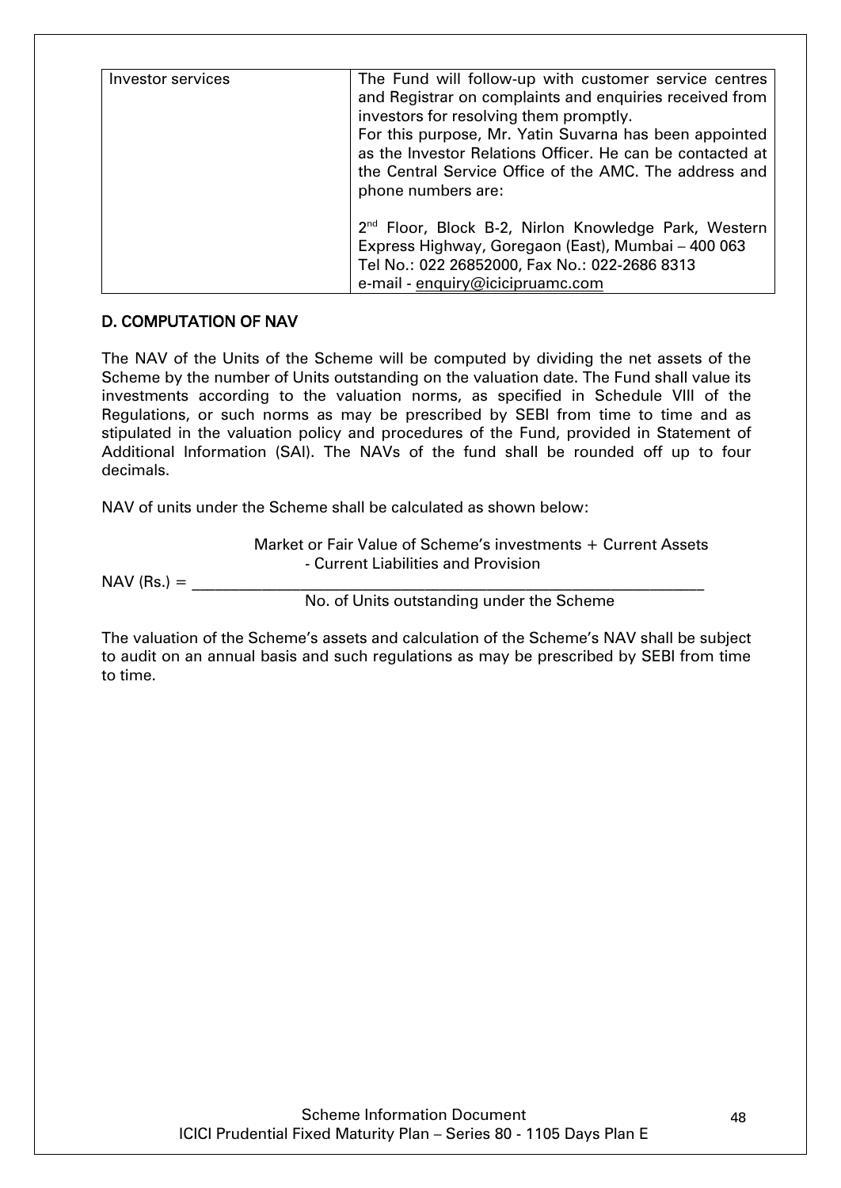| Investor services | The Fund will follow-up with customer service centres and Registrar on complaints and enquiries received from investors for resolving them promptly.<br>For this purpose, Mr. Yatin Suvarna has been appointed as the Investor Relations Officer. He can be contacted at the Central Service Office of the AMC. The address and phone numbers are:<br><br>2nd Floor, Block B-2, Nirlon Knowledge Park, Western Express Highway, Goregaon (East), Mumbai – 400 063<br>Tel No.: 022 26852000, Fax No.: 022-2686 8313<br>e-mail - enquiry@icicipruamc.com |
|---|---|

## D. COMPUTATION OF NAV

The NAV of the Units of the Scheme will be computed by dividing the net assets of the Scheme by the number of Units outstanding on the valuation date. The Fund shall value its investments according to the valuation norms, as specified in Schedule VIII of the Regulations, or such norms as may be prescribed by SEBI from time to time and as stipulated in the valuation policy and procedures of the Fund, provided in Statement of Additional Information (SAI). The NAVs of the fund shall be rounded off up to four decimals.

NAV of units under the Scheme shall be calculated as shown below:

$$\text{NAV (Rs.)} = \frac{\text{Market or Fair Value of Scheme's investments + Current Assets - Current Liabilities and Provision}}{\text{No. of Units outstanding under the Scheme}}$$

The valuation of the Scheme's assets and calculation of the Scheme's NAV shall be subject to audit on an annual basis and such regulations as may be prescribed by SEBI from time to time.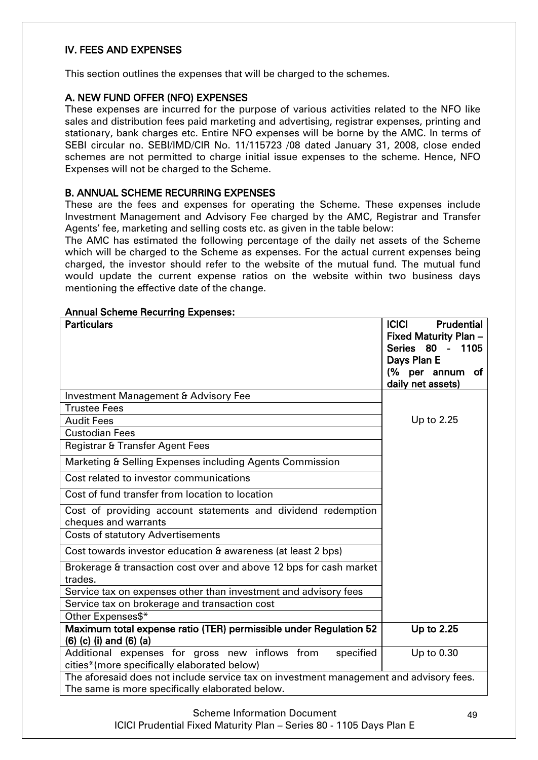## IV. FEES AND EXPENSES

This section outlines the expenses that will be charged to the schemes.

### A. NEW FUND OFFER (NFO) EXPENSES

These expenses are incurred for the purpose of various activities related to the NFO like sales and distribution fees paid marketing and advertising, registrar expenses, printing and stationary, bank charges etc. Entire NFO expenses will be borne by the AMC. In terms of SEBI circular no. SEBI/IMD/CIR No. 11/115723 /08 dated January 31, 2008, close ended schemes are not permitted to charge initial issue expenses to the scheme. Hence, NFO Expenses will not be charged to the Scheme.

### B. ANNUAL SCHEME RECURRING EXPENSES

These are the fees and expenses for operating the Scheme. These expenses include Investment Management and Advisory Fee charged by the AMC, Registrar and Transfer Agents' fee, marketing and selling costs etc. as given in the table below:

The AMC has estimated the following percentage of the daily net assets of the Scheme which will be charged to the Scheme as expenses. For the actual current expenses being charged, the investor should refer to the website of the mutual fund. The mutual fund would update the current expense ratios on the website within two business days mentioning the effective date of the change.

**Annual Scheme Recurring Expenses:**

| Particulars | ICICI Prudential Fixed Maturity Plan – Series 80 - 1105 Days Plan E (% per annum of daily net assets) |
|---|---|
| Investment Management & Advisory Fee | Up to 2.25 |
| Trustee Fees | |
| Audit Fees | |
| Custodian Fees | |
| Registrar & Transfer Agent Fees | |
| Marketing & Selling Expenses including Agents Commission | |
| Cost related to investor communications | |
| Cost of fund transfer from location to location | |
| Cost of providing account statements and dividend redemption cheques and warrants | |
| Costs of statutory Advertisements | |
| Cost towards investor education & awareness (at least 2 bps) | |
| Brokerage & transaction cost over and above 12 bps for cash market trades. | |
| Service tax on expenses other than investment and advisory fees | |
| Service tax on brokerage and transaction cost | |
| Other Expenses$* | |
| **Maximum total expense ratio (TER) permissible under Regulation 52 (6) (c) (i) and (6) (a)** | **Up to 2.25** |
| Additional expenses for gross new inflows from specified cities*(more specifically elaborated below) | Up to 0.30 |
| The aforesaid does not include service tax on investment management and advisory fees. The same is more specifically elaborated below. | |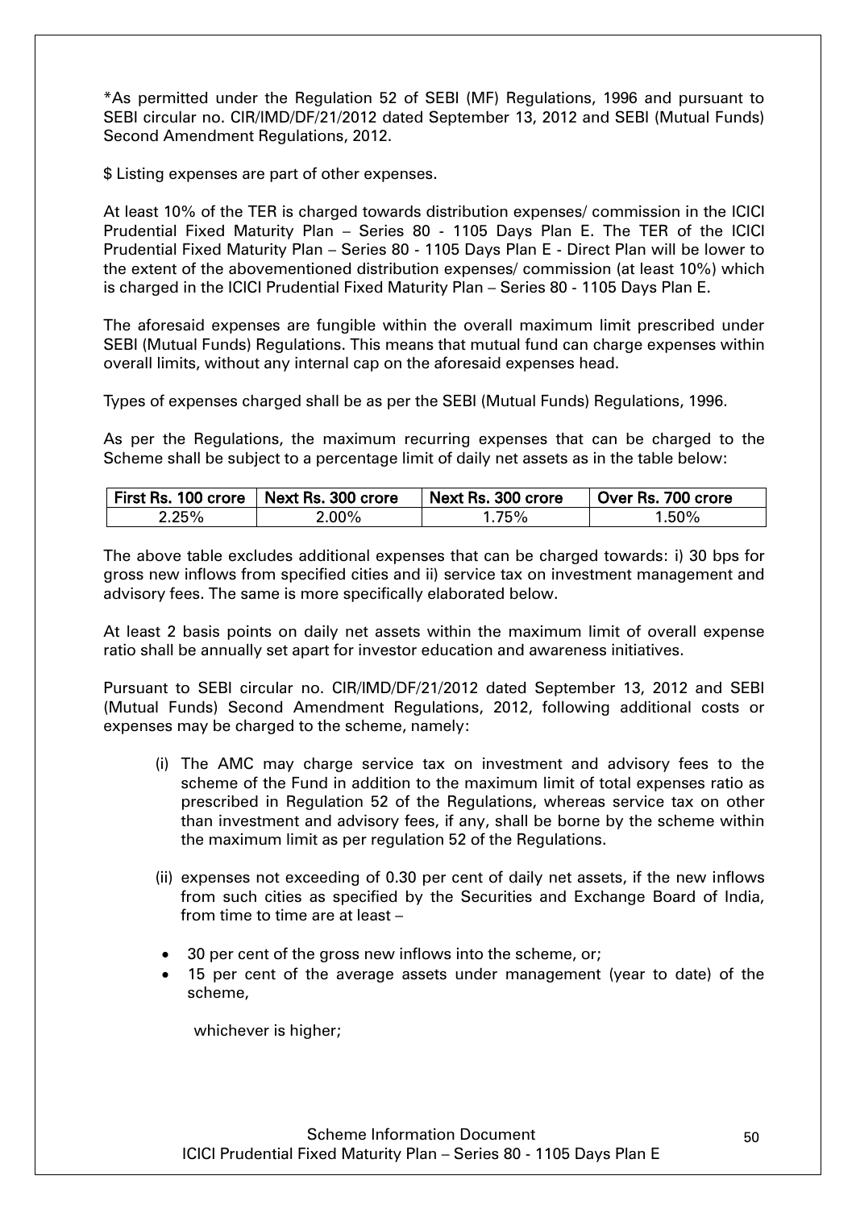*As permitted under the Regulation 52 of SEBI (MF) Regulations, 1996 and pursuant to SEBI circular no. CIR/IMD/DF/21/2012 dated September 13, 2012 and SEBI (Mutual Funds) Second Amendment Regulations, 2012.

$ Listing expenses are part of other expenses.

At least 10% of the TER is charged towards distribution expenses/ commission in the ICICI Prudential Fixed Maturity Plan – Series 80 - 1105 Days Plan E. The TER of the ICICI Prudential Fixed Maturity Plan – Series 80 - 1105 Days Plan E - Direct Plan will be lower to the extent of the abovementioned distribution expenses/ commission (at least 10%) which is charged in the ICICI Prudential Fixed Maturity Plan – Series 80 - 1105 Days Plan E.

The aforesaid expenses are fungible within the overall maximum limit prescribed under SEBI (Mutual Funds) Regulations. This means that mutual fund can charge expenses within overall limits, without any internal cap on the aforesaid expenses head.

Types of expenses charged shall be as per the SEBI (Mutual Funds) Regulations, 1996.

As per the Regulations, the maximum recurring expenses that can be charged to the Scheme shall be subject to a percentage limit of daily net assets as in the table below:

| First Rs. 100 crore | Next Rs. 300 crore | Next Rs. 300 crore | Over Rs. 700 crore |
|---|---|---|---|
| 2.25% | 2.00% | 1.75% | 1.50% |

The above table excludes additional expenses that can be charged towards: i) 30 bps for gross new inflows from specified cities and ii) service tax on investment management and advisory fees. The same is more specifically elaborated below.

At least 2 basis points on daily net assets within the maximum limit of overall expense ratio shall be annually set apart for investor education and awareness initiatives.

Pursuant to SEBI circular no. CIR/IMD/DF/21/2012 dated September 13, 2012 and SEBI (Mutual Funds) Second Amendment Regulations, 2012, following additional costs or expenses may be charged to the scheme, namely:

(i) The AMC may charge service tax on investment and advisory fees to the scheme of the Fund in addition to the maximum limit of total expenses ratio as prescribed in Regulation 52 of the Regulations, whereas service tax on other than investment and advisory fees, if any, shall be borne by the scheme within the maximum limit as per regulation 52 of the Regulations.

(ii) expenses not exceeding of 0.30 per cent of daily net assets, if the new inflows from such cities as specified by the Securities and Exchange Board of India, from time to time are at least –

- 30 per cent of the gross new inflows into the scheme, or;
- 15 per cent of the average assets under management (year to date) of the scheme,

whichever is higher;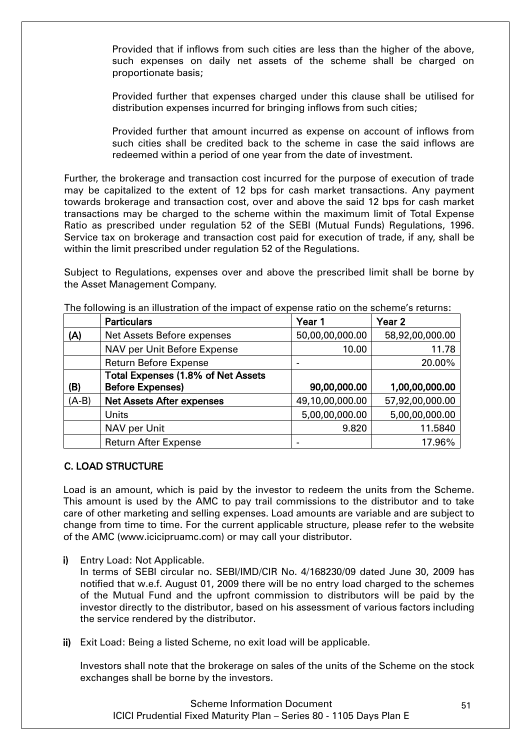Provided that if inflows from such cities are less than the higher of the above, such expenses on daily net assets of the scheme shall be charged on proportionate basis;

Provided further that expenses charged under this clause shall be utilised for distribution expenses incurred for bringing inflows from such cities;

Provided further that amount incurred as expense on account of inflows from such cities shall be credited back to the scheme in case the said inflows are redeemed within a period of one year from the date of investment.

Further, the brokerage and transaction cost incurred for the purpose of execution of trade may be capitalized to the extent of 12 bps for cash market transactions. Any payment towards brokerage and transaction cost, over and above the said 12 bps for cash market transactions may be charged to the scheme within the maximum limit of Total Expense Ratio as prescribed under regulation 52 of the SEBI (Mutual Funds) Regulations, 1996. Service tax on brokerage and transaction cost paid for execution of trade, if any, shall be within the limit prescribed under regulation 52 of the Regulations.

Subject to Regulations, expenses over and above the prescribed limit shall be borne by the Asset Management Company.

The following is an illustration of the impact of expense ratio on the scheme's returns:

| | **Particulars** | **Year 1** | **Year 2** |
|---|---|---|---|
| **(A)** | Net Assets Before expenses | 50,00,00,000.00 | 58,92,00,000.00 |
| | NAV per Unit Before Expense | 10.00 | 11.78 |
| | Return Before Expense | - | 20.00% |
| **(B)** | **Total Expenses (1.8% of Net Assets Before Expenses)** | **90,00,000.00** | **1,00,00,000.00** |
| (A-B) | **Net Assets After expenses** | 49,10,00,000.00 | 57,92,00,000.00 |
| | Units | 5,00,00,000.00 | 5,00,00,000.00 |
| | NAV per Unit | 9.820 | 11.5840 |
| | Return After Expense | - | 17.96% |

## C. LOAD STRUCTURE

Load is an amount, which is paid by the investor to redeem the units from the Scheme. This amount is used by the AMC to pay trail commissions to the distributor and to take care of other marketing and selling expenses. Load amounts are variable and are subject to change from time to time. For the current applicable structure, please refer to the website of the AMC (www.icicipruamc.com) or may call your distributor.

**i)** Entry Load: Not Applicable.
In terms of SEBI circular no. SEBI/IMD/CIR No. 4/168230/09 dated June 30, 2009 has notified that w.e.f. August 01, 2009 there will be no entry load charged to the schemes of the Mutual Fund and the upfront commission to distributors will be paid by the investor directly to the distributor, based on his assessment of various factors including the service rendered by the distributor.

**ii)** Exit Load: Being a listed Scheme, no exit load will be applicable.

Investors shall note that the brokerage on sales of the units of the Scheme on the stock exchanges shall be borne by the investors.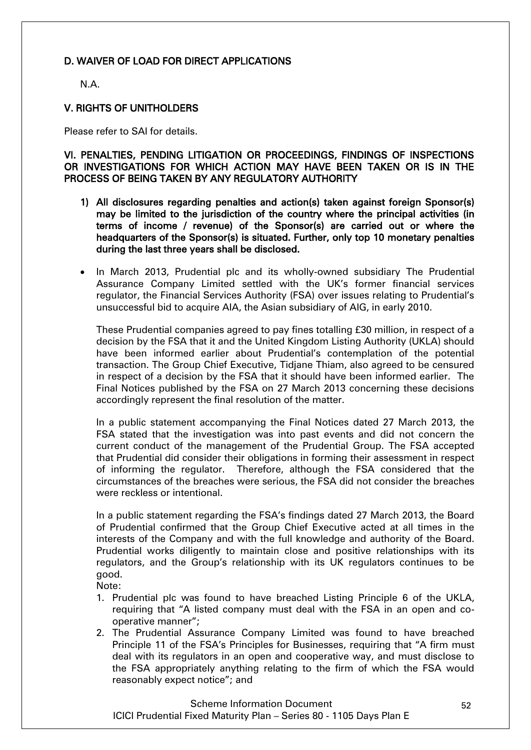## D. WAIVER OF LOAD FOR DIRECT APPLICATIONS

N.A.

## V. RIGHTS OF UNITHOLDERS

Please refer to SAI for details.

## VI. PENALTIES, PENDING LITIGATION OR PROCEEDINGS, FINDINGS OF INSPECTIONS OR INVESTIGATIONS FOR WHICH ACTION MAY HAVE BEEN TAKEN OR IS IN THE PROCESS OF BEING TAKEN BY ANY REGULATORY AUTHORITY

**1) All disclosures regarding penalties and action(s) taken against foreign Sponsor(s) may be limited to the jurisdiction of the country where the principal activities (in terms of income / revenue) of the Sponsor(s) are carried out or where the headquarters of the Sponsor(s) is situated. Further, only top 10 monetary penalties during the last three years shall be disclosed.**

- In March 2013, Prudential plc and its wholly-owned subsidiary The Prudential Assurance Company Limited settled with the UK's former financial services regulator, the Financial Services Authority (FSA) over issues relating to Prudential's unsuccessful bid to acquire AIA, the Asian subsidiary of AIG, in early 2010.

  These Prudential companies agreed to pay fines totalling £30 million, in respect of a decision by the FSA that it and the United Kingdom Listing Authority (UKLA) should have been informed earlier about Prudential's contemplation of the potential transaction. The Group Chief Executive, Tidjane Thiam, also agreed to be censured in respect of a decision by the FSA that it should have been informed earlier. The Final Notices published by the FSA on 27 March 2013 concerning these decisions accordingly represent the final resolution of the matter.

  In a public statement accompanying the Final Notices dated 27 March 2013, the FSA stated that the investigation was into past events and did not concern the current conduct of the management of the Prudential Group. The FSA accepted that Prudential did consider their obligations in forming their assessment in respect of informing the regulator. Therefore, although the FSA considered that the circumstances of the breaches were serious, the FSA did not consider the breaches were reckless or intentional.

  In a public statement regarding the FSA's findings dated 27 March 2013, the Board of Prudential confirmed that the Group Chief Executive acted at all times in the interests of the Company and with the full knowledge and authority of the Board. Prudential works diligently to maintain close and positive relationships with its regulators, and the Group's relationship with its UK regulators continues to be good.

  Note:

  1. Prudential plc was found to have breached Listing Principle 6 of the UKLA, requiring that "A listed company must deal with the FSA in an open and co-operative manner";
  2. The Prudential Assurance Company Limited was found to have breached Principle 11 of the FSA's Principles for Businesses, requiring that "A firm must deal with its regulators in an open and cooperative way, and must disclose to the FSA appropriately anything relating to the firm of which the FSA would reasonably expect notice"; and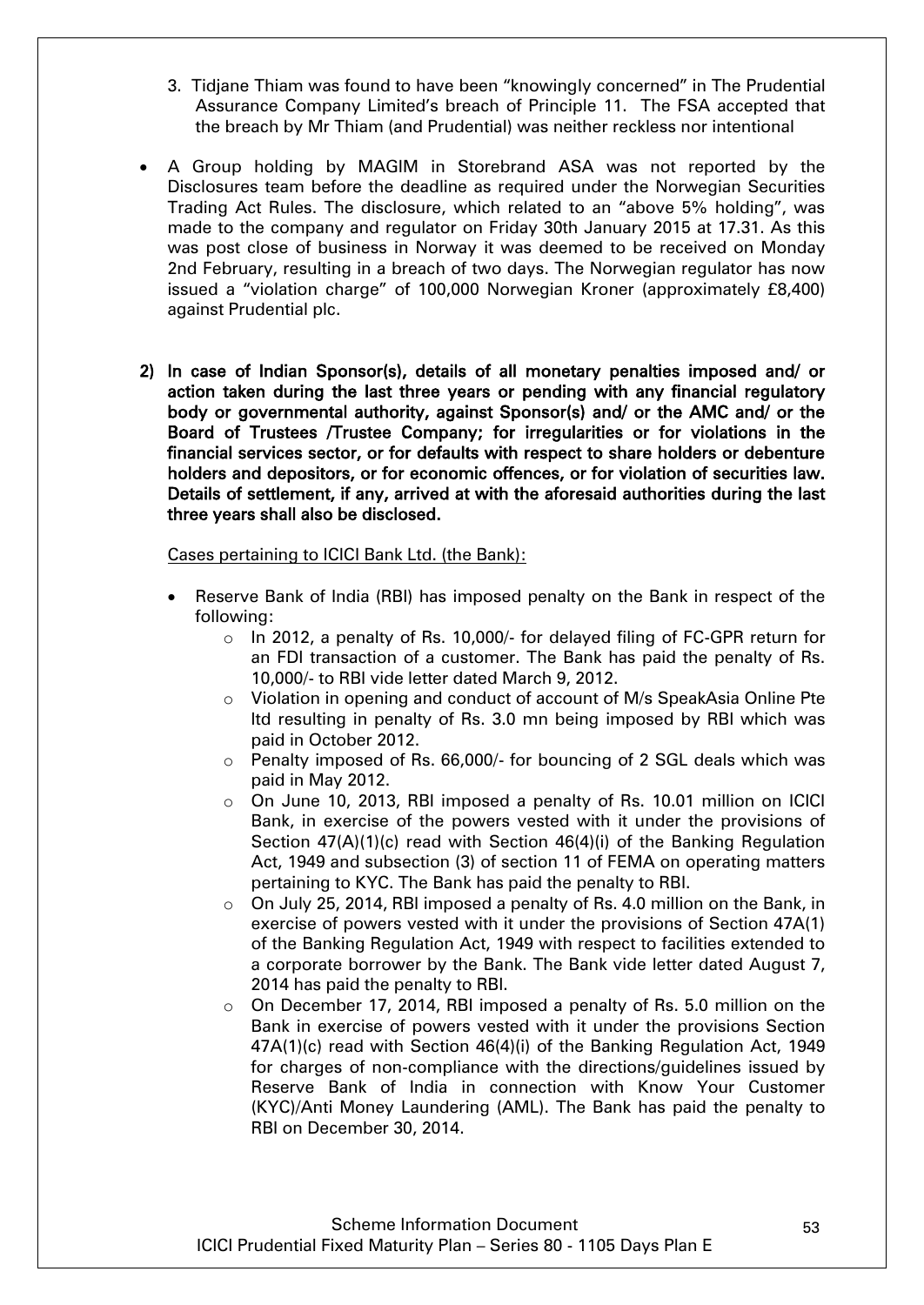3. Tidjane Thiam was found to have been "knowingly concerned" in The Prudential Assurance Company Limited's breach of Principle 11. The FSA accepted that the breach by Mr Thiam (and Prudential) was neither reckless nor intentional

- A Group holding by MAGIM in Storebrand ASA was not reported by the Disclosures team before the deadline as required under the Norwegian Securities Trading Act Rules. The disclosure, which related to an "above 5% holding", was made to the company and regulator on Friday 30th January 2015 at 17.31. As this was post close of business in Norway it was deemed to be received on Monday 2nd February, resulting in a breach of two days. The Norwegian regulator has now issued a "violation charge" of 100,000 Norwegian Kroner (approximately £8,400) against Prudential plc.

**2) In case of Indian Sponsor(s), details of all monetary penalties imposed and/ or action taken during the last three years or pending with any financial regulatory body or governmental authority, against Sponsor(s) and/ or the AMC and/ or the Board of Trustees /Trustee Company; for irregularities or for violations in the financial services sector, or for defaults with respect to share holders or debenture holders and depositors, or for economic offences, or for violation of securities law. Details of settlement, if any, arrived at with the aforesaid authorities during the last three years shall also be disclosed.**

Cases pertaining to ICICI Bank Ltd. (the Bank):

- Reserve Bank of India (RBI) has imposed penalty on the Bank in respect of the following:
  - In 2012, a penalty of Rs. 10,000/- for delayed filing of FC-GPR return for an FDI transaction of a customer. The Bank has paid the penalty of Rs. 10,000/- to RBI vide letter dated March 9, 2012.
  - Violation in opening and conduct of account of M/s SpeakAsia Online Pte ltd resulting in penalty of Rs. 3.0 mn being imposed by RBI which was paid in October 2012.
  - Penalty imposed of Rs. 66,000/- for bouncing of 2 SGL deals which was paid in May 2012.
  - On June 10, 2013, RBI imposed a penalty of Rs. 10.01 million on ICICI Bank, in exercise of the powers vested with it under the provisions of Section 47(A)(1)(c) read with Section 46(4)(i) of the Banking Regulation Act, 1949 and subsection (3) of section 11 of FEMA on operating matters pertaining to KYC. The Bank has paid the penalty to RBI.
  - On July 25, 2014, RBI imposed a penalty of Rs. 4.0 million on the Bank, in exercise of powers vested with it under the provisions of Section 47A(1) of the Banking Regulation Act, 1949 with respect to facilities extended to a corporate borrower by the Bank. The Bank vide letter dated August 7, 2014 has paid the penalty to RBI.
  - On December 17, 2014, RBI imposed a penalty of Rs. 5.0 million on the Bank in exercise of powers vested with it under the provisions Section 47A(1)(c) read with Section 46(4)(i) of the Banking Regulation Act, 1949 for charges of non-compliance with the directions/guidelines issued by Reserve Bank of India in connection with Know Your Customer (KYC)/Anti Money Laundering (AML). The Bank has paid the penalty to RBI on December 30, 2014.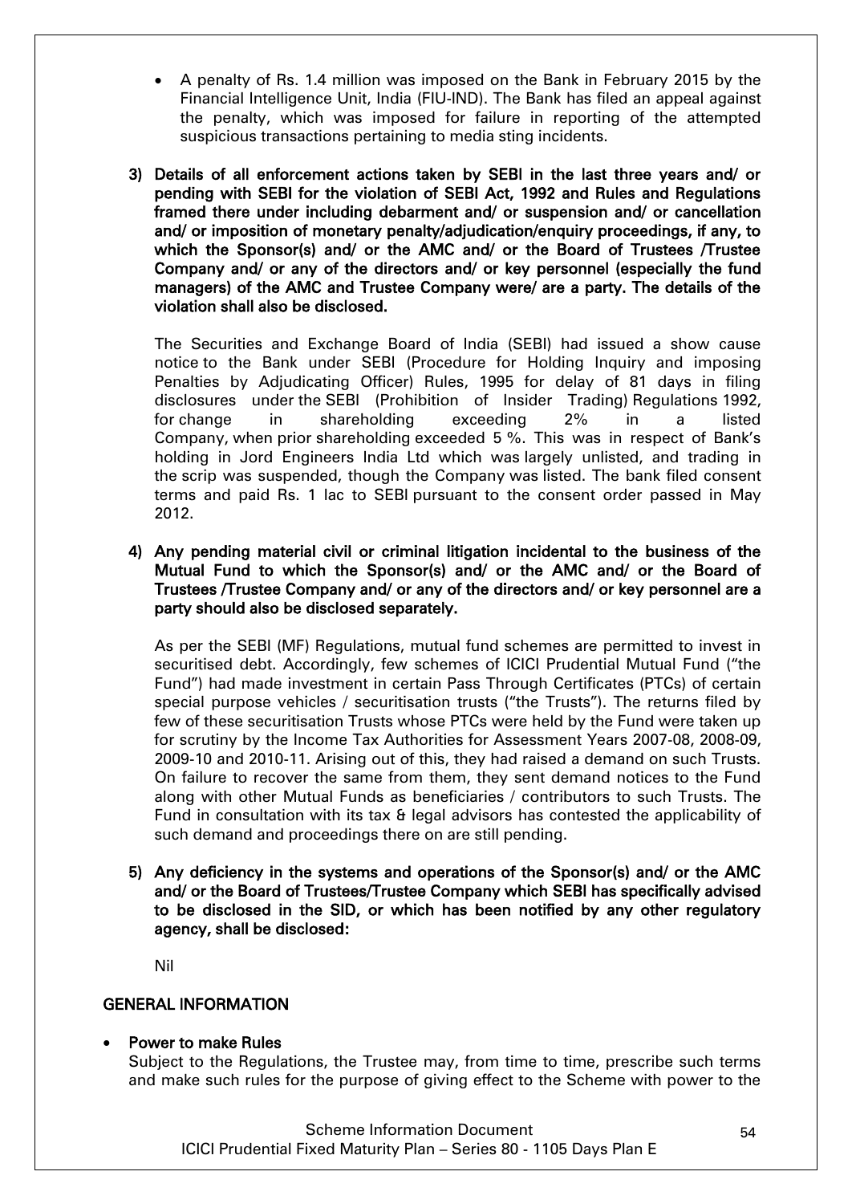- A penalty of Rs. 1.4 million was imposed on the Bank in February 2015 by the Financial Intelligence Unit, India (FIU-IND). The Bank has filed an appeal against the penalty, which was imposed for failure in reporting of the attempted suspicious transactions pertaining to media sting incidents.

3) **Details of all enforcement actions taken by SEBI in the last three years and/ or pending with SEBI for the violation of SEBI Act, 1992 and Rules and Regulations framed there under including debarment and/ or suspension and/ or cancellation and/ or imposition of monetary penalty/adjudication/enquiry proceedings, if any, to which the Sponsor(s) and/ or the AMC and/ or the Board of Trustees /Trustee Company and/ or any of the directors and/ or key personnel (especially the fund managers) of the AMC and Trustee Company were/ are a party. The details of the violation shall also be disclosed.**

   The Securities and Exchange Board of India (SEBI) had issued a show cause notice to the Bank under SEBI (Procedure for Holding Inquiry and imposing Penalties by Adjudicating Officer) Rules, 1995 for delay of 81 days in filing disclosures under the SEBI (Prohibition of Insider Trading) Regulations 1992, for change in shareholding exceeding 2% in a listed Company, when prior shareholding exceeded 5 %. This was in respect of Bank's holding in Jord Engineers India Ltd which was largely unlisted, and trading in the scrip was suspended, though the Company was listed. The bank filed consent terms and paid Rs. 1 lac to SEBI pursuant to the consent order passed in May 2012.

4) **Any pending material civil or criminal litigation incidental to the business of the Mutual Fund to which the Sponsor(s) and/ or the AMC and/ or the Board of Trustees /Trustee Company and/ or any of the directors and/ or key personnel are a party should also be disclosed separately.**

   As per the SEBI (MF) Regulations, mutual fund schemes are permitted to invest in securitised debt. Accordingly, few schemes of ICICI Prudential Mutual Fund ("the Fund") had made investment in certain Pass Through Certificates (PTCs) of certain special purpose vehicles / securitisation trusts ("the Trusts"). The returns filed by few of these securitisation Trusts whose PTCs were held by the Fund were taken up for scrutiny by the Income Tax Authorities for Assessment Years 2007-08, 2008-09, 2009-10 and 2010-11. Arising out of this, they had raised a demand on such Trusts. On failure to recover the same from them, they sent demand notices to the Fund along with other Mutual Funds as beneficiaries / contributors to such Trusts. The Fund in consultation with its tax & legal advisors has contested the applicability of such demand and proceedings there on are still pending.

5) **Any deficiency in the systems and operations of the Sponsor(s) and/ or the AMC and/ or the Board of Trustees/Trustee Company which SEBI has specifically advised to be disclosed in the SID, or which has been notified by any other regulatory agency, shall be disclosed:**

   Nil

## GENERAL INFORMATION

- **Power to make Rules**

  Subject to the Regulations, the Trustee may, from time to time, prescribe such terms and make such rules for the purpose of giving effect to the Scheme with power to the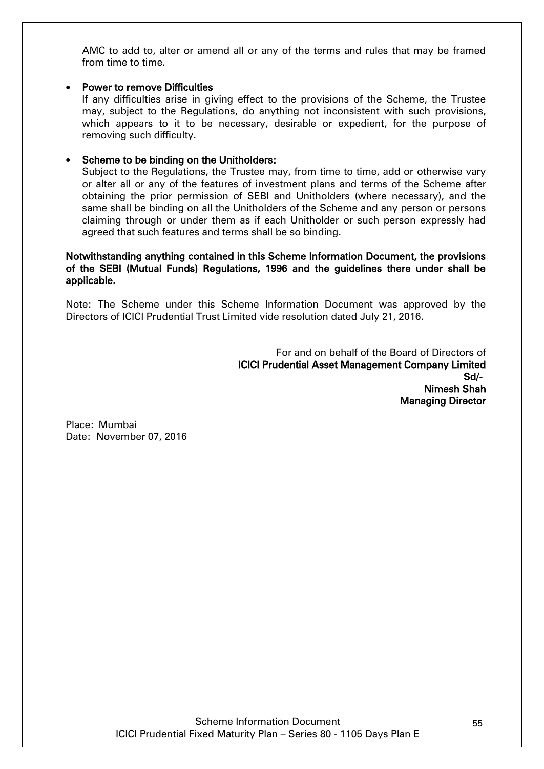AMC to add to, alter or amend all or any of the terms and rules that may be framed from time to time.

- **Power to remove Difficulties**
  If any difficulties arise in giving effect to the provisions of the Scheme, the Trustee may, subject to the Regulations, do anything not inconsistent with such provisions, which appears to it to be necessary, desirable or expedient, for the purpose of removing such difficulty.

- **Scheme to be binding on the Unitholders:**
  Subject to the Regulations, the Trustee may, from time to time, add or otherwise vary or alter all or any of the features of investment plans and terms of the Scheme after obtaining the prior permission of SEBI and Unitholders (where necessary), and the same shall be binding on all the Unitholders of the Scheme and any person or persons claiming through or under them as if each Unitholder or such person expressly had agreed that such features and terms shall be so binding.

**Notwithstanding anything contained in this Scheme Information Document, the provisions of the SEBI (Mutual Funds) Regulations, 1996 and the guidelines there under shall be applicable.**

Note: The Scheme under this Scheme Information Document was approved by the Directors of ICICI Prudential Trust Limited vide resolution dated July 21, 2016.

For and on behalf of the Board of Directors of
**ICICI Prudential Asset Management Company Limited**
**Sd/-**
**Nimesh Shah**
**Managing Director**

Place: Mumbai
Date: November 07, 2016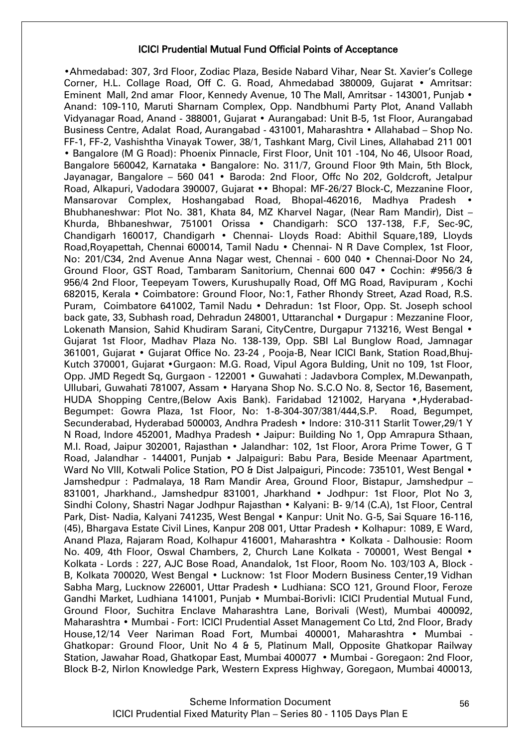### ICICI Prudential Mutual Fund Official Points of Acceptance

•Ahmedabad: 307, 3rd Floor, Zodiac Plaza, Beside Nabard Vihar, Near St. Xavier's College Corner, H.L. Collage Road, Off C. G. Road, Ahmedabad 380009, Gujarat • Amritsar: Eminent Mall, 2nd amar Floor, Kennedy Avenue, 10 The Mall, Amritsar - 143001, Punjab • Anand: 109-110, Maruti Sharnam Complex, Opp. Nandbhumi Party Plot, Anand Vallabh Vidyanagar Road, Anand - 388001, Gujarat • Aurangabad: Unit B-5, 1st Floor, Aurangabad Business Centre, Adalat Road, Aurangabad - 431001, Maharashtra • Allahabad – Shop No. FF-1, FF-2, Vashishtha Vinayak Tower, 38/1, Tashkant Marg, Civil Lines, Allahabad 211 001 • Bangalore (M G Road): Phoenix Pinnacle, First Floor, Unit 101 -104, No 46, Ulsoor Road, Bangalore 560042, Karnataka • Bangalore: No. 311/7, Ground Floor 9th Main, 5th Block, Jayanagar, Bangalore – 560 041 • Baroda: 2nd Floor, Offc No 202, Goldcroft, Jetalpur Road, Alkapuri, Vadodara 390007, Gujarat •• Bhopal: MF-26/27 Block-C, Mezzanine Floor, Mansarovar Complex, Hoshangabad Road, Bhopal-462016, Madhya Pradesh • Bhubhaneshwar: Plot No. 381, Khata 84, MZ Kharvel Nagar, (Near Ram Mandir), Dist – Khurda, Bhbaneshwar, 751001 Orissa • Chandigarh: SCO 137-138, F.F, Sec-9C, Chandigarh 160017, Chandigarh • Chennai- Lloyds Road: Abithil Square,189, Lloyds Road,Royapettah, Chennai 600014, Tamil Nadu • Chennai- N R Dave Complex, 1st Floor, No: 201/C34, 2nd Avenue Anna Nagar west, Chennai - 600 040 • Chennai-Door No 24, Ground Floor, GST Road, Tambaram Sanitorium, Chennai 600 047 • Cochin: #956/3 & 956/4 2nd Floor, Teepeyam Towers, Kurushupally Road, Off MG Road, Ravipuram , Kochi 682015, Kerala • Coimbatore: Ground Floor, No:1, Father Rhondy Street, Azad Road, R.S. Puram, Coimbatore 641002, Tamil Nadu • Dehradun: 1st Floor, Opp. St. Joseph school back gate, 33, Subhash road, Dehradun 248001, Uttaranchal • Durgapur : Mezzanine Floor, Lokenath Mansion, Sahid Khudiram Sarani, CityCentre, Durgapur 713216, West Bengal • Gujarat 1st Floor, Madhav Plaza No. 138-139, Opp. SBI Lal Bunglow Road, Jamnagar 361001, Gujarat • Gujarat Office No. 23-24 , Pooja-B, Near ICICI Bank, Station Road,Bhuj-Kutch 370001, Gujarat •Gurgaon: M.G. Road, Vipul Agora Bulding, Unit no 109, 1st Floor, Opp. JMD Regedt Sq, Gurgaon - 122001 • Guwahati : Jadavbora Complex, M.Dewanpath, Ullubari, Guwahati 781007, Assam • Haryana Shop No. S.C.O No. 8, Sector 16, Basement, HUDA Shopping Centre,(Below Axis Bank). Faridabad 121002, Haryana •,Hyderabad-Begumpet: Gowra Plaza, 1st Floor, No: 1-8-304-307/381/444,S.P. Road, Begumpet, Secunderabad, Hyderabad 500003, Andhra Pradesh • Indore: 310-311 Starlit Tower,29/1 Y N Road, Indore 452001, Madhya Pradesh • Jaipur: Building No 1, Opp Amrapura Sthaan, M.I. Road, Jaipur 302001, Rajasthan • Jalandhar: 102, 1st Floor, Arora Prime Tower, G T Road, Jalandhar - 144001, Punjab • Jalpaiguri: Babu Para, Beside Meenaar Apartment, Ward No VIII, Kotwali Police Station, PO & Dist Jalpaiguri, Pincode: 735101, West Bengal • Jamshedpur : Padmalaya, 18 Ram Mandir Area, Ground Floor, Bistapur, Jamshedpur – 831001, Jharkhand., Jamshedpur 831001, Jharkhand • Jodhpur: 1st Floor, Plot No 3, Sindhi Colony, Shastri Nagar Jodhpur Rajasthan • Kalyani: B- 9/14 (C.A), 1st Floor, Central Park, Dist- Nadia, Kalyani 741235, West Bengal • Kanpur: Unit No. G-5, Sai Square 16-116, (45), Bhargava Estate Civil Lines, Kanpur 208 001, Uttar Pradesh • Kolhapur: 1089, E Ward, Anand Plaza, Rajaram Road, Kolhapur 416001, Maharashtra • Kolkata - Dalhousie: Room No. 409, 4th Floor, Oswal Chambers, 2, Church Lane Kolkata - 700001, West Bengal • Kolkata - Lords : 227, AJC Bose Road, Anandalok, 1st Floor, Room No. 103/103 A, Block - B, Kolkata 700020, West Bengal • Lucknow: 1st Floor Modern Business Center,19 Vidhan Sabha Marg, Lucknow 226001, Uttar Pradesh • Ludhiana: SCO 121, Ground Floor, Feroze Gandhi Market, Ludhiana 141001, Punjab • Mumbai-Borivli: ICICI Prudential Mutual Fund, Ground Floor, Suchitra Enclave Maharashtra Lane, Borivali (West), Mumbai 400092, Maharashtra • Mumbai - Fort: ICICI Prudential Asset Management Co Ltd, 2nd Floor, Brady House,12/14 Veer Nariman Road Fort, Mumbai 400001, Maharashtra • Mumbai - Ghatkopar: Ground Floor, Unit No 4 & 5, Platinum Mall, Opposite Ghatkopar Railway Station, Jawahar Road, Ghatkopar East, Mumbai 400077 • Mumbai - Goregaon: 2nd Floor, Block B-2, Nirlon Knowledge Park, Western Express Highway, Goregaon, Mumbai 400013,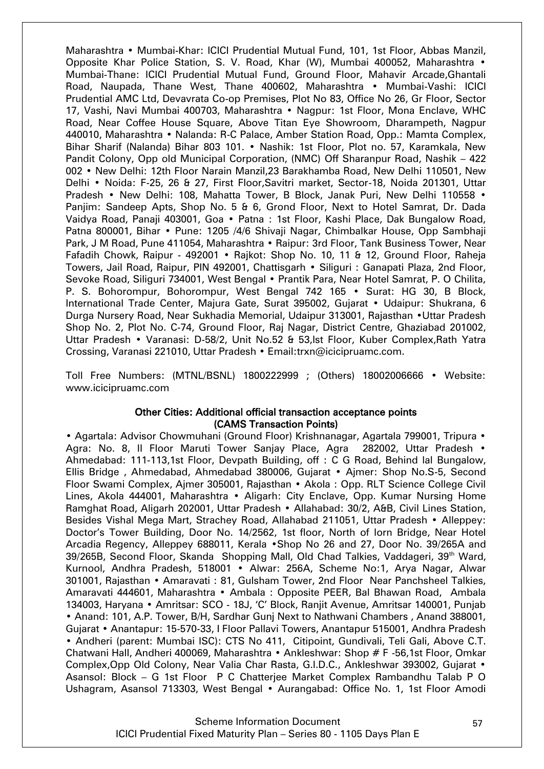Maharashtra • Mumbai-Khar: ICICI Prudential Mutual Fund, 101, 1st Floor, Abbas Manzil, Opposite Khar Police Station, S. V. Road, Khar (W), Mumbai 400052, Maharashtra • Mumbai-Thane: ICICI Prudential Mutual Fund, Ground Floor, Mahavir Arcade,Ghantali Road, Naupada, Thane West, Thane 400602, Maharashtra • Mumbai-Vashi: ICICI Prudential AMC Ltd, Devavrata Co-op Premises, Plot No 83, Office No 26, Gr Floor, Sector 17, Vashi, Navi Mumbai 400703, Maharashtra • Nagpur: 1st Floor, Mona Enclave, WHC Road, Near Coffee House Square, Above Titan Eye Showroom, Dharampeth, Nagpur 440010, Maharashtra • Nalanda: R-C Palace, Amber Station Road, Opp.: Mamta Complex, Bihar Sharif (Nalanda) Bihar 803 101. • Nashik: 1st Floor, Plot no. 57, Karamkala, New Pandit Colony, Opp old Municipal Corporation, (NMC) Off Sharanpur Road, Nashik – 422 002 • New Delhi: 12th Floor Narain Manzil,23 Barakhamba Road, New Delhi 110501, New Delhi • Noida: F-25, 26 & 27, First Floor,Savitri market, Sector-18, Noida 201301, Uttar Pradesh • New Delhi: 108, Mahatta Tower, B Block, Janak Puri, New Delhi 110558 • Panjim: Sandeep Apts, Shop No. 5 & 6, Grond Floor, Next to Hotel Samrat, Dr. Dada Vaidya Road, Panaji 403001, Goa • Patna : 1st Floor, Kashi Place, Dak Bungalow Road, Patna 800001, Bihar • Pune: 1205 /4/6 Shivaji Nagar, Chimbalkar House, Opp Sambhaji Park, J M Road, Pune 411054, Maharashtra • Raipur: 3rd Floor, Tank Business Tower, Near Fafadih Chowk, Raipur - 492001 • Rajkot: Shop No. 10, 11 & 12, Ground Floor, Raheja Towers, Jail Road, Raipur, PIN 492001, Chattisgarh • Siliguri : Ganapati Plaza, 2nd Floor, Sevoke Road, Siliguri 734001, West Bengal • Prantik Para, Near Hotel Samrat, P. O Chilita, P. S. Bohorompur, Bohorompur, West Bengal 742 165 • Surat: HG 30, B Block, International Trade Center, Majura Gate, Surat 395002, Gujarat • Udaipur: Shukrana, 6 Durga Nursery Road, Near Sukhadia Memorial, Udaipur 313001, Rajasthan •Uttar Pradesh Shop No. 2, Plot No. C-74, Ground Floor, Raj Nagar, District Centre, Ghaziabad 201002, Uttar Pradesh • Varanasi: D-58/2, Unit No.52 & 53,Ist Floor, Kuber Complex,Rath Yatra Crossing, Varanasi 221010, Uttar Pradesh • Email:trxn@icicipruamc.com.

Toll Free Numbers: (MTNL/BSNL) 1800222999 ; (Others) 18002006666 • Website: www.icicipruamc.com

**Other Cities: Additional official transaction acceptance points (CAMS Transaction Points)**

• Agartala: Advisor Chowmuhani (Ground Floor) Krishnanagar, Agartala 799001, Tripura • Agra: No. 8, II Floor Maruti Tower Sanjay Place, Agra 282002, Uttar Pradesh • Ahmedabad: 111-113,1st Floor, Devpath Building, off : C G Road, Behind lal Bungalow, Ellis Bridge , Ahmedabad, Ahmedabad 380006, Gujarat • Ajmer: Shop No.S-5, Second Floor Swami Complex, Ajmer 305001, Rajasthan • Akola : Opp. RLT Science College Civil Lines, Akola 444001, Maharashtra • Aligarh: City Enclave, Opp. Kumar Nursing Home Ramghat Road, Aligarh 202001, Uttar Pradesh • Allahabad: 30/2, A&B, Civil Lines Station, Besides Vishal Mega Mart, Strachey Road, Allahabad 211051, Uttar Pradesh • Alleppey: Doctor's Tower Building, Door No. 14/2562, 1st floor, North of Iorn Bridge, Near Hotel Arcadia Regency, Alleppey 688011, Kerala •Shop No 26 and 27, Door No. 39/265A and 39/265B, Second Floor, Skanda Shopping Mall, Old Chad Talkies, Vaddageri, 39th Ward, Kurnool, Andhra Pradesh, 518001 • Alwar: 256A, Scheme No:1, Arya Nagar, Alwar 301001, Rajasthan • Amaravati : 81, Gulsham Tower, 2nd Floor Near Panchsheel Talkies, Amaravati 444601, Maharashtra • Ambala : Opposite PEER, Bal Bhawan Road, Ambala 134003, Haryana • Amritsar: SCO - 18J, 'C' Block, Ranjit Avenue, Amritsar 140001, Punjab • Anand: 101, A.P. Tower, B/H, Sardhar Gunj Next to Nathwani Chambers , Anand 388001, Gujarat • Anantapur: 15-570-33, I Floor Pallavi Towers, Anantapur 515001, Andhra Pradesh • Andheri (parent: Mumbai ISC): CTS No 411, Citipoint, Gundivali, Teli Gali, Above C.T. Chatwani Hall, Andheri 400069, Maharashtra • Ankleshwar: Shop # F -56,1st Floor, Omkar Complex,Opp Old Colony, Near Valia Char Rasta, G.I.D.C., Ankleshwar 393002, Gujarat • Asansol: Block – G 1st Floor P C Chatterjee Market Complex Rambandhu Talab P O Ushagram, Asansol 713303, West Bengal • Aurangabad: Office No. 1, 1st Floor Amodi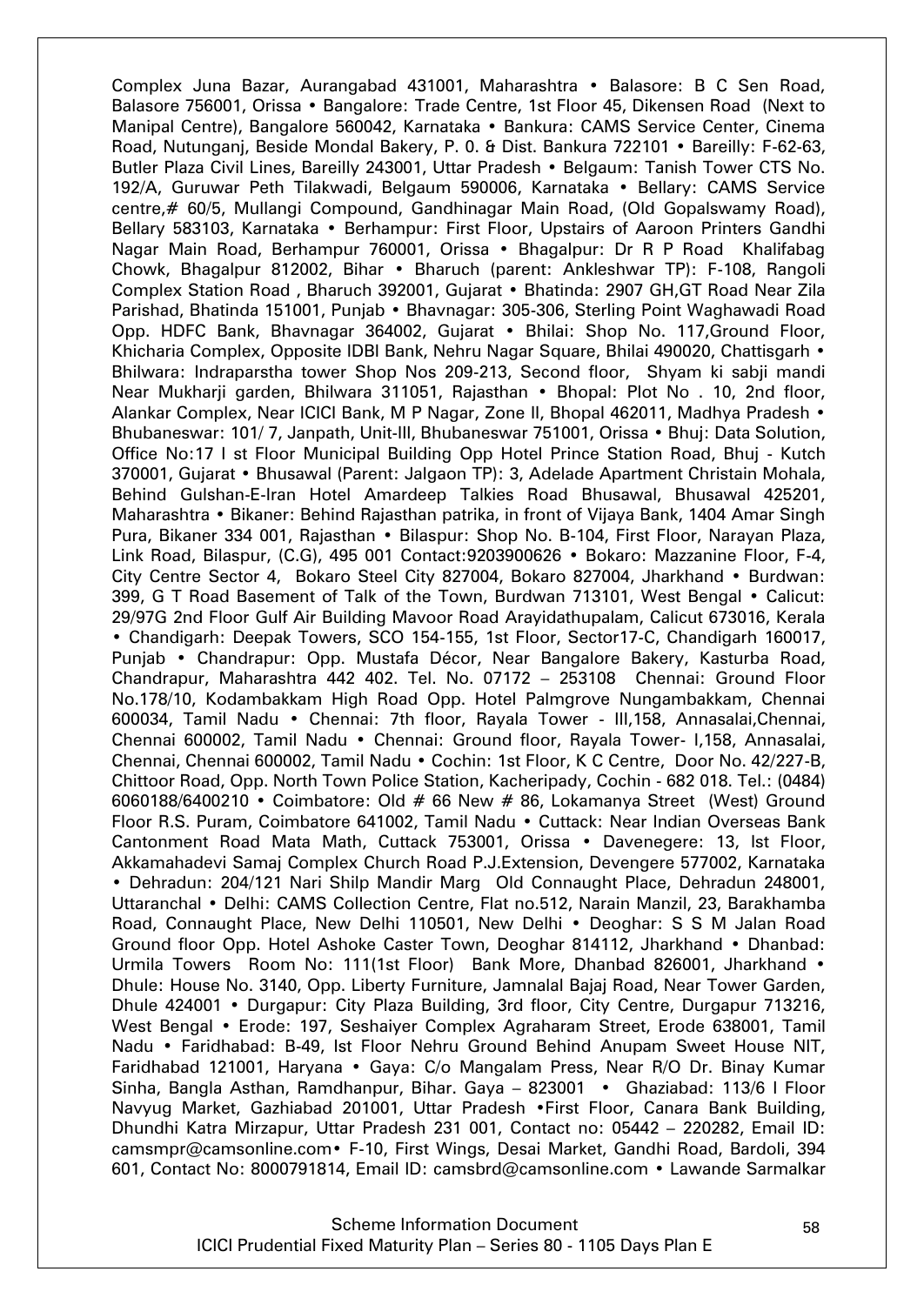Complex Juna Bazar, Aurangabad 431001, Maharashtra • Balasore: B C Sen Road, Balasore 756001, Orissa • Bangalore: Trade Centre, 1st Floor 45, Dikensen Road (Next to Manipal Centre), Bangalore 560042, Karnataka • Bankura: CAMS Service Center, Cinema Road, Nutunganj, Beside Mondal Bakery, P. 0. & Dist. Bankura 722101 • Bareilly: F-62-63, Butler Plaza Civil Lines, Bareilly 243001, Uttar Pradesh • Belgaum: Tanish Tower CTS No. 192/A, Guruwar Peth Tilakwadi, Belgaum 590006, Karnataka • Bellary: CAMS Service centre,# 60/5, Mullangi Compound, Gandhinagar Main Road, (Old Gopalswamy Road), Bellary 583103, Karnataka • Berhampur: First Floor, Upstairs of Aaroon Printers Gandhi Nagar Main Road, Berhampur 760001, Orissa • Bhagalpur: Dr R P Road Khalifabag Chowk, Bhagalpur 812002, Bihar • Bharuch (parent: Ankleshwar TP): F-108, Rangoli Complex Station Road , Bharuch 392001, Gujarat • Bhatinda: 2907 GH,GT Road Near Zila Parishad, Bhatinda 151001, Punjab • Bhavnagar: 305-306, Sterling Point Waghawadi Road Opp. HDFC Bank, Bhavnagar 364002, Gujarat • Bhilai: Shop No. 117,Ground Floor, Khicharia Complex, Opposite IDBI Bank, Nehru Nagar Square, Bhilai 490020, Chattisgarh • Bhilwara: Indraparstha tower Shop Nos 209-213, Second floor, Shyam ki sabji mandi Near Mukharji garden, Bhilwara 311051, Rajasthan • Bhopal: Plot No . 10, 2nd floor, Alankar Complex, Near ICICI Bank, M P Nagar, Zone II, Bhopal 462011, Madhya Pradesh • Bhubaneswar: 101/ 7, Janpath, Unit-III, Bhubaneswar 751001, Orissa • Bhuj: Data Solution, Office No:17 I st Floor Municipal Building Opp Hotel Prince Station Road, Bhuj - Kutch 370001, Gujarat • Bhusawal (Parent: Jalgaon TP): 3, Adelade Apartment Christain Mohala, Behind Gulshan-E-Iran Hotel Amardeep Talkies Road Bhusawal, Bhusawal 425201, Maharashtra • Bikaner: Behind Rajasthan patrika, in front of Vijaya Bank, 1404 Amar Singh Pura, Bikaner 334 001, Rajasthan • Bilaspur: Shop No. B-104, First Floor, Narayan Plaza, Link Road, Bilaspur, (C.G), 495 001 Contact:9203900626 • Bokaro: Mazzanine Floor, F-4, City Centre Sector 4, Bokaro Steel City 827004, Bokaro 827004, Jharkhand • Burdwan: 399, G T Road Basement of Talk of the Town, Burdwan 713101, West Bengal • Calicut: 29/97G 2nd Floor Gulf Air Building Mavoor Road Arayidathupalam, Calicut 673016, Kerala • Chandigarh: Deepak Towers, SCO 154-155, 1st Floor, Sector17-C, Chandigarh 160017, Punjab • Chandrapur: Opp. Mustafa Décor, Near Bangalore Bakery, Kasturba Road, Chandrapur, Maharashtra 442 402. Tel. No. 07172 – 253108 Chennai: Ground Floor No.178/10, Kodambakkam High Road Opp. Hotel Palmgrove Nungambakkam, Chennai 600034, Tamil Nadu • Chennai: 7th floor, Rayala Tower - III,158, Annasalai,Chennai, Chennai 600002, Tamil Nadu • Chennai: Ground floor, Rayala Tower- I,158, Annasalai, Chennai, Chennai 600002, Tamil Nadu • Cochin: 1st Floor, K C Centre, Door No. 42/227-B, Chittoor Road, Opp. North Town Police Station, Kacheripady, Cochin - 682 018. Tel.: (0484) 6060188/6400210 • Coimbatore: Old # 66 New # 86, Lokamanya Street (West) Ground Floor R.S. Puram, Coimbatore 641002, Tamil Nadu • Cuttack: Near Indian Overseas Bank Cantonment Road Mata Math, Cuttack 753001, Orissa • Davenegere: 13, Ist Floor, Akkamahadevi Samaj Complex Church Road P.J.Extension, Devengere 577002, Karnataka • Dehradun: 204/121 Nari Shilp Mandir Marg Old Connaught Place, Dehradun 248001, Uttaranchal • Delhi: CAMS Collection Centre, Flat no.512, Narain Manzil, 23, Barakhamba Road, Connaught Place, New Delhi 110501, New Delhi • Deoghar: S S M Jalan Road Ground floor Opp. Hotel Ashoke Caster Town, Deoghar 814112, Jharkhand • Dhanbad: Urmila Towers Room No: 111(1st Floor) Bank More, Dhanbad 826001, Jharkhand • Dhule: House No. 3140, Opp. Liberty Furniture, Jamnalal Bajaj Road, Near Tower Garden, Dhule 424001 • Durgapur: City Plaza Building, 3rd floor, City Centre, Durgapur 713216, West Bengal • Erode: 197, Seshaiyer Complex Agraharam Street, Erode 638001, Tamil Nadu • Faridhabad: B-49, Ist Floor Nehru Ground Behind Anupam Sweet House NIT, Faridhabad 121001, Haryana • Gaya: C/o Mangalam Press, Near R/O Dr. Binay Kumar Sinha, Bangla Asthan, Ramdhanpur, Bihar. Gaya – 823001 • Ghaziabad: 113/6 I Floor Navyug Market, Gazhiabad 201001, Uttar Pradesh •First Floor, Canara Bank Building, Dhundhi Katra Mirzapur, Uttar Pradesh 231 001, Contact no: 05442 – 220282, Email ID: camsmpr@camsonline.com• F-10, First Wings, Desai Market, Gandhi Road, Bardoli, 394 601, Contact No: 8000791814, Email ID: camsbrd@camsonline.com • Lawande Sarmalkar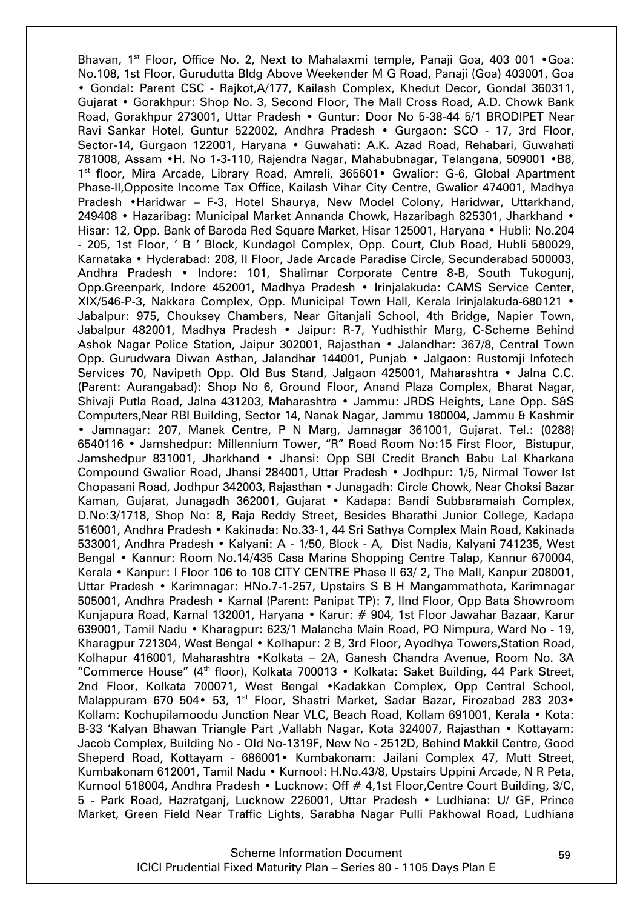Bhavan, 1st Floor, Office No. 2, Next to Mahalaxmi temple, Panaji Goa, 403 001 •Goa: No.108, 1st Floor, Gurudutta Bldg Above Weekender M G Road, Panaji (Goa) 403001, Goa • Gondal: Parent CSC - Rajkot,A/177, Kailash Complex, Khedut Decor, Gondal 360311, Gujarat • Gorakhpur: Shop No. 3, Second Floor, The Mall Cross Road, A.D. Chowk Bank Road, Gorakhpur 273001, Uttar Pradesh • Guntur: Door No 5-38-44 5/1 BRODIPET Near Ravi Sankar Hotel, Guntur 522002, Andhra Pradesh • Gurgaon: SCO - 17, 3rd Floor, Sector-14, Gurgaon 122001, Haryana • Guwahati: A.K. Azad Road, Rehabari, Guwahati 781008, Assam •H. No 1-3-110, Rajendra Nagar, Mahabubnagar, Telangana, 509001 •B8, 1st floor, Mira Arcade, Library Road, Amreli, 365601• Gwalior: G-6, Global Apartment Phase-II,Opposite Income Tax Office, Kailash Vihar City Centre, Gwalior 474001, Madhya Pradesh •Haridwar – F-3, Hotel Shaurya, New Model Colony, Haridwar, Uttarkhand, 249408 • Hazaribag: Municipal Market Annanda Chowk, Hazaribagh 825301, Jharkhand • Hisar: 12, Opp. Bank of Baroda Red Square Market, Hisar 125001, Haryana • Hubli: No.204 - 205, 1st Floor, ' B ' Block, Kundagol Complex, Opp. Court, Club Road, Hubli 580029, Karnataka • Hyderabad: 208, II Floor, Jade Arcade Paradise Circle, Secunderabad 500003, Andhra Pradesh • Indore: 101, Shalimar Corporate Centre 8-B, South Tukogunj, Opp.Greenpark, Indore 452001, Madhya Pradesh • Irinjalakuda: CAMS Service Center, XIX/546-P-3, Nakkara Complex, Opp. Municipal Town Hall, Kerala Irinjalakuda-680121 • Jabalpur: 975, Chouksey Chambers, Near Gitanjali School, 4th Bridge, Napier Town, Jabalpur 482001, Madhya Pradesh • Jaipur: R-7, Yudhisthir Marg, C-Scheme Behind Ashok Nagar Police Station, Jaipur 302001, Rajasthan • Jalandhar: 367/8, Central Town Opp. Gurudwara Diwan Asthan, Jalandhar 144001, Punjab • Jalgaon: Rustomji Infotech Services 70, Navipeth Opp. Old Bus Stand, Jalgaon 425001, Maharashtra • Jalna C.C. (Parent: Aurangabad): Shop No 6, Ground Floor, Anand Plaza Complex, Bharat Nagar, Shivaji Putla Road, Jalna 431203, Maharashtra • Jammu: JRDS Heights, Lane Opp. S&S Computers,Near RBI Building, Sector 14, Nanak Nagar, Jammu 180004, Jammu & Kashmir • Jamnagar: 207, Manek Centre, P N Marg, Jamnagar 361001, Gujarat. Tel.: (0288) 6540116 • Jamshedpur: Millennium Tower, "R" Road Room No:15 First Floor, Bistupur, Jamshedpur 831001, Jharkhand • Jhansi: Opp SBI Credit Branch Babu Lal Kharkana Compound Gwalior Road, Jhansi 284001, Uttar Pradesh • Jodhpur: 1/5, Nirmal Tower Ist Chopasani Road, Jodhpur 342003, Rajasthan • Junagadh: Circle Chowk, Near Choksi Bazar Kaman, Gujarat, Junagadh 362001, Gujarat • Kadapa: Bandi Subbaramaiah Complex, D.No:3/1718, Shop No: 8, Raja Reddy Street, Besides Bharathi Junior College, Kadapa 516001, Andhra Pradesh • Kakinada: No.33-1, 44 Sri Sathya Complex Main Road, Kakinada 533001, Andhra Pradesh • Kalyani: A - 1/50, Block - A, Dist Nadia, Kalyani 741235, West Bengal • Kannur: Room No.14/435 Casa Marina Shopping Centre Talap, Kannur 670004, Kerala • Kanpur: I Floor 106 to 108 CITY CENTRE Phase II 63/ 2, The Mall, Kanpur 208001, Uttar Pradesh • Karimnagar: HNo.7-1-257, Upstairs S B H Mangammathota, Karimnagar 505001, Andhra Pradesh • Karnal (Parent: Panipat TP): 7, IInd Floor, Opp Bata Showroom Kunjapura Road, Karnal 132001, Haryana • Karur: # 904, 1st Floor Jawahar Bazaar, Karur 639001, Tamil Nadu • Kharagpur: 623/1 Malancha Main Road, PO Nimpura, Ward No - 19, Kharagpur 721304, West Bengal • Kolhapur: 2 B, 3rd Floor, Ayodhya Towers,Station Road, Kolhapur 416001, Maharashtra •Kolkata – 2A, Ganesh Chandra Avenue, Room No. 3A "Commerce House" (4th floor), Kolkata 700013 • Kolkata: Saket Building, 44 Park Street, 2nd Floor, Kolkata 700071, West Bengal •Kadakkan Complex, Opp Central School, Malappuram 670 504• 53, 1st Floor, Shastri Market, Sadar Bazar, Firozabad 283 203• Kollam: Kochupilamoodu Junction Near VLC, Beach Road, Kollam 691001, Kerala • Kota: B-33 'Kalyan Bhawan Triangle Part ,Vallabh Nagar, Kota 324007, Rajasthan • Kottayam: Jacob Complex, Building No - Old No-1319F, New No - 2512D, Behind Makkil Centre, Good Sheperd Road, Kottayam - 686001• Kumbakonam: Jailani Complex 47, Mutt Street, Kumbakonam 612001, Tamil Nadu • Kurnool: H.No.43/8, Upstairs Uppini Arcade, N R Peta, Kurnool 518004, Andhra Pradesh • Lucknow: Off # 4,1st Floor,Centre Court Building, 3/C, 5 - Park Road, Hazratganj, Lucknow 226001, Uttar Pradesh • Ludhiana: U/ GF, Prince Market, Green Field Near Traffic Lights, Sarabha Nagar Pulli Pakhowal Road, Ludhiana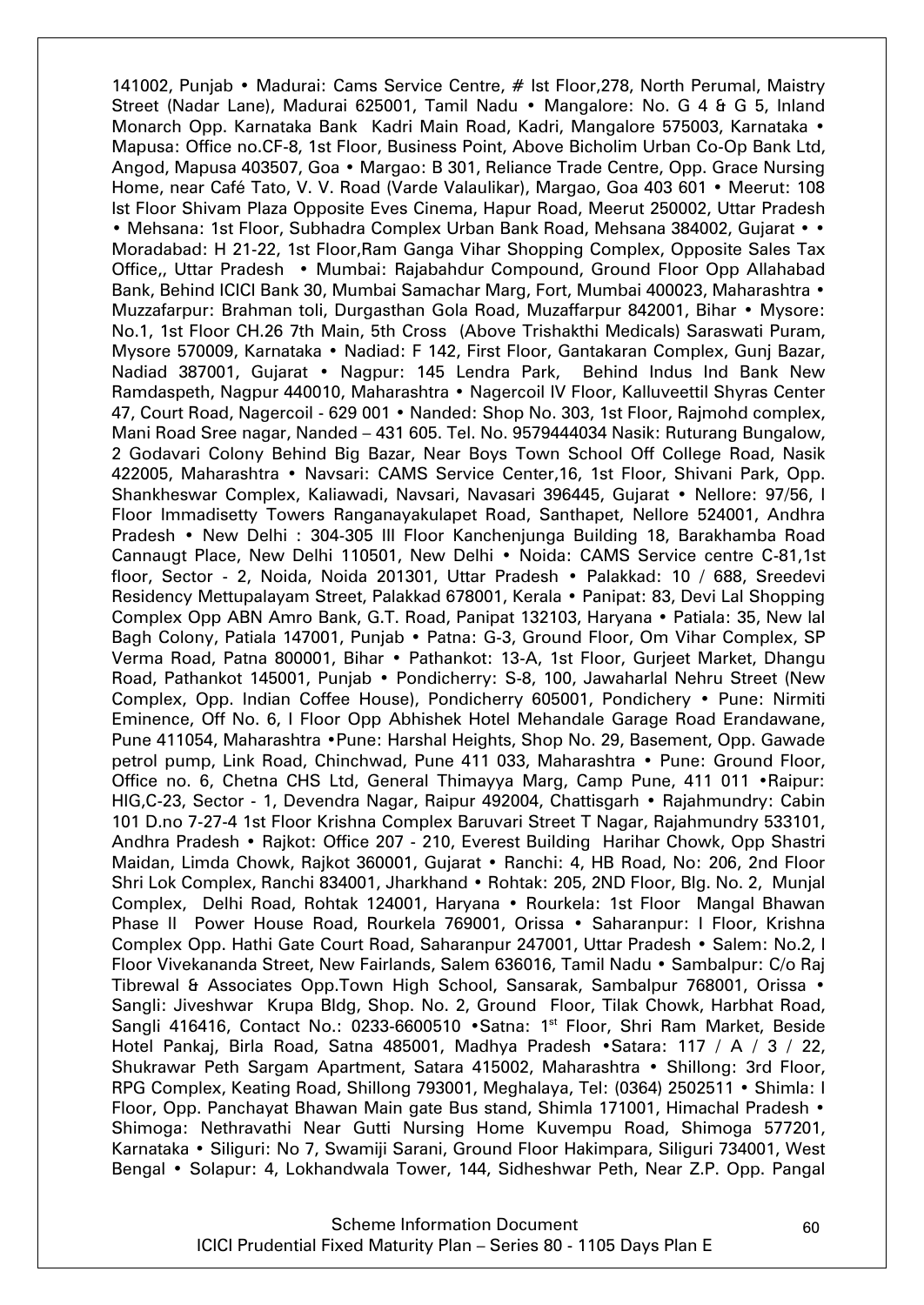141002, Punjab • Madurai: Cams Service Centre, # Ist Floor,278, North Perumal, Maistry Street (Nadar Lane), Madurai 625001, Tamil Nadu • Mangalore: No. G 4 & G 5, Inland Monarch Opp. Karnataka Bank Kadri Main Road, Kadri, Mangalore 575003, Karnataka • Mapusa: Office no.CF-8, 1st Floor, Business Point, Above Bicholim Urban Co-Op Bank Ltd, Angod, Mapusa 403507, Goa • Margao: B 301, Reliance Trade Centre, Opp. Grace Nursing Home, near Café Tato, V. V. Road (Varde Valaulikar), Margao, Goa 403 601 • Meerut: 108 Ist Floor Shivam Plaza Opposite Eves Cinema, Hapur Road, Meerut 250002, Uttar Pradesh • Mehsana: 1st Floor, Subhadra Complex Urban Bank Road, Mehsana 384002, Gujarat • • Moradabad: H 21-22, 1st Floor,Ram Ganga Vihar Shopping Complex, Opposite Sales Tax Office,, Uttar Pradesh • Mumbai: Rajabahdur Compound, Ground Floor Opp Allahabad Bank, Behind ICICI Bank 30, Mumbai Samachar Marg, Fort, Mumbai 400023, Maharashtra • Muzzafarpur: Brahman toli, Durgasthan Gola Road, Muzaffarpur 842001, Bihar • Mysore: No.1, 1st Floor CH.26 7th Main, 5th Cross (Above Trishakthi Medicals) Saraswati Puram, Mysore 570009, Karnataka • Nadiad: F 142, First Floor, Gantakaran Complex, Gunj Bazar, Nadiad 387001, Gujarat • Nagpur: 145 Lendra Park, Behind Indus Ind Bank New Ramdaspeth, Nagpur 440010, Maharashtra • Nagercoil IV Floor, Kalluveettil Shyras Center 47, Court Road, Nagercoil - 629 001 • Nanded: Shop No. 303, 1st Floor, Rajmohd complex, Mani Road Sree nagar, Nanded – 431 605. Tel. No. 9579444034 Nasik: Ruturang Bungalow, 2 Godavari Colony Behind Big Bazar, Near Boys Town School Off College Road, Nasik 422005, Maharashtra • Navsari: CAMS Service Center,16, 1st Floor, Shivani Park, Opp. Shankheswar Complex, Kaliawadi, Navsari, Navasari 396445, Gujarat • Nellore: 97/56, I Floor Immadisetty Towers Ranganayakulapet Road, Santhapet, Nellore 524001, Andhra Pradesh • New Delhi : 304-305 III Floor Kanchenjunga Building 18, Barakhamba Road Cannaugt Place, New Delhi 110501, New Delhi • Noida: CAMS Service centre C-81,1st floor, Sector - 2, Noida, Noida 201301, Uttar Pradesh • Palakkad: 10 / 688, Sreedevi Residency Mettupalayam Street, Palakkad 678001, Kerala • Panipat: 83, Devi Lal Shopping Complex Opp ABN Amro Bank, G.T. Road, Panipat 132103, Haryana • Patiala: 35, New lal Bagh Colony, Patiala 147001, Punjab • Patna: G-3, Ground Floor, Om Vihar Complex, SP Verma Road, Patna 800001, Bihar • Pathankot: 13-A, 1st Floor, Gurjeet Market, Dhangu Road, Pathankot 145001, Punjab • Pondicherry: S-8, 100, Jawaharlal Nehru Street (New Complex, Opp. Indian Coffee House), Pondicherry 605001, Pondichery • Pune: Nirmiti Eminence, Off No. 6, I Floor Opp Abhishek Hotel Mehandale Garage Road Erandawane, Pune 411054, Maharashtra •Pune: Harshal Heights, Shop No. 29, Basement, Opp. Gawade petrol pump, Link Road, Chinchwad, Pune 411 033, Maharashtra • Pune: Ground Floor, Office no. 6, Chetna CHS Ltd, General Thimayya Marg, Camp Pune, 411 011 •Raipur: HIG,C-23, Sector - 1, Devendra Nagar, Raipur 492004, Chattisgarh • Rajahmundry: Cabin 101 D.no 7-27-4 1st Floor Krishna Complex Baruvari Street T Nagar, Rajahmundry 533101, Andhra Pradesh • Rajkot: Office 207 - 210, Everest Building Harihar Chowk, Opp Shastri Maidan, Limda Chowk, Rajkot 360001, Gujarat • Ranchi: 4, HB Road, No: 206, 2nd Floor Shri Lok Complex, Ranchi 834001, Jharkhand • Rohtak: 205, 2ND Floor, Blg. No. 2, Munjal Complex, Delhi Road, Rohtak 124001, Haryana • Rourkela: 1st Floor Mangal Bhawan Phase II Power House Road, Rourkela 769001, Orissa • Saharanpur: I Floor, Krishna Complex Opp. Hathi Gate Court Road, Saharanpur 247001, Uttar Pradesh • Salem: No.2, I Floor Vivekananda Street, New Fairlands, Salem 636016, Tamil Nadu • Sambalpur: C/o Raj Tibrewal & Associates Opp.Town High School, Sansarak, Sambalpur 768001, Orissa • Sangli: Jiveshwar Krupa Bldg, Shop. No. 2, Ground Floor, Tilak Chowk, Harbhat Road, Sangli 416416, Contact No.: 0233-6600510 •Satna: 1st Floor, Shri Ram Market, Beside Hotel Pankaj, Birla Road, Satna 485001, Madhya Pradesh •Satara: 117 / A / 3 / 22, Shukrawar Peth Sargam Apartment, Satara 415002, Maharashtra • Shillong: 3rd Floor, RPG Complex, Keating Road, Shillong 793001, Meghalaya, Tel: (0364) 2502511 • Shimla: I Floor, Opp. Panchayat Bhawan Main gate Bus stand, Shimla 171001, Himachal Pradesh • Shimoga: Nethravathi Near Gutti Nursing Home Kuvempu Road, Shimoga 577201, Karnataka • Siliguri: No 7, Swamiji Sarani, Ground Floor Hakimpara, Siliguri 734001, West Bengal • Solapur: 4, Lokhandwala Tower, 144, Sidheshwar Peth, Near Z.P. Opp. Pangal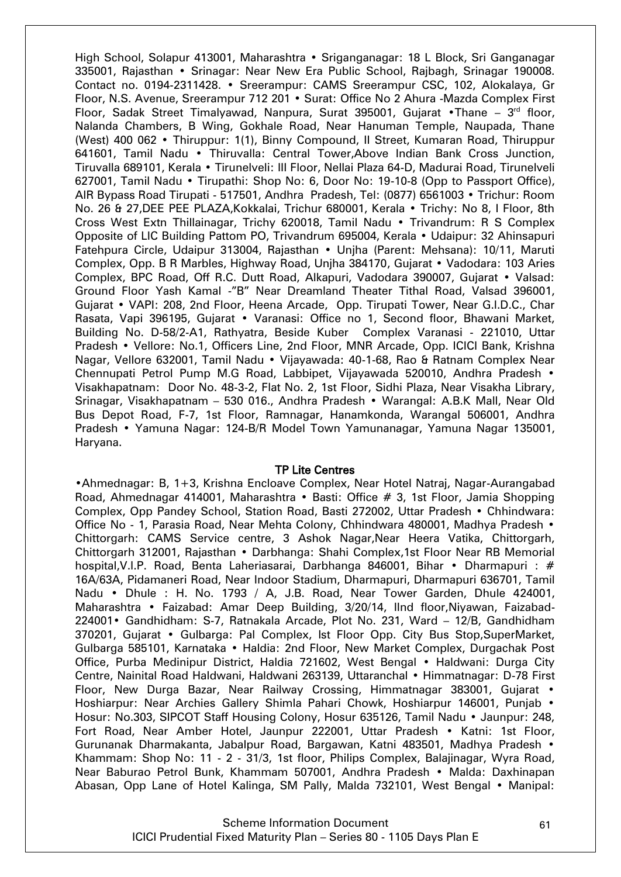High School, Solapur 413001, Maharashtra • Sriganganagar: 18 L Block, Sri Ganganagar 335001, Rajasthan • Srinagar: Near New Era Public School, Rajbagh, Srinagar 190008. Contact no. 0194-2311428. • Sreerampur: CAMS Sreerampur CSC, 102, Alokalaya, Gr Floor, N.S. Avenue, Sreerampur 712 201 • Surat: Office No 2 Ahura -Mazda Complex First Floor, Sadak Street Timalyawad, Nanpura, Surat 395001, Gujarat •Thane – 3rd floor, Nalanda Chambers, B Wing, Gokhale Road, Near Hanuman Temple, Naupada, Thane (West) 400 062 • Thiruppur: 1(1), Binny Compound, II Street, Kumaran Road, Thiruppur 641601, Tamil Nadu • Thiruvalla: Central Tower,Above Indian Bank Cross Junction, Tiruvalla 689101, Kerala • Tirunelveli: III Floor, Nellai Plaza 64-D, Madurai Road, Tirunelveli 627001, Tamil Nadu • Tirupathi: Shop No: 6, Door No: 19-10-8 (Opp to Passport Office), AIR Bypass Road Tirupati - 517501, Andhra Pradesh, Tel: (0877) 6561003 • Trichur: Room No. 26 & 27,DEE PEE PLAZA,Kokkalai, Trichur 680001, Kerala • Trichy: No 8, I Floor, 8th Cross West Extn Thillainagar, Trichy 620018, Tamil Nadu • Trivandrum: R S Complex Opposite of LIC Building Pattom PO, Trivandrum 695004, Kerala • Udaipur: 32 Ahinsapuri Fatehpura Circle, Udaipur 313004, Rajasthan • Unjha (Parent: Mehsana): 10/11, Maruti Complex, Opp. B R Marbles, Highway Road, Unjha 384170, Gujarat • Vadodara: 103 Aries Complex, BPC Road, Off R.C. Dutt Road, Alkapuri, Vadodara 390007, Gujarat • Valsad: Ground Floor Yash Kamal -"B" Near Dreamland Theater Tithal Road, Valsad 396001, Gujarat • VAPI: 208, 2nd Floor, Heena Arcade, Opp. Tirupati Tower, Near G.I.D.C., Char Rasata, Vapi 396195, Gujarat • Varanasi: Office no 1, Second floor, Bhawani Market, Building No. D-58/2-A1, Rathyatra, Beside Kuber Complex Varanasi - 221010, Uttar Pradesh • Vellore: No.1, Officers Line, 2nd Floor, MNR Arcade, Opp. ICICI Bank, Krishna Nagar, Vellore 632001, Tamil Nadu • Vijayawada: 40-1-68, Rao & Ratnam Complex Near Chennupati Petrol Pump M.G Road, Labbipet, Vijayawada 520010, Andhra Pradesh • Visakhapatnam: Door No. 48-3-2, Flat No. 2, 1st Floor, Sidhi Plaza, Near Visakha Library, Srinagar, Visakhapatnam – 530 016., Andhra Pradesh • Warangal: A.B.K Mall, Near Old Bus Depot Road, F-7, 1st Floor, Ramnagar, Hanamkonda, Warangal 506001, Andhra Pradesh • Yamuna Nagar: 124-B/R Model Town Yamunanagar, Yamuna Nagar 135001, Haryana.

## TP Lite Centres

•Ahmednagar: B, 1+3, Krishna Encloave Complex, Near Hotel Natraj, Nagar-Aurangabad Road, Ahmednagar 414001, Maharashtra • Basti: Office # 3, 1st Floor, Jamia Shopping Complex, Opp Pandey School, Station Road, Basti 272002, Uttar Pradesh • Chhindwara: Office No - 1, Parasia Road, Near Mehta Colony, Chhindwara 480001, Madhya Pradesh • Chittorgarh: CAMS Service centre, 3 Ashok Nagar,Near Heera Vatika, Chittorgarh, Chittorgarh 312001, Rajasthan • Darbhanga: Shahi Complex,1st Floor Near RB Memorial hospital,V.I.P. Road, Benta Laheriasarai, Darbhanga 846001, Bihar • Dharmapuri : # 16A/63A, Pidamaneri Road, Near Indoor Stadium, Dharmapuri, Dharmapuri 636701, Tamil Nadu • Dhule : H. No. 1793 / A, J.B. Road, Near Tower Garden, Dhule 424001, Maharashtra • Faizabad: Amar Deep Building, 3/20/14, IInd floor,Niyawan, Faizabad-224001• Gandhidham: S-7, Ratnakala Arcade, Plot No. 231, Ward – 12/B, Gandhidham 370201, Gujarat • Gulbarga: Pal Complex, Ist Floor Opp. City Bus Stop,SuperMarket, Gulbarga 585101, Karnataka • Haldia: 2nd Floor, New Market Complex, Durgachak Post Office, Purba Medinipur District, Haldia 721602, West Bengal • Haldwani: Durga City Centre, Nainital Road Haldwani, Haldwani 263139, Uttaranchal • Himmatnagar: D-78 First Floor, New Durga Bazar, Near Railway Crossing, Himmatnagar 383001, Gujarat • Hoshiarpur: Near Archies Gallery Shimla Pahari Chowk, Hoshiarpur 146001, Punjab • Hosur: No.303, SIPCOT Staff Housing Colony, Hosur 635126, Tamil Nadu • Jaunpur: 248, Fort Road, Near Amber Hotel, Jaunpur 222001, Uttar Pradesh • Katni: 1st Floor, Gurunanak Dharmakanta, Jabalpur Road, Bargawan, Katni 483501, Madhya Pradesh • Khammam: Shop No: 11 - 2 - 31/3, 1st floor, Philips Complex, Balajinagar, Wyra Road, Near Baburao Petrol Bunk, Khammam 507001, Andhra Pradesh • Malda: Daxhinapan Abasan, Opp Lane of Hotel Kalinga, SM Pally, Malda 732101, West Bengal • Manipal: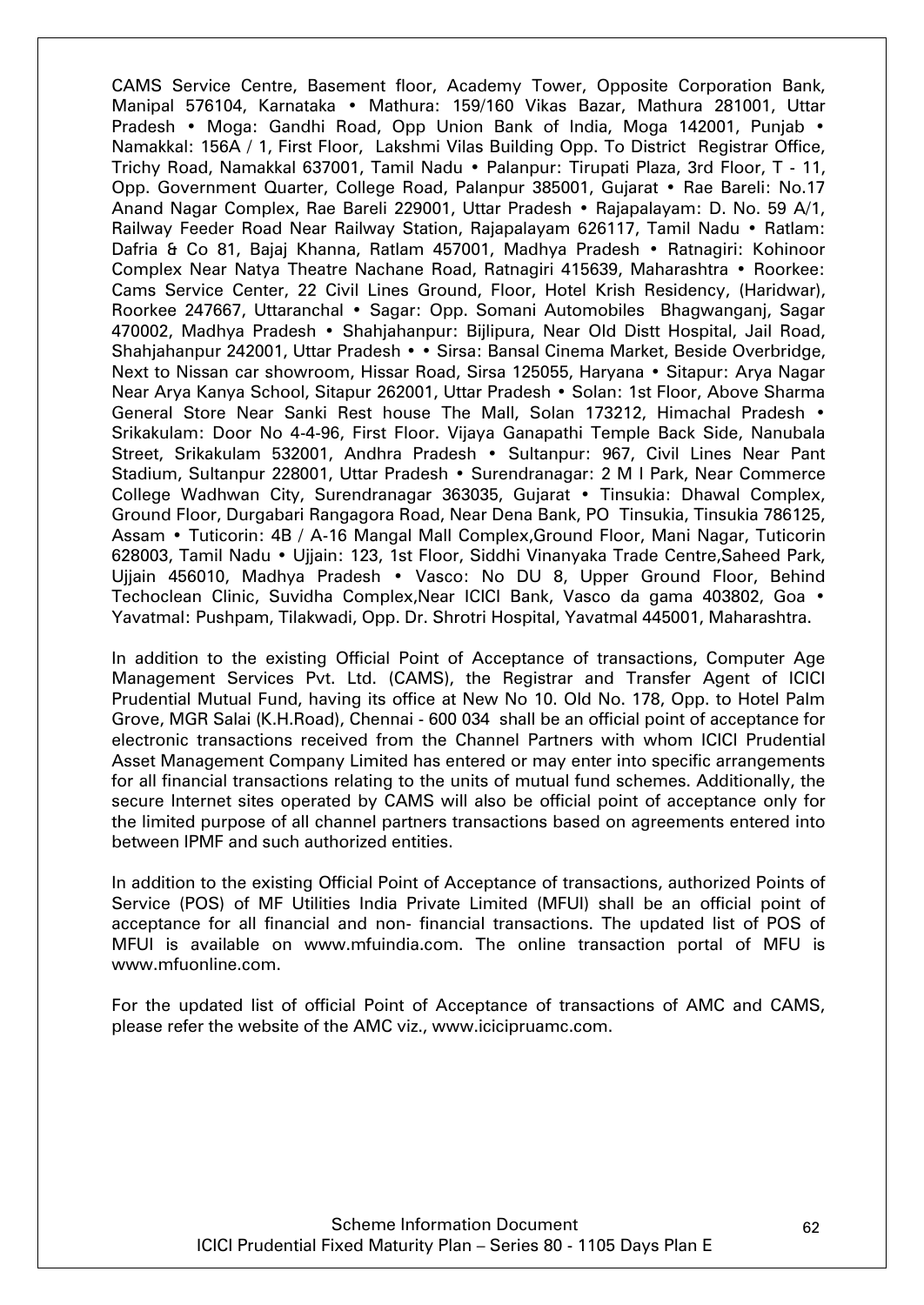CAMS Service Centre, Basement floor, Academy Tower, Opposite Corporation Bank, Manipal 576104, Karnataka • Mathura: 159/160 Vikas Bazar, Mathura 281001, Uttar Pradesh • Moga: Gandhi Road, Opp Union Bank of India, Moga 142001, Punjab • Namakkal: 156A / 1, First Floor, Lakshmi Vilas Building Opp. To District Registrar Office, Trichy Road, Namakkal 637001, Tamil Nadu • Palanpur: Tirupati Plaza, 3rd Floor, T - 11, Opp. Government Quarter, College Road, Palanpur 385001, Gujarat • Rae Bareli: No.17 Anand Nagar Complex, Rae Bareli 229001, Uttar Pradesh • Rajapalayam: D. No. 59 A/1, Railway Feeder Road Near Railway Station, Rajapalayam 626117, Tamil Nadu • Ratlam: Dafria & Co 81, Bajaj Khanna, Ratlam 457001, Madhya Pradesh • Ratnagiri: Kohinoor Complex Near Natya Theatre Nachane Road, Ratnagiri 415639, Maharashtra • Roorkee: Cams Service Center, 22 Civil Lines Ground, Floor, Hotel Krish Residency, (Haridwar), Roorkee 247667, Uttaranchal • Sagar: Opp. Somani Automobiles Bhagwanganj, Sagar 470002, Madhya Pradesh • Shahjahanpur: Bijlipura, Near Old Distt Hospital, Jail Road, Shahjahanpur 242001, Uttar Pradesh • • Sirsa: Bansal Cinema Market, Beside Overbridge, Next to Nissan car showroom, Hissar Road, Sirsa 125055, Haryana • Sitapur: Arya Nagar Near Arya Kanya School, Sitapur 262001, Uttar Pradesh • Solan: 1st Floor, Above Sharma General Store Near Sanki Rest house The Mall, Solan 173212, Himachal Pradesh • Srikakulam: Door No 4-4-96, First Floor. Vijaya Ganapathi Temple Back Side, Nanubala Street, Srikakulam 532001, Andhra Pradesh • Sultanpur: 967, Civil Lines Near Pant Stadium, Sultanpur 228001, Uttar Pradesh • Surendranagar: 2 M I Park, Near Commerce College Wadhwan City, Surendranagar 363035, Gujarat • Tinsukia: Dhawal Complex, Ground Floor, Durgabari Rangagora Road, Near Dena Bank, PO Tinsukia, Tinsukia 786125, Assam • Tuticorin: 4B / A-16 Mangal Mall Complex,Ground Floor, Mani Nagar, Tuticorin 628003, Tamil Nadu • Ujjain: 123, 1st Floor, Siddhi Vinanyaka Trade Centre,Saheed Park, Ujjain 456010, Madhya Pradesh • Vasco: No DU 8, Upper Ground Floor, Behind Techoclean Clinic, Suvidha Complex,Near ICICI Bank, Vasco da gama 403802, Goa • Yavatmal: Pushpam, Tilakwadi, Opp. Dr. Shrotri Hospital, Yavatmal 445001, Maharashtra.

In addition to the existing Official Point of Acceptance of transactions, Computer Age Management Services Pvt. Ltd. (CAMS), the Registrar and Transfer Agent of ICICI Prudential Mutual Fund, having its office at New No 10. Old No. 178, Opp. to Hotel Palm Grove, MGR Salai (K.H.Road), Chennai - 600 034 shall be an official point of acceptance for electronic transactions received from the Channel Partners with whom ICICI Prudential Asset Management Company Limited has entered or may enter into specific arrangements for all financial transactions relating to the units of mutual fund schemes. Additionally, the secure Internet sites operated by CAMS will also be official point of acceptance only for the limited purpose of all channel partners transactions based on agreements entered into between IPMF and such authorized entities.

In addition to the existing Official Point of Acceptance of transactions, authorized Points of Service (POS) of MF Utilities India Private Limited (MFUI) shall be an official point of acceptance for all financial and non- financial transactions. The updated list of POS of MFUI is available on www.mfuindia.com. The online transaction portal of MFU is www.mfuonline.com.

For the updated list of official Point of Acceptance of transactions of AMC and CAMS, please refer the website of the AMC viz., www.icicipruamc.com.